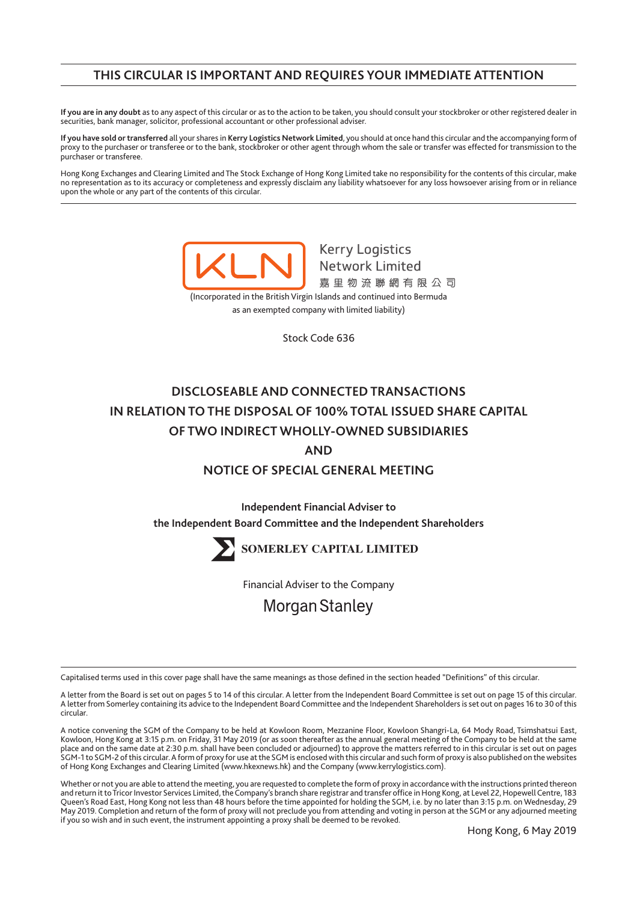# THIS CIRCULAR IS IMPORTANT AND REQUIRES YOUR IMMEDIATE ATTENTION

**If you are in any doubt** as to any aspect of this circular or as to the action to be taken, you should consult your stockbroker or other registered dealer in securities, bank manager, solicitor, professional accountant or other professional adviser.

**If you have sold or transferred** all your shares in **Kerry Logistics Network Limited**, you should at once hand this circular and the accompanying form of proxy to the purchaser or transferee or to the bank, stockbroker or other agent through whom the sale or transfer was effected for transmission to the purchaser or transferee.

Hong Kong Exchanges and Clearing Limited and The Stock Exchange of Hong Kong Limited take no responsibility for the contents of this circular, make no representation as to its accuracy or completeness and expressly disclaim any liability whatsoever for any loss howsoever arising from or in reliance upon the whole or any part of the contents of this circular.

KLN

Kerry Logistics Network Limited
嘉 里 物 流 聯 網 有 限 公 司

(Incorporated in the British Virgin Islands and continued into Bermuda as an exempted company with limited liability)

Stock Code 636

## DISCLOSEABLE AND CONNECTED TRANSACTIONS IN RELATION TO THE DISPOSAL OF 100% TOTAL ISSUED SHARE CAPITAL OF TWO INDIRECT WHOLLY-OWNED SUBSIDIARIES AND NOTICE OF SPECIAL GENERAL MEETING

**Independent Financial Adviser to the Independent Board Committee and the Independent Shareholders**

**SOMERLEY CAPITAL LIMITED**

Financial Adviser to the Company

Morgan Stanley

Capitalised terms used in this cover page shall have the same meanings as those defined in the section headed "Definitions" of this circular.

A letter from the Board is set out on pages 5 to 14 of this circular. A letter from the Independent Board Committee is set out on page 15 of this circular. A letter from Somerley containing its advice to the Independent Board Committee and the Independent Shareholders is set out on pages 16 to 30 of this circular.

A notice convening the SGM of the Company to be held at Kowloon Room, Mezzanine Floor, Kowloon Shangri-La, 64 Mody Road, Tsimshatsui East, Kowloon, Hong Kong at 3:15 p.m. on Friday, 31 May 2019 (or as soon thereafter as the annual general meeting of the Company to be held at the same place and on the same date at 2:30 p.m. shall have been concluded or adjourned) to approve the matters referred to in this circular is set out on pages SGM-1 to SGM-2 of this circular. A form of proxy for use at the SGM is enclosed with this circular and such form of proxy is also published on the websites of Hong Kong Exchanges and Clearing Limited (www.hkexnews.hk) and the Company (www.kerrylogistics.com).

Whether or not you are able to attend the meeting, you are requested to complete the form of proxy in accordance with the instructions printed thereon and return it to Tricor Investor Services Limited, the Company's branch share registrar and transfer office in Hong Kong, at Level 22, Hopewell Centre, 183 Queen's Road East, Hong Kong not less than 48 hours before the time appointed for holding the SGM, i.e. by no later than 3:15 p.m. on Wednesday, 29 May 2019. Completion and return of the form of proxy will not preclude you from attending and voting in person at the SGM or any adjourned meeting if you so wish and in such event, the instrument appointing a proxy shall be deemed to be revoked.

Hong Kong, 6 May 2019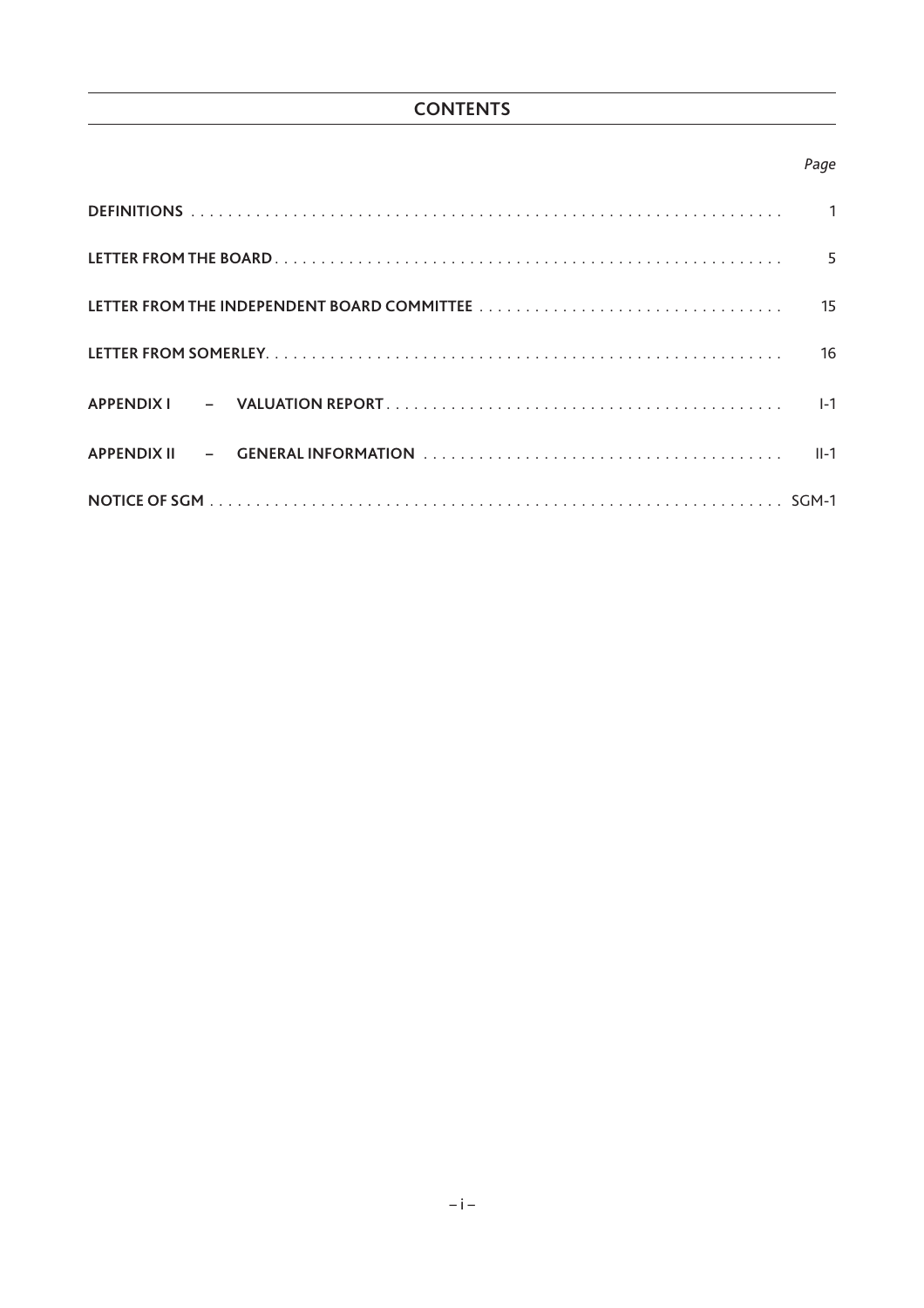# CONTENTS

| | *Page* |
|---|---|
| **DEFINITIONS** | 1 |
| **LETTER FROM THE BOARD** | 5 |
| **LETTER FROM THE INDEPENDENT BOARD COMMITTEE** | 15 |
| **LETTER FROM SOMERLEY** | 16 |
| **APPENDIX I – VALUATION REPORT** | I-1 |
| **APPENDIX II – GENERAL INFORMATION** | II-1 |
| **NOTICE OF SGM** | SGM-1 |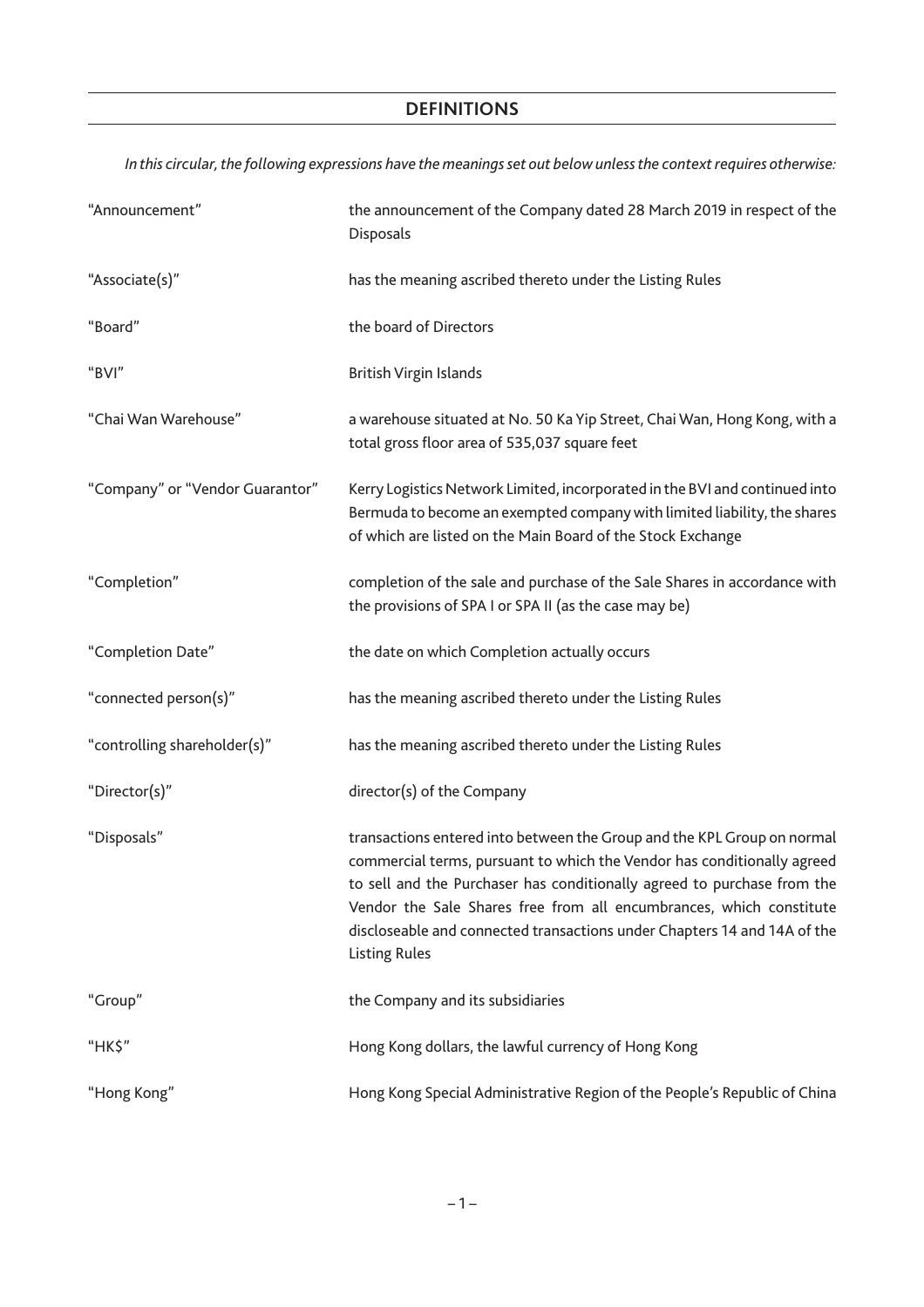# DEFINITIONS

*In this circular, the following expressions have the meanings set out below unless the context requires otherwise:*

| | |
|---|---|
| "Announcement" | the announcement of the Company dated 28 March 2019 in respect of the Disposals |
| "Associate(s)" | has the meaning ascribed thereto under the Listing Rules |
| "Board" | the board of Directors |
| "BVI" | British Virgin Islands |
| "Chai Wan Warehouse" | a warehouse situated at No. 50 Ka Yip Street, Chai Wan, Hong Kong, with a total gross floor area of 535,037 square feet |
| "Company" or "Vendor Guarantor" | Kerry Logistics Network Limited, incorporated in the BVI and continued into Bermuda to become an exempted company with limited liability, the shares of which are listed on the Main Board of the Stock Exchange |
| "Completion" | completion of the sale and purchase of the Sale Shares in accordance with the provisions of SPA I or SPA II (as the case may be) |
| "Completion Date" | the date on which Completion actually occurs |
| "connected person(s)" | has the meaning ascribed thereto under the Listing Rules |
| "controlling shareholder(s)" | has the meaning ascribed thereto under the Listing Rules |
| "Director(s)" | director(s) of the Company |
| "Disposals" | transactions entered into between the Group and the KPL Group on normal commercial terms, pursuant to which the Vendor has conditionally agreed to sell and the Purchaser has conditionally agreed to purchase from the Vendor the Sale Shares free from all encumbrances, which constitute discloseable and connected transactions under Chapters 14 and 14A of the Listing Rules |
| "Group" | the Company and its subsidiaries |
| "HK$" | Hong Kong dollars, the lawful currency of Hong Kong |
| "Hong Kong" | Hong Kong Special Administrative Region of the People's Republic of China |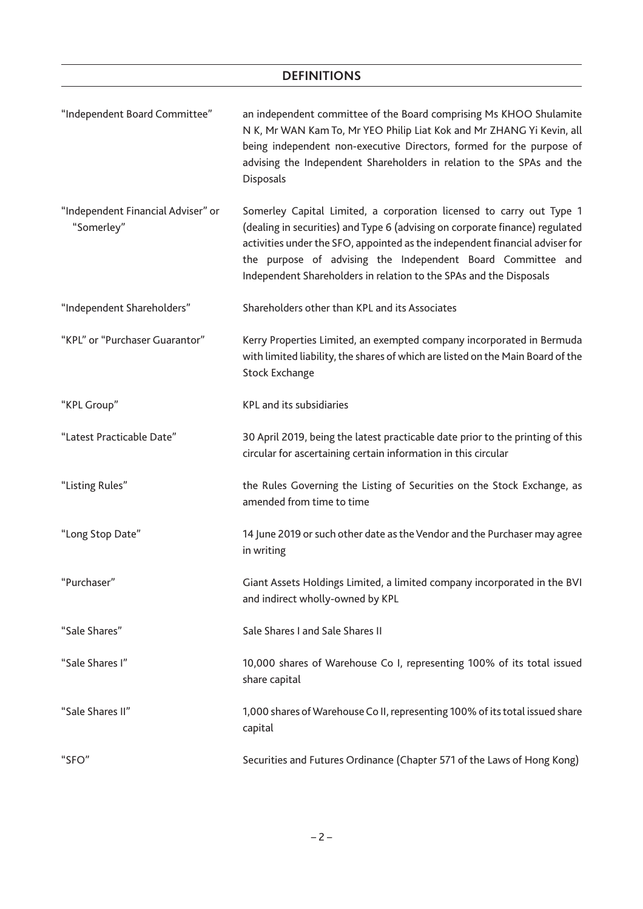## DEFINITIONS

| | |
|---|---|
| "Independent Board Committee" | an independent committee of the Board comprising Ms KHOO Shulamite N K, Mr WAN Kam To, Mr YEO Philip Liat Kok and Mr ZHANG Yi Kevin, all being independent non-executive Directors, formed for the purpose of advising the Independent Shareholders in relation to the SPAs and the Disposals |
| "Independent Financial Adviser" or "Somerley" | Somerley Capital Limited, a corporation licensed to carry out Type 1 (dealing in securities) and Type 6 (advising on corporate finance) regulated activities under the SFO, appointed as the independent financial adviser for the purpose of advising the Independent Board Committee and Independent Shareholders in relation to the SPAs and the Disposals |
| "Independent Shareholders" | Shareholders other than KPL and its Associates |
| "KPL" or "Purchaser Guarantor" | Kerry Properties Limited, an exempted company incorporated in Bermuda with limited liability, the shares of which are listed on the Main Board of the Stock Exchange |
| "KPL Group" | KPL and its subsidiaries |
| "Latest Practicable Date" | 30 April 2019, being the latest practicable date prior to the printing of this circular for ascertaining certain information in this circular |
| "Listing Rules" | the Rules Governing the Listing of Securities on the Stock Exchange, as amended from time to time |
| "Long Stop Date" | 14 June 2019 or such other date as the Vendor and the Purchaser may agree in writing |
| "Purchaser" | Giant Assets Holdings Limited, a limited company incorporated in the BVI and indirect wholly-owned by KPL |
| "Sale Shares" | Sale Shares I and Sale Shares II |
| "Sale Shares I" | 10,000 shares of Warehouse Co I, representing 100% of its total issued share capital |
| "Sale Shares II" | 1,000 shares of Warehouse Co II, representing 100% of its total issued share capital |
| "SFO" | Securities and Futures Ordinance (Chapter 571 of the Laws of Hong Kong) |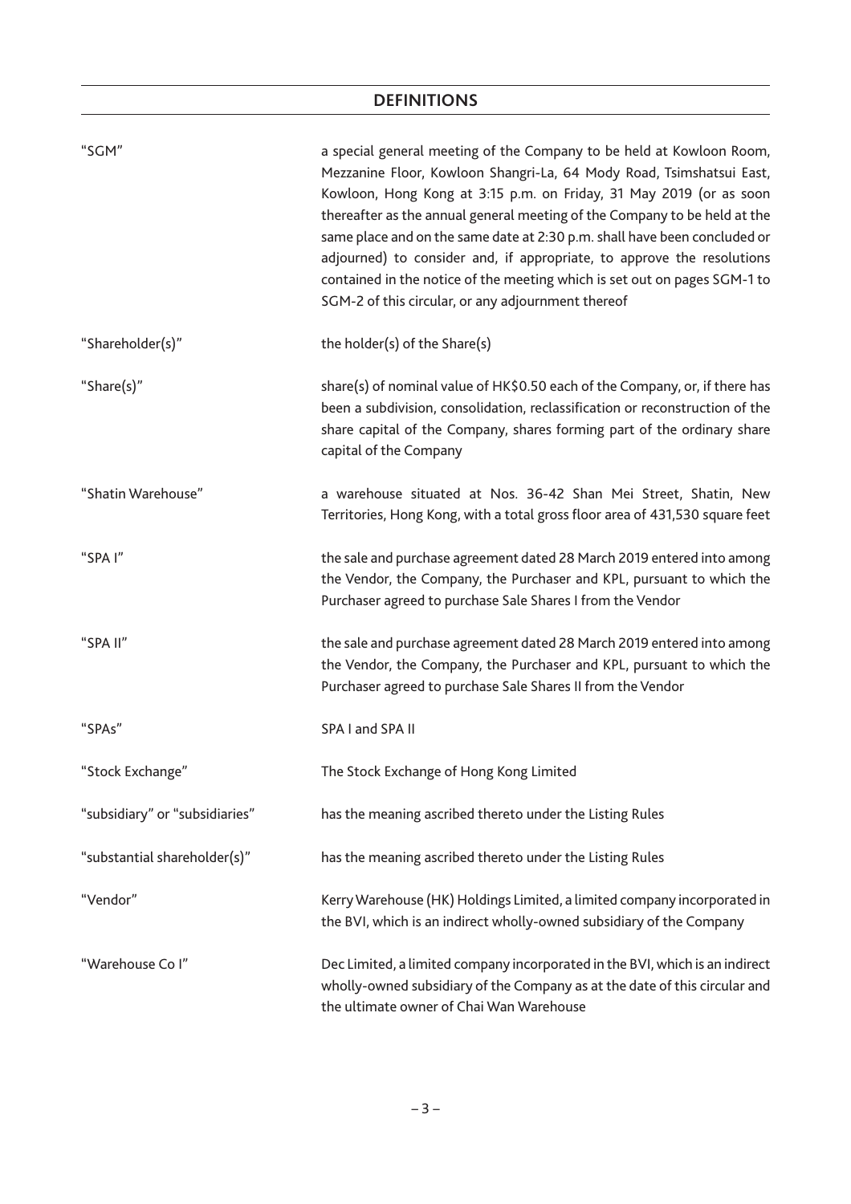## DEFINITIONS

| | |
|---|---|
| "SGM" | a special general meeting of the Company to be held at Kowloon Room, Mezzanine Floor, Kowloon Shangri-La, 64 Mody Road, Tsimshatsui East, Kowloon, Hong Kong at 3:15 p.m. on Friday, 31 May 2019 (or as soon thereafter as the annual general meeting of the Company to be held at the same place and on the same date at 2:30 p.m. shall have been concluded or adjourned) to consider and, if appropriate, to approve the resolutions contained in the notice of the meeting which is set out on pages SGM-1 to SGM-2 of this circular, or any adjournment thereof |
| "Shareholder(s)" | the holder(s) of the Share(s) |
| "Share(s)" | share(s) of nominal value of HK$0.50 each of the Company, or, if there has been a subdivision, consolidation, reclassification or reconstruction of the share capital of the Company, shares forming part of the ordinary share capital of the Company |
| "Shatin Warehouse" | a warehouse situated at Nos. 36-42 Shan Mei Street, Shatin, New Territories, Hong Kong, with a total gross floor area of 431,530 square feet |
| "SPA I" | the sale and purchase agreement dated 28 March 2019 entered into among the Vendor, the Company, the Purchaser and KPL, pursuant to which the Purchaser agreed to purchase Sale Shares I from the Vendor |
| "SPA II" | the sale and purchase agreement dated 28 March 2019 entered into among the Vendor, the Company, the Purchaser and KPL, pursuant to which the Purchaser agreed to purchase Sale Shares II from the Vendor |
| "SPAs" | SPA I and SPA II |
| "Stock Exchange" | The Stock Exchange of Hong Kong Limited |
| "subsidiary" or "subsidiaries" | has the meaning ascribed thereto under the Listing Rules |
| "substantial shareholder(s)" | has the meaning ascribed thereto under the Listing Rules |
| "Vendor" | Kerry Warehouse (HK) Holdings Limited, a limited company incorporated in the BVI, which is an indirect wholly-owned subsidiary of the Company |
| "Warehouse Co I" | Dec Limited, a limited company incorporated in the BVI, which is an indirect wholly-owned subsidiary of the Company as at the date of this circular and the ultimate owner of Chai Wan Warehouse |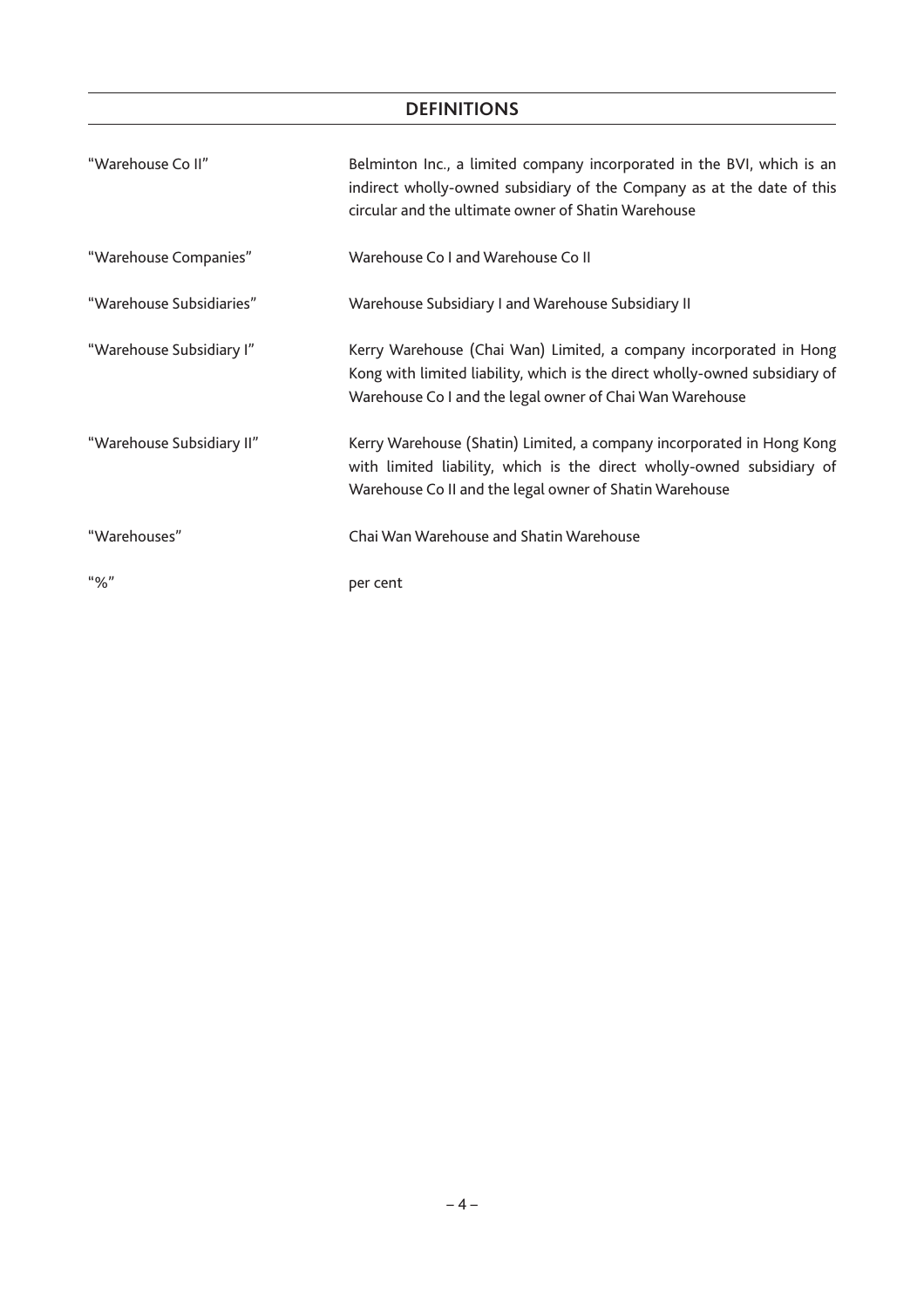## DEFINITIONS

| | |
|---|---|
| "Warehouse Co II" | Belminton Inc., a limited company incorporated in the BVI, which is an indirect wholly-owned subsidiary of the Company as at the date of this circular and the ultimate owner of Shatin Warehouse |
| "Warehouse Companies" | Warehouse Co I and Warehouse Co II |
| "Warehouse Subsidiaries" | Warehouse Subsidiary I and Warehouse Subsidiary II |
| "Warehouse Subsidiary I" | Kerry Warehouse (Chai Wan) Limited, a company incorporated in Hong Kong with limited liability, which is the direct wholly-owned subsidiary of Warehouse Co I and the legal owner of Chai Wan Warehouse |
| "Warehouse Subsidiary II" | Kerry Warehouse (Shatin) Limited, a company incorporated in Hong Kong with limited liability, which is the direct wholly-owned subsidiary of Warehouse Co II and the legal owner of Shatin Warehouse |
| "Warehouses" | Chai Wan Warehouse and Shatin Warehouse |
| "%" | per cent |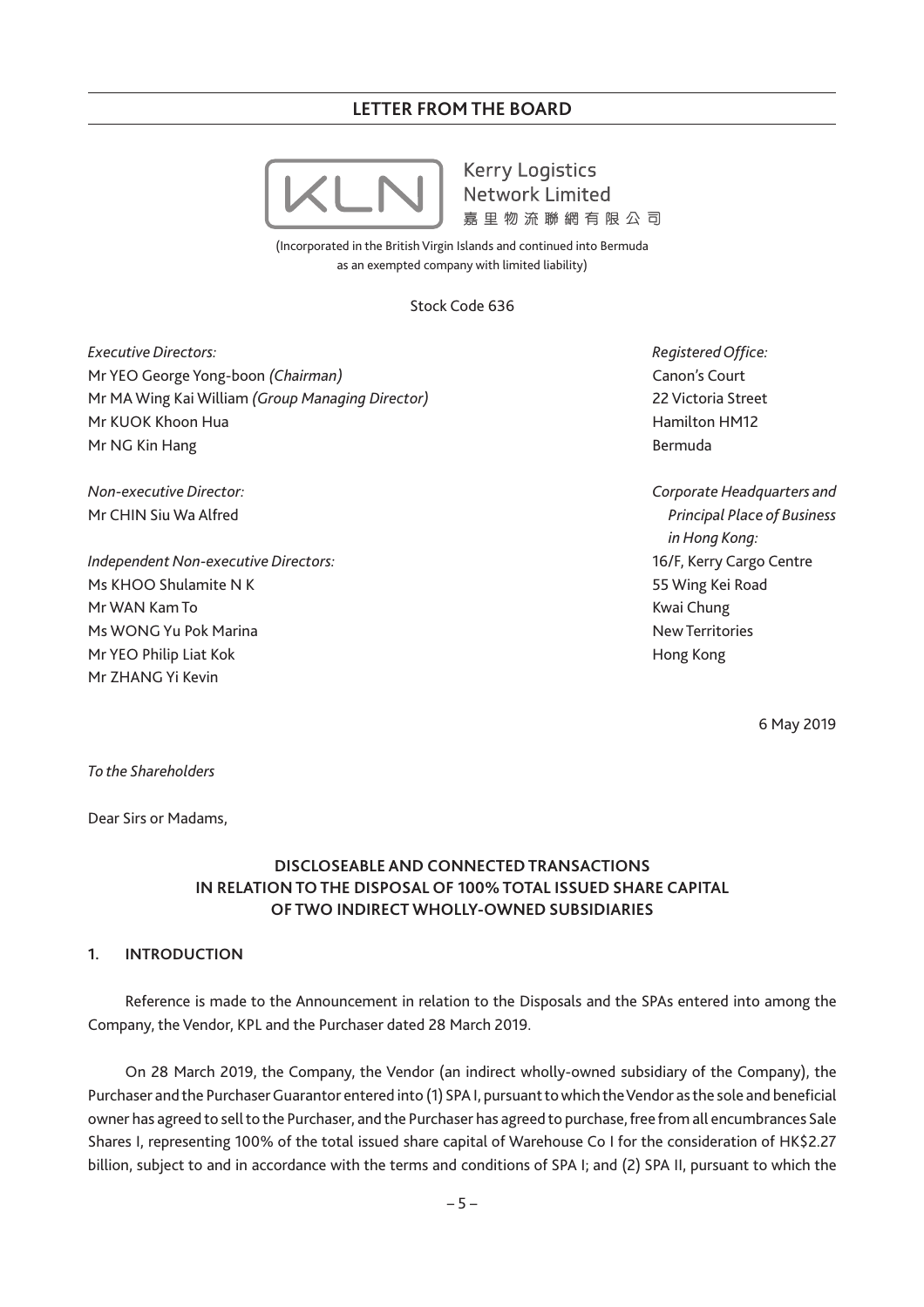## LETTER FROM THE BOARD

Kerry Logistics Network Limited
嘉里物流聯網有限公司

(Incorporated in the British Virgin Islands and continued into Bermuda as an exempted company with limited liability)

Stock Code 636

*Executive Directors:*
Mr YEO George Yong-boon *(Chairman)*
Mr MA Wing Kai William *(Group Managing Director)*
Mr KUOK Khoon Hua
Mr NG Kin Hang

*Non-executive Director:*
Mr CHIN Siu Wa Alfred

*Independent Non-executive Directors:*
Ms KHOO Shulamite N K
Mr WAN Kam To
Ms WONG Yu Pok Marina
Mr YEO Philip Liat Kok
Mr ZHANG Yi Kevin

*Registered Office:*
Canon's Court
22 Victoria Street
Hamilton HM12
Bermuda

*Corporate Headquarters and Principal Place of Business in Hong Kong:*
16/F, Kerry Cargo Centre
55 Wing Kei Road
Kwai Chung
New Territories
Hong Kong

6 May 2019

*To the Shareholders*

Dear Sirs or Madams,

### DISCLOSEABLE AND CONNECTED TRANSACTIONS IN RELATION TO THE DISPOSAL OF 100% TOTAL ISSUED SHARE CAPITAL OF TWO INDIRECT WHOLLY-OWNED SUBSIDIARIES

### 1. INTRODUCTION

Reference is made to the Announcement in relation to the Disposals and the SPAs entered into among the Company, the Vendor, KPL and the Purchaser dated 28 March 2019.

On 28 March 2019, the Company, the Vendor (an indirect wholly-owned subsidiary of the Company), the Purchaser and the Purchaser Guarantor entered into (1) SPA I, pursuant to which the Vendor as the sole and beneficial owner has agreed to sell to the Purchaser, and the Purchaser has agreed to purchase, free from all encumbrances Sale Shares I, representing 100% of the total issued share capital of Warehouse Co I for the consideration of HK$2.27 billion, subject to and in accordance with the terms and conditions of SPA I; and (2) SPA II, pursuant to which the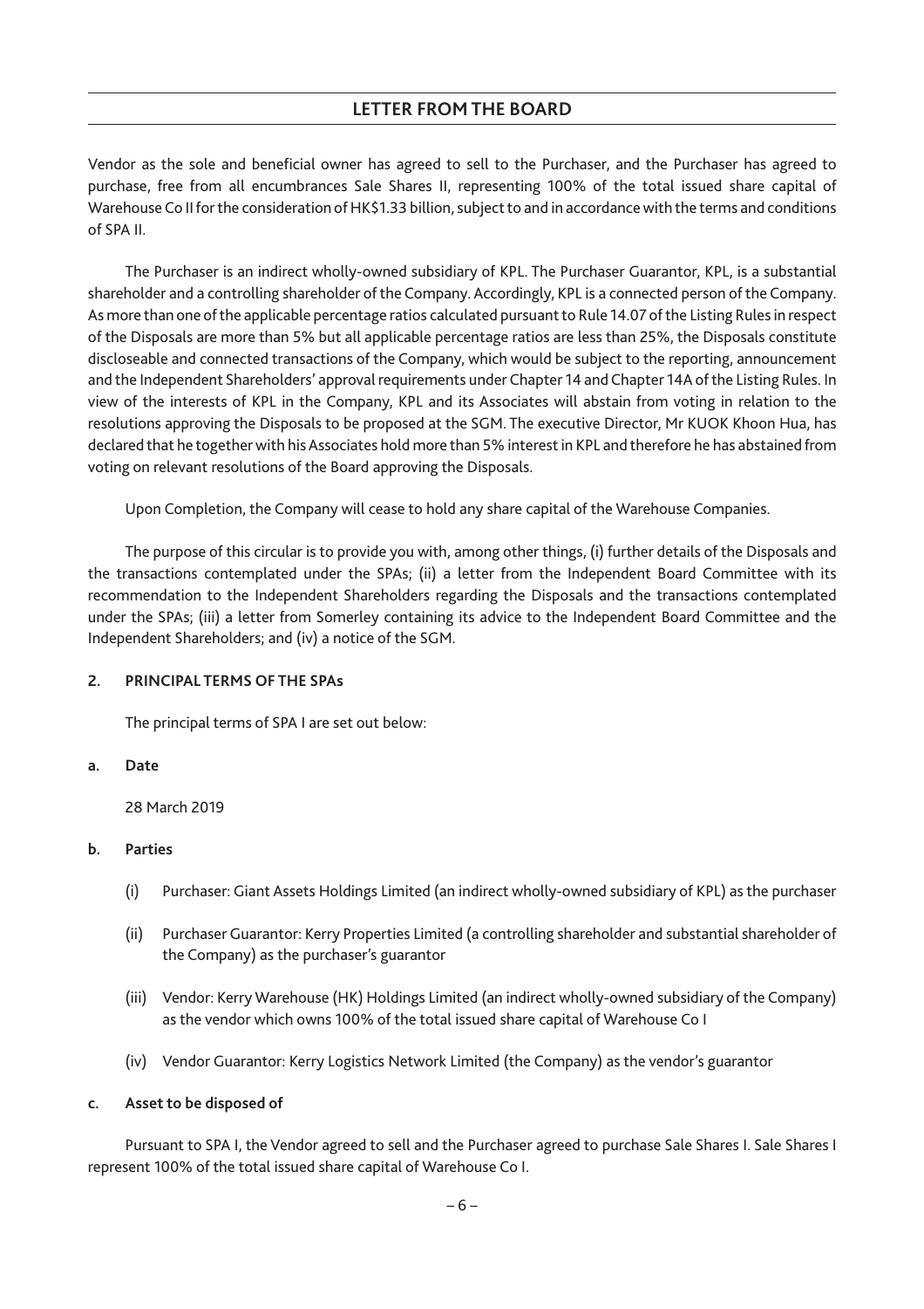Vendor as the sole and beneficial owner has agreed to sell to the Purchaser, and the Purchaser has agreed to purchase, free from all encumbrances Sale Shares II, representing 100% of the total issued share capital of Warehouse Co II for the consideration of HK$1.33 billion, subject to and in accordance with the terms and conditions of SPA II.

The Purchaser is an indirect wholly-owned subsidiary of KPL. The Purchaser Guarantor, KPL, is a substantial shareholder and a controlling shareholder of the Company. Accordingly, KPL is a connected person of the Company. As more than one of the applicable percentage ratios calculated pursuant to Rule 14.07 of the Listing Rules in respect of the Disposals are more than 5% but all applicable percentage ratios are less than 25%, the Disposals constitute discloseable and connected transactions of the Company, which would be subject to the reporting, announcement and the Independent Shareholders' approval requirements under Chapter 14 and Chapter 14A of the Listing Rules. In view of the interests of KPL in the Company, KPL and its Associates will abstain from voting in relation to the resolutions approving the Disposals to be proposed at the SGM. The executive Director, Mr KUOK Khoon Hua, has declared that he together with his Associates hold more than 5% interest in KPL and therefore he has abstained from voting on relevant resolutions of the Board approving the Disposals.

Upon Completion, the Company will cease to hold any share capital of the Warehouse Companies.

The purpose of this circular is to provide you with, among other things, (i) further details of the Disposals and the transactions contemplated under the SPAs; (ii) a letter from the Independent Board Committee with its recommendation to the Independent Shareholders regarding the Disposals and the transactions contemplated under the SPAs; (iii) a letter from Somerley containing its advice to the Independent Board Committee and the Independent Shareholders; and (iv) a notice of the SGM.

## 2. PRINCIPAL TERMS OF THE SPAs

The principal terms of SPA I are set out below:

### a. Date

28 March 2019

### b. Parties

(i) Purchaser: Giant Assets Holdings Limited (an indirect wholly-owned subsidiary of KPL) as the purchaser

(ii) Purchaser Guarantor: Kerry Properties Limited (a controlling shareholder and substantial shareholder of the Company) as the purchaser's guarantor

(iii) Vendor: Kerry Warehouse (HK) Holdings Limited (an indirect wholly-owned subsidiary of the Company) as the vendor which owns 100% of the total issued share capital of Warehouse Co I

(iv) Vendor Guarantor: Kerry Logistics Network Limited (the Company) as the vendor's guarantor

### c. Asset to be disposed of

Pursuant to SPA I, the Vendor agreed to sell and the Purchaser agreed to purchase Sale Shares I. Sale Shares I represent 100% of the total issued share capital of Warehouse Co I.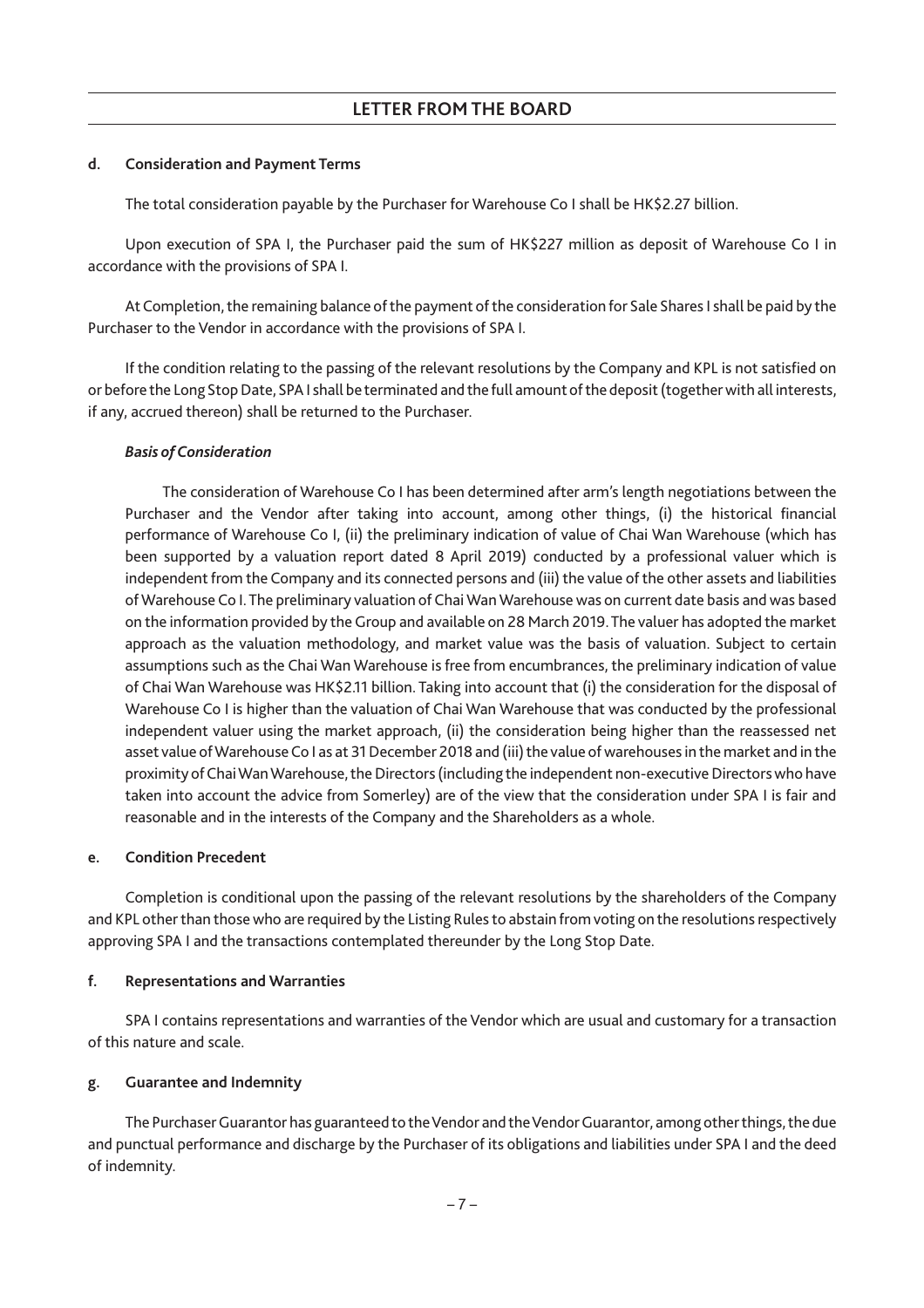#### d. Consideration and Payment Terms

The total consideration payable by the Purchaser for Warehouse Co I shall be HK$2.27 billion.

Upon execution of SPA I, the Purchaser paid the sum of HK$227 million as deposit of Warehouse Co I in accordance with the provisions of SPA I.

At Completion, the remaining balance of the payment of the consideration for Sale Shares I shall be paid by the Purchaser to the Vendor in accordance with the provisions of SPA I.

If the condition relating to the passing of the relevant resolutions by the Company and KPL is not satisfied on or before the Long Stop Date, SPA I shall be terminated and the full amount of the deposit (together with all interests, if any, accrued thereon) shall be returned to the Purchaser.

***Basis of Consideration***

The consideration of Warehouse Co I has been determined after arm's length negotiations between the Purchaser and the Vendor after taking into account, among other things, (i) the historical financial performance of Warehouse Co I, (ii) the preliminary indication of value of Chai Wan Warehouse (which has been supported by a valuation report dated 8 April 2019) conducted by a professional valuer which is independent from the Company and its connected persons and (iii) the value of the other assets and liabilities of Warehouse Co I. The preliminary valuation of Chai Wan Warehouse was on current date basis and was based on the information provided by the Group and available on 28 March 2019. The valuer has adopted the market approach as the valuation methodology, and market value was the basis of valuation. Subject to certain assumptions such as the Chai Wan Warehouse is free from encumbrances, the preliminary indication of value of Chai Wan Warehouse was HK$2.11 billion. Taking into account that (i) the consideration for the disposal of Warehouse Co I is higher than the valuation of Chai Wan Warehouse that was conducted by the professional independent valuer using the market approach, (ii) the consideration being higher than the reassessed net asset value of Warehouse Co I as at 31 December 2018 and (iii) the value of warehouses in the market and in the proximity of Chai Wan Warehouse, the Directors (including the independent non-executive Directors who have taken into account the advice from Somerley) are of the view that the consideration under SPA I is fair and reasonable and in the interests of the Company and the Shareholders as a whole.

#### e. Condition Precedent

Completion is conditional upon the passing of the relevant resolutions by the shareholders of the Company and KPL other than those who are required by the Listing Rules to abstain from voting on the resolutions respectively approving SPA I and the transactions contemplated thereunder by the Long Stop Date.

#### f. Representations and Warranties

SPA I contains representations and warranties of the Vendor which are usual and customary for a transaction of this nature and scale.

#### g. Guarantee and Indemnity

The Purchaser Guarantor has guaranteed to the Vendor and the Vendor Guarantor, among other things, the due and punctual performance and discharge by the Purchaser of its obligations and liabilities under SPA I and the deed of indemnity.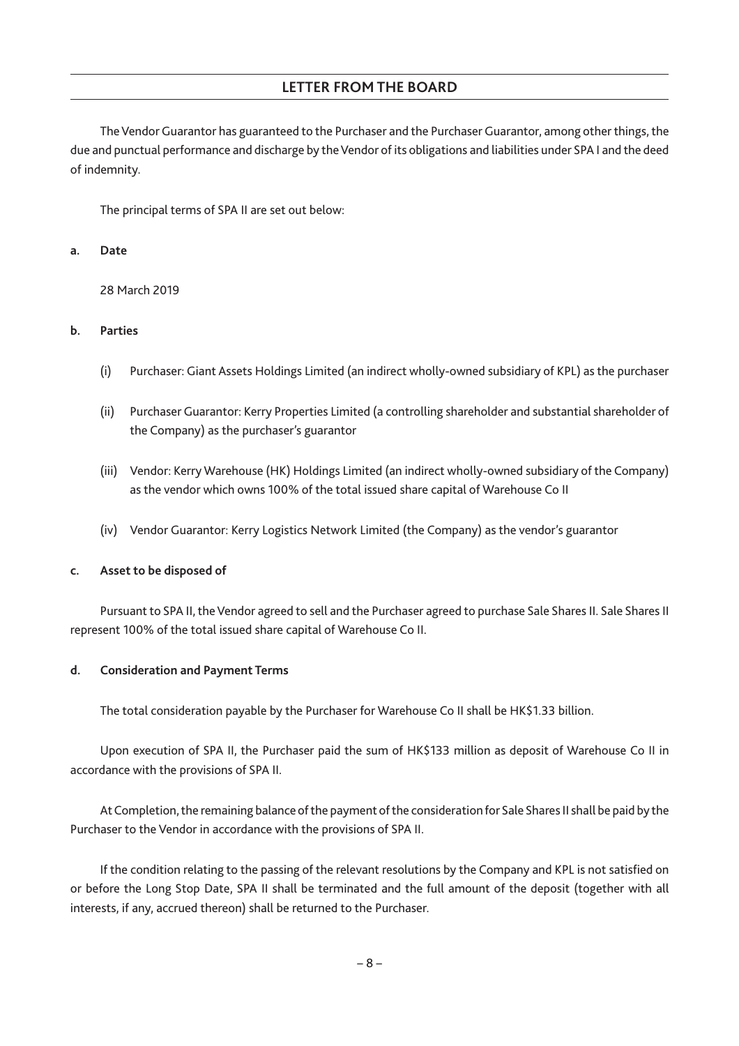The Vendor Guarantor has guaranteed to the Purchaser and the Purchaser Guarantor, among other things, the due and punctual performance and discharge by the Vendor of its obligations and liabilities under SPA I and the deed of indemnity.

The principal terms of SPA II are set out below:

**a. Date**

28 March 2019

**b. Parties**

(i) Purchaser: Giant Assets Holdings Limited (an indirect wholly-owned subsidiary of KPL) as the purchaser

(ii) Purchaser Guarantor: Kerry Properties Limited (a controlling shareholder and substantial shareholder of the Company) as the purchaser's guarantor

(iii) Vendor: Kerry Warehouse (HK) Holdings Limited (an indirect wholly-owned subsidiary of the Company) as the vendor which owns 100% of the total issued share capital of Warehouse Co II

(iv) Vendor Guarantor: Kerry Logistics Network Limited (the Company) as the vendor's guarantor

**c. Asset to be disposed of**

Pursuant to SPA II, the Vendor agreed to sell and the Purchaser agreed to purchase Sale Shares II. Sale Shares II represent 100% of the total issued share capital of Warehouse Co II.

**d. Consideration and Payment Terms**

The total consideration payable by the Purchaser for Warehouse Co II shall be HK$1.33 billion.

Upon execution of SPA II, the Purchaser paid the sum of HK$133 million as deposit of Warehouse Co II in accordance with the provisions of SPA II.

At Completion, the remaining balance of the payment of the consideration for Sale Shares II shall be paid by the Purchaser to the Vendor in accordance with the provisions of SPA II.

If the condition relating to the passing of the relevant resolutions by the Company and KPL is not satisfied on or before the Long Stop Date, SPA II shall be terminated and the full amount of the deposit (together with all interests, if any, accrued thereon) shall be returned to the Purchaser.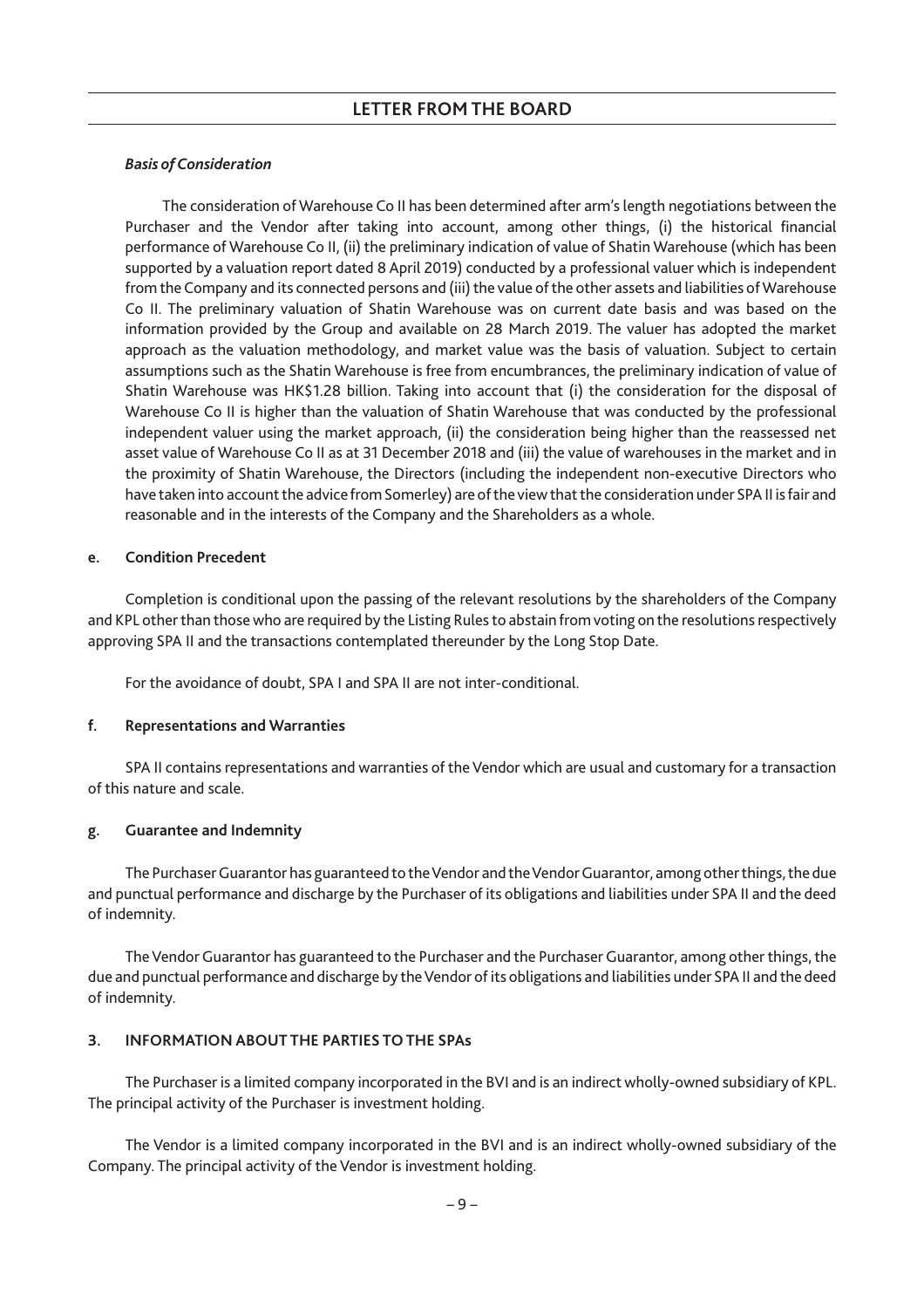*Basis of Consideration*

The consideration of Warehouse Co II has been determined after arm's length negotiations between the Purchaser and the Vendor after taking into account, among other things, (i) the historical financial performance of Warehouse Co II, (ii) the preliminary indication of value of Shatin Warehouse (which has been supported by a valuation report dated 8 April 2019) conducted by a professional valuer which is independent from the Company and its connected persons and (iii) the value of the other assets and liabilities of Warehouse Co II. The preliminary valuation of Shatin Warehouse was on current date basis and was based on the information provided by the Group and available on 28 March 2019. The valuer has adopted the market approach as the valuation methodology, and market value was the basis of valuation. Subject to certain assumptions such as the Shatin Warehouse is free from encumbrances, the preliminary indication of value of Shatin Warehouse was HK$1.28 billion. Taking into account that (i) the consideration for the disposal of Warehouse Co II is higher than the valuation of Shatin Warehouse that was conducted by the professional independent valuer using the market approach, (ii) the consideration being higher than the reassessed net asset value of Warehouse Co II as at 31 December 2018 and (iii) the value of warehouses in the market and in the proximity of Shatin Warehouse, the Directors (including the independent non-executive Directors who have taken into account the advice from Somerley) are of the view that the consideration under SPA II is fair and reasonable and in the interests of the Company and the Shareholders as a whole.

**e. Condition Precedent**

Completion is conditional upon the passing of the relevant resolutions by the shareholders of the Company and KPL other than those who are required by the Listing Rules to abstain from voting on the resolutions respectively approving SPA II and the transactions contemplated thereunder by the Long Stop Date.

For the avoidance of doubt, SPA I and SPA II are not inter-conditional.

**f. Representations and Warranties**

SPA II contains representations and warranties of the Vendor which are usual and customary for a transaction of this nature and scale.

**g. Guarantee and Indemnity**

The Purchaser Guarantor has guaranteed to the Vendor and the Vendor Guarantor, among other things, the due and punctual performance and discharge by the Purchaser of its obligations and liabilities under SPA II and the deed of indemnity.

The Vendor Guarantor has guaranteed to the Purchaser and the Purchaser Guarantor, among other things, the due and punctual performance and discharge by the Vendor of its obligations and liabilities under SPA II and the deed of indemnity.

## 3. INFORMATION ABOUT THE PARTIES TO THE SPAs

The Purchaser is a limited company incorporated in the BVI and is an indirect wholly-owned subsidiary of KPL. The principal activity of the Purchaser is investment holding.

The Vendor is a limited company incorporated in the BVI and is an indirect wholly-owned subsidiary of the Company. The principal activity of the Vendor is investment holding.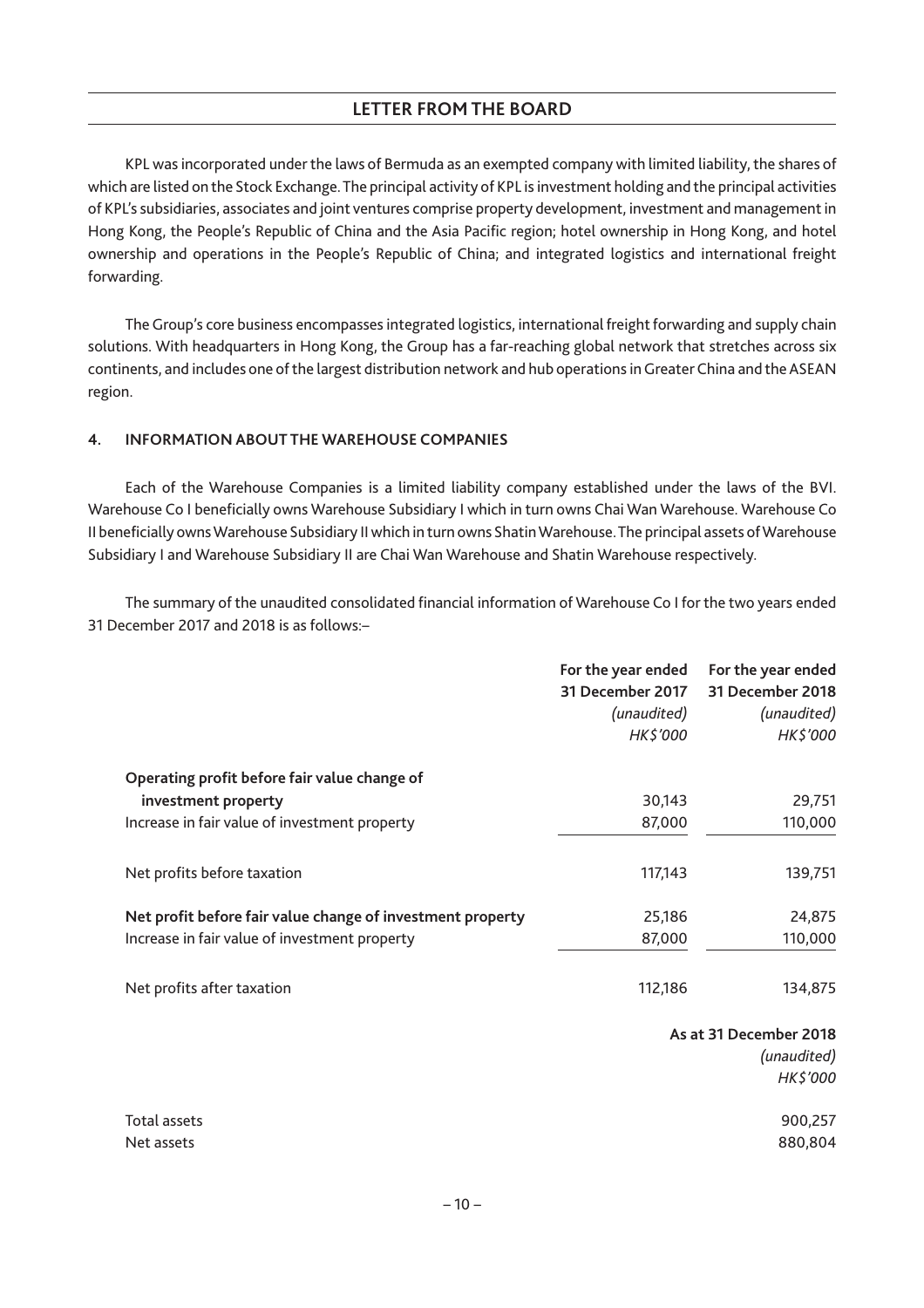KPL was incorporated under the laws of Bermuda as an exempted company with limited liability, the shares of which are listed on the Stock Exchange. The principal activity of KPL is investment holding and the principal activities of KPL's subsidiaries, associates and joint ventures comprise property development, investment and management in Hong Kong, the People's Republic of China and the Asia Pacific region; hotel ownership in Hong Kong, and hotel ownership and operations in the People's Republic of China; and integrated logistics and international freight forwarding.

The Group's core business encompasses integrated logistics, international freight forwarding and supply chain solutions. With headquarters in Hong Kong, the Group has a far-reaching global network that stretches across six continents, and includes one of the largest distribution network and hub operations in Greater China and the ASEAN region.

## 4. INFORMATION ABOUT THE WAREHOUSE COMPANIES

Each of the Warehouse Companies is a limited liability company established under the laws of the BVI. Warehouse Co I beneficially owns Warehouse Subsidiary I which in turn owns Chai Wan Warehouse. Warehouse Co II beneficially owns Warehouse Subsidiary II which in turn owns Shatin Warehouse. The principal assets of Warehouse Subsidiary I and Warehouse Subsidiary II are Chai Wan Warehouse and Shatin Warehouse respectively.

The summary of the unaudited consolidated financial information of Warehouse Co I for the two years ended 31 December 2017 and 2018 is as follows:–

| | **For the year ended 31 December 2017** *(unaudited)* *HK$'000* | **For the year ended 31 December 2018** *(unaudited)* *HK$'000* |
|---|---|---|
| **Operating profit before fair value change of investment property** | 30,143 | 29,751 |
| Increase in fair value of investment property | 87,000 | 110,000 |
| Net profits before taxation | 117,143 | 139,751 |
| **Net profit before fair value change of investment property** | 25,186 | 24,875 |
| Increase in fair value of investment property | 87,000 | 110,000 |
| Net profits after taxation | 112,186 | 134,875 |

| | **As at 31 December 2018** *(unaudited)* *HK$'000* |
|---|---|
| Total assets | 900,257 |
| Net assets | 880,804 |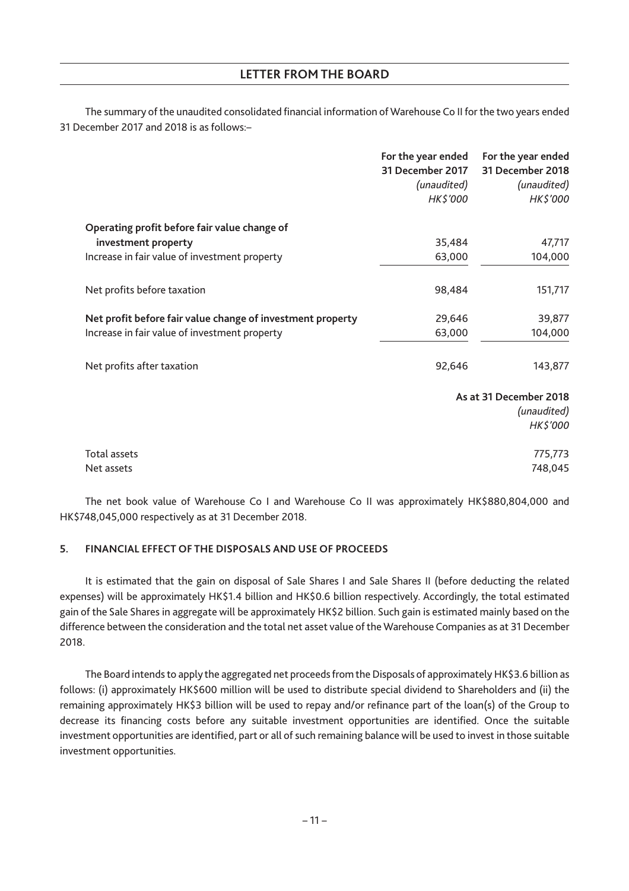The summary of the unaudited consolidated financial information of Warehouse Co II for the two years ended 31 December 2017 and 2018 is as follows:–

| | For the year ended 31 December 2017 *(unaudited)* *HK$'000* | For the year ended 31 December 2018 *(unaudited)* *HK$'000* |
|---|---|---|
| **Operating profit before fair value change of investment property** | 35,484 | 47,717 |
| Increase in fair value of investment property | 63,000 | 104,000 |
| Net profits before taxation | 98,484 | 151,717 |
| **Net profit before fair value change of investment property** | 29,646 | 39,877 |
| Increase in fair value of investment property | 63,000 | 104,000 |
| Net profits after taxation | 92,646 | 143,877 |

| | As at 31 December 2018 *(unaudited)* *HK$'000* |
|---|---|
| Total assets | 775,773 |
| Net assets | 748,045 |

The net book value of Warehouse Co I and Warehouse Co II was approximately HK$880,804,000 and HK$748,045,000 respectively as at 31 December 2018.

## 5. FINANCIAL EFFECT OF THE DISPOSALS AND USE OF PROCEEDS

It is estimated that the gain on disposal of Sale Shares I and Sale Shares II (before deducting the related expenses) will be approximately HK$1.4 billion and HK$0.6 billion respectively. Accordingly, the total estimated gain of the Sale Shares in aggregate will be approximately HK$2 billion. Such gain is estimated mainly based on the difference between the consideration and the total net asset value of the Warehouse Companies as at 31 December 2018.

The Board intends to apply the aggregated net proceeds from the Disposals of approximately HK$3.6 billion as follows: (i) approximately HK$600 million will be used to distribute special dividend to Shareholders and (ii) the remaining approximately HK$3 billion will be used to repay and/or refinance part of the loan(s) of the Group to decrease its financing costs before any suitable investment opportunities are identified. Once the suitable investment opportunities are identified, part or all of such remaining balance will be used to invest in those suitable investment opportunities.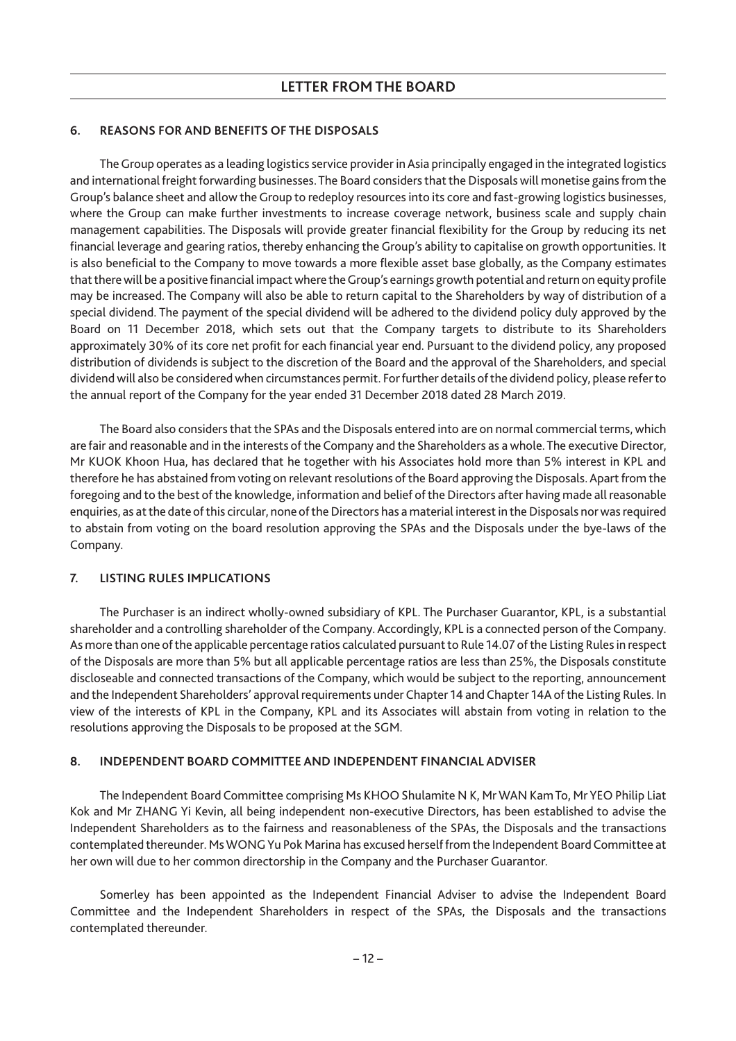## 6. REASONS FOR AND BENEFITS OF THE DISPOSALS

The Group operates as a leading logistics service provider in Asia principally engaged in the integrated logistics and international freight forwarding businesses. The Board considers that the Disposals will monetise gains from the Group's balance sheet and allow the Group to redeploy resources into its core and fast-growing logistics businesses, where the Group can make further investments to increase coverage network, business scale and supply chain management capabilities. The Disposals will provide greater financial flexibility for the Group by reducing its net financial leverage and gearing ratios, thereby enhancing the Group's ability to capitalise on growth opportunities. It is also beneficial to the Company to move towards a more flexible asset base globally, as the Company estimates that there will be a positive financial impact where the Group's earnings growth potential and return on equity profile may be increased. The Company will also be able to return capital to the Shareholders by way of distribution of a special dividend. The payment of the special dividend will be adhered to the dividend policy duly approved by the Board on 11 December 2018, which sets out that the Company targets to distribute to its Shareholders approximately 30% of its core net profit for each financial year end. Pursuant to the dividend policy, any proposed distribution of dividends is subject to the discretion of the Board and the approval of the Shareholders, and special dividend will also be considered when circumstances permit. For further details of the dividend policy, please refer to the annual report of the Company for the year ended 31 December 2018 dated 28 March 2019.

The Board also considers that the SPAs and the Disposals entered into are on normal commercial terms, which are fair and reasonable and in the interests of the Company and the Shareholders as a whole. The executive Director, Mr KUOK Khoon Hua, has declared that he together with his Associates hold more than 5% interest in KPL and therefore he has abstained from voting on relevant resolutions of the Board approving the Disposals. Apart from the foregoing and to the best of the knowledge, information and belief of the Directors after having made all reasonable enquiries, as at the date of this circular, none of the Directors has a material interest in the Disposals nor was required to abstain from voting on the board resolution approving the SPAs and the Disposals under the bye-laws of the Company.

## 7. LISTING RULES IMPLICATIONS

The Purchaser is an indirect wholly-owned subsidiary of KPL. The Purchaser Guarantor, KPL, is a substantial shareholder and a controlling shareholder of the Company. Accordingly, KPL is a connected person of the Company. As more than one of the applicable percentage ratios calculated pursuant to Rule 14.07 of the Listing Rules in respect of the Disposals are more than 5% but all applicable percentage ratios are less than 25%, the Disposals constitute discloseable and connected transactions of the Company, which would be subject to the reporting, announcement and the Independent Shareholders' approval requirements under Chapter 14 and Chapter 14A of the Listing Rules. In view of the interests of KPL in the Company, KPL and its Associates will abstain from voting in relation to the resolutions approving the Disposals to be proposed at the SGM.

## 8. INDEPENDENT BOARD COMMITTEE AND INDEPENDENT FINANCIAL ADVISER

The Independent Board Committee comprising Ms KHOO Shulamite N K, Mr WAN Kam To, Mr YEO Philip Liat Kok and Mr ZHANG Yi Kevin, all being independent non-executive Directors, has been established to advise the Independent Shareholders as to the fairness and reasonableness of the SPAs, the Disposals and the transactions contemplated thereunder. Ms WONG Yu Pok Marina has excused herself from the Independent Board Committee at her own will due to her common directorship in the Company and the Purchaser Guarantor.

Somerley has been appointed as the Independent Financial Adviser to advise the Independent Board Committee and the Independent Shareholders in respect of the SPAs, the Disposals and the transactions contemplated thereunder.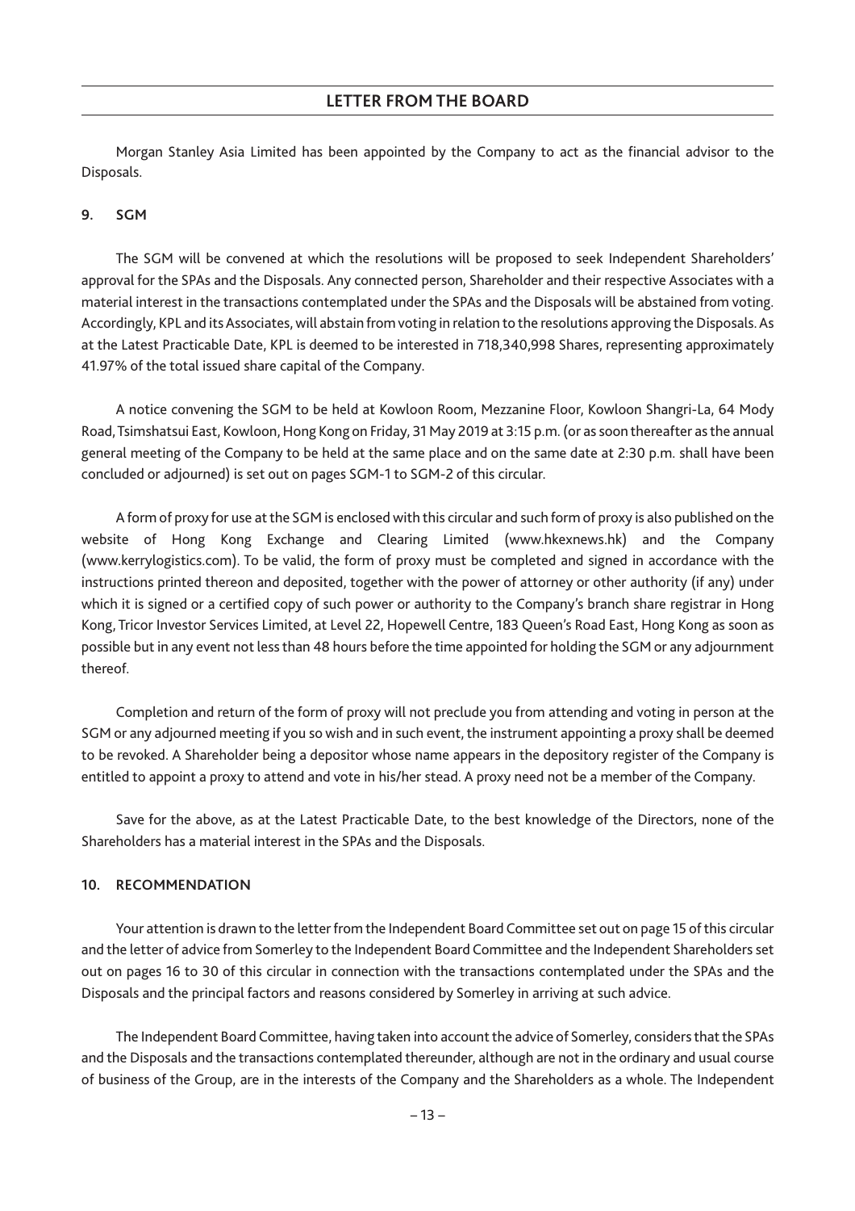Morgan Stanley Asia Limited has been appointed by the Company to act as the financial advisor to the Disposals.

## 9. SGM

The SGM will be convened at which the resolutions will be proposed to seek Independent Shareholders' approval for the SPAs and the Disposals. Any connected person, Shareholder and their respective Associates with a material interest in the transactions contemplated under the SPAs and the Disposals will be abstained from voting. Accordingly, KPL and its Associates, will abstain from voting in relation to the resolutions approving the Disposals. As at the Latest Practicable Date, KPL is deemed to be interested in 718,340,998 Shares, representing approximately 41.97% of the total issued share capital of the Company.

A notice convening the SGM to be held at Kowloon Room, Mezzanine Floor, Kowloon Shangri-La, 64 Mody Road, Tsimshatsui East, Kowloon, Hong Kong on Friday, 31 May 2019 at 3:15 p.m. (or as soon thereafter as the annual general meeting of the Company to be held at the same place and on the same date at 2:30 p.m. shall have been concluded or adjourned) is set out on pages SGM-1 to SGM-2 of this circular.

A form of proxy for use at the SGM is enclosed with this circular and such form of proxy is also published on the website of Hong Kong Exchange and Clearing Limited (www.hkexnews.hk) and the Company (www.kerrylogistics.com). To be valid, the form of proxy must be completed and signed in accordance with the instructions printed thereon and deposited, together with the power of attorney or other authority (if any) under which it is signed or a certified copy of such power or authority to the Company's branch share registrar in Hong Kong, Tricor Investor Services Limited, at Level 22, Hopewell Centre, 183 Queen's Road East, Hong Kong as soon as possible but in any event not less than 48 hours before the time appointed for holding the SGM or any adjournment thereof.

Completion and return of the form of proxy will not preclude you from attending and voting in person at the SGM or any adjourned meeting if you so wish and in such event, the instrument appointing a proxy shall be deemed to be revoked. A Shareholder being a depositor whose name appears in the depository register of the Company is entitled to appoint a proxy to attend and vote in his/her stead. A proxy need not be a member of the Company.

Save for the above, as at the Latest Practicable Date, to the best knowledge of the Directors, none of the Shareholders has a material interest in the SPAs and the Disposals.

## 10. RECOMMENDATION

Your attention is drawn to the letter from the Independent Board Committee set out on page 15 of this circular and the letter of advice from Somerley to the Independent Board Committee and the Independent Shareholders set out on pages 16 to 30 of this circular in connection with the transactions contemplated under the SPAs and the Disposals and the principal factors and reasons considered by Somerley in arriving at such advice.

The Independent Board Committee, having taken into account the advice of Somerley, considers that the SPAs and the Disposals and the transactions contemplated thereunder, although are not in the ordinary and usual course of business of the Group, are in the interests of the Company and the Shareholders as a whole. The Independent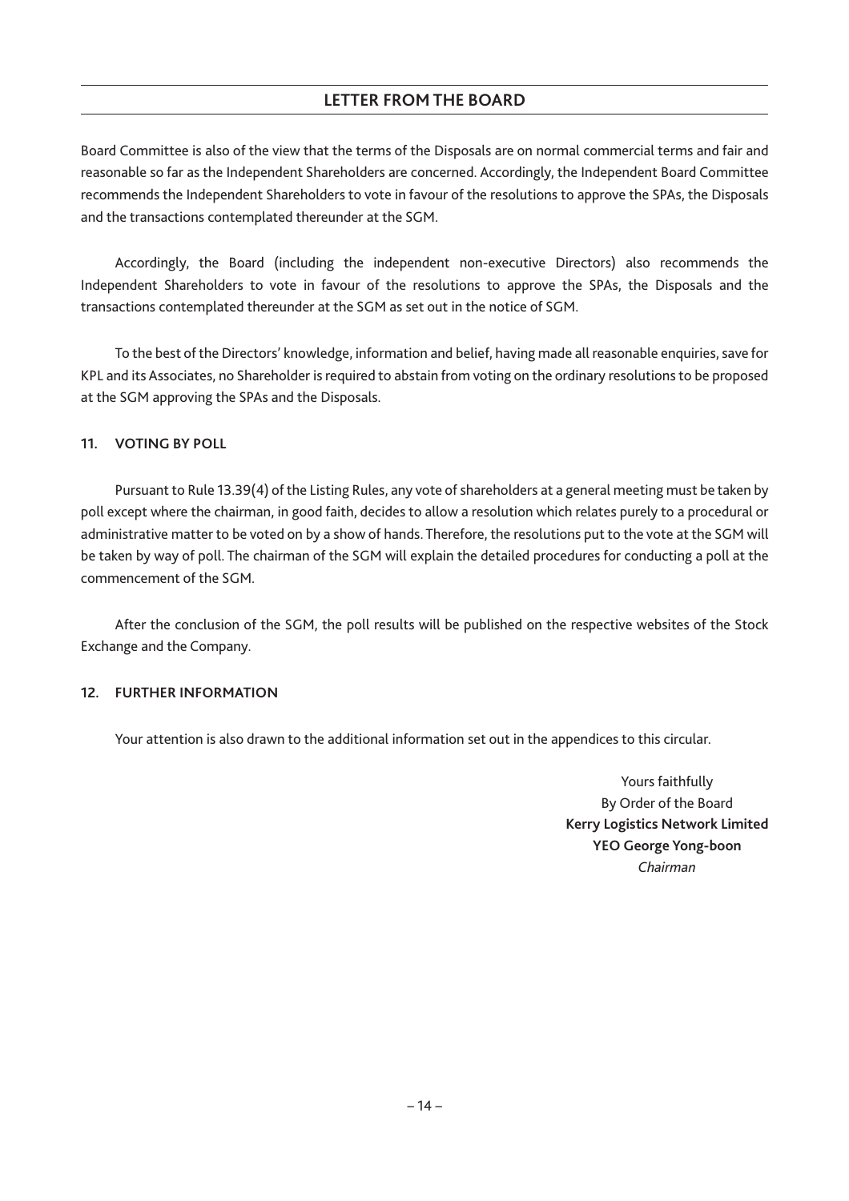Board Committee is also of the view that the terms of the Disposals are on normal commercial terms and fair and reasonable so far as the Independent Shareholders are concerned. Accordingly, the Independent Board Committee recommends the Independent Shareholders to vote in favour of the resolutions to approve the SPAs, the Disposals and the transactions contemplated thereunder at the SGM.

Accordingly, the Board (including the independent non-executive Directors) also recommends the Independent Shareholders to vote in favour of the resolutions to approve the SPAs, the Disposals and the transactions contemplated thereunder at the SGM as set out in the notice of SGM.

To the best of the Directors' knowledge, information and belief, having made all reasonable enquiries, save for KPL and its Associates, no Shareholder is required to abstain from voting on the ordinary resolutions to be proposed at the SGM approving the SPAs and the Disposals.

## 11. VOTING BY POLL

Pursuant to Rule 13.39(4) of the Listing Rules, any vote of shareholders at a general meeting must be taken by poll except where the chairman, in good faith, decides to allow a resolution which relates purely to a procedural or administrative matter to be voted on by a show of hands. Therefore, the resolutions put to the vote at the SGM will be taken by way of poll. The chairman of the SGM will explain the detailed procedures for conducting a poll at the commencement of the SGM.

After the conclusion of the SGM, the poll results will be published on the respective websites of the Stock Exchange and the Company.

## 12. FURTHER INFORMATION

Your attention is also drawn to the additional information set out in the appendices to this circular.

Yours faithfully
By Order of the Board
**Kerry Logistics Network Limited**
**YEO George Yong-boon**
*Chairman*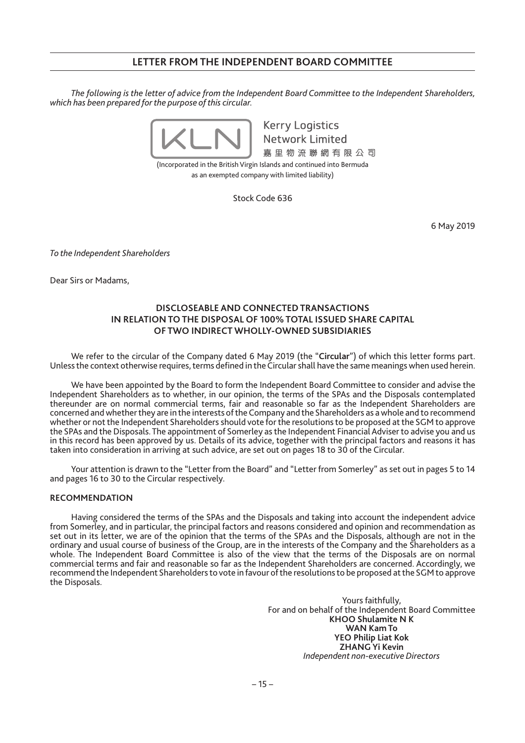## LETTER FROM THE INDEPENDENT BOARD COMMITTEE

*The following is the letter of advice from the Independent Board Committee to the Independent Shareholders, which has been prepared for the purpose of this circular.*

Kerry Logistics Network Limited
嘉里物流聯網有限公司

(Incorporated in the British Virgin Islands and continued into Bermuda as an exempted company with limited liability)

Stock Code 636

6 May 2019

*To the Independent Shareholders*

Dear Sirs or Madams,

**DISCLOSEABLE AND CONNECTED TRANSACTIONS IN RELATION TO THE DISPOSAL OF 100% TOTAL ISSUED SHARE CAPITAL OF TWO INDIRECT WHOLLY-OWNED SUBSIDIARIES**

We refer to the circular of the Company dated 6 May 2019 (the "**Circular**") of which this letter forms part. Unless the context otherwise requires, terms defined in the Circular shall have the same meanings when used herein.

We have been appointed by the Board to form the Independent Board Committee to consider and advise the Independent Shareholders as to whether, in our opinion, the terms of the SPAs and the Disposals contemplated thereunder are on normal commercial terms, fair and reasonable so far as the Independent Shareholders are concerned and whether they are in the interests of the Company and the Shareholders as a whole and to recommend whether or not the Independent Shareholders should vote for the resolutions to be proposed at the SGM to approve the SPAs and the Disposals. The appointment of Somerley as the Independent Financial Adviser to advise you and us in this record has been approved by us. Details of its advice, together with the principal factors and reasons it has taken into consideration in arriving at such advice, are set out on pages 18 to 30 of the Circular.

Your attention is drawn to the "Letter from the Board" and "Letter from Somerley" as set out in pages 5 to 14 and pages 16 to 30 to the Circular respectively.

**RECOMMENDATION**

Having considered the terms of the SPAs and the Disposals and taking into account the independent advice from Somerley, and in particular, the principal factors and reasons considered and opinion and recommendation as set out in its letter, we are of the opinion that the terms of the SPAs and the Disposals, although are not in the ordinary and usual course of business of the Group, are in the interests of the Company and the Shareholders as a whole. The Independent Board Committee is also of the view that the terms of the Disposals are on normal commercial terms and fair and reasonable so far as the Independent Shareholders are concerned. Accordingly, we recommend the Independent Shareholders to vote in favour of the resolutions to be proposed at the SGM to approve the Disposals.

Yours faithfully,
For and on behalf of the Independent Board Committee
**KHOO Shulamite N K**
**WAN Kam To**
**YEO Philip Liat Kok**
**ZHANG Yi Kevin**
*Independent non-executive Directors*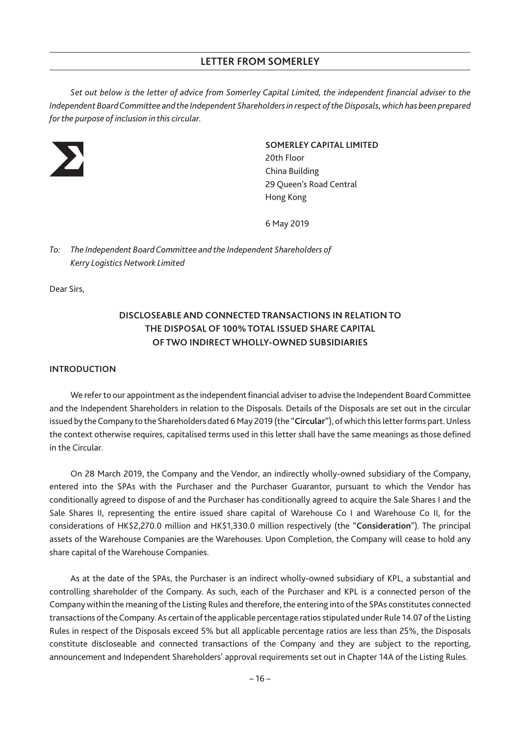## LETTER FROM SOMERLEY

*Set out below is the letter of advice from Somerley Capital Limited, the independent financial adviser to the Independent Board Committee and the Independent Shareholders in respect of the Disposals, which has been prepared for the purpose of inclusion in this circular.*

**SOMERLEY CAPITAL LIMITED**
20th Floor
China Building
29 Queen's Road Central
Hong Kong

6 May 2019

*To: The Independent Board Committee and the Independent Shareholders of Kerry Logistics Network Limited*

Dear Sirs,

### DISCLOSEABLE AND CONNECTED TRANSACTIONS IN RELATION TO THE DISPOSAL OF 100% TOTAL ISSUED SHARE CAPITAL OF TWO INDIRECT WHOLLY-OWNED SUBSIDIARIES

#### INTRODUCTION

We refer to our appointment as the independent financial adviser to advise the Independent Board Committee and the Independent Shareholders in relation to the Disposals. Details of the Disposals are set out in the circular issued by the Company to the Shareholders dated 6 May 2019 (the "**Circular**"), of which this letter forms part. Unless the context otherwise requires, capitalised terms used in this letter shall have the same meanings as those defined in the Circular.

On 28 March 2019, the Company and the Vendor, an indirectly wholly-owned subsidiary of the Company, entered into the SPAs with the Purchaser and the Purchaser Guarantor, pursuant to which the Vendor has conditionally agreed to dispose of and the Purchaser has conditionally agreed to acquire the Sale Shares I and the Sale Shares II, representing the entire issued share capital of Warehouse Co I and Warehouse Co II, for the considerations of HK$2,270.0 million and HK$1,330.0 million respectively (the "**Consideration**"). The principal assets of the Warehouse Companies are the Warehouses. Upon Completion, the Company will cease to hold any share capital of the Warehouse Companies.

As at the date of the SPAs, the Purchaser is an indirect wholly-owned subsidiary of KPL, a substantial and controlling shareholder of the Company. As such, each of the Purchaser and KPL is a connected person of the Company within the meaning of the Listing Rules and therefore, the entering into of the SPAs constitutes connected transactions of the Company. As certain of the applicable percentage ratios stipulated under Rule 14.07 of the Listing Rules in respect of the Disposals exceed 5% but all applicable percentage ratios are less than 25%, the Disposals constitute discloseable and connected transactions of the Company and they are subject to the reporting, announcement and Independent Shareholders' approval requirements set out in Chapter 14A of the Listing Rules.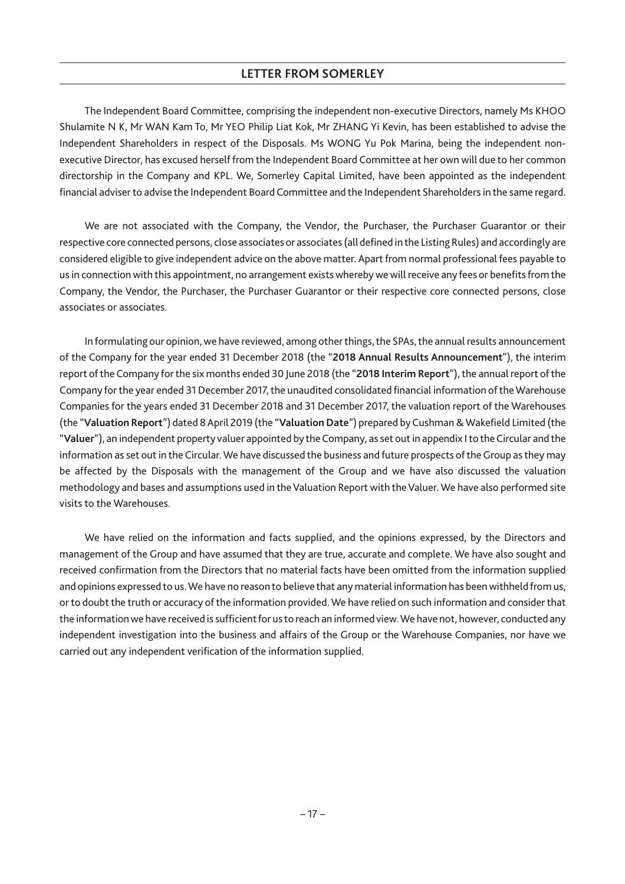The Independent Board Committee, comprising the independent non-executive Directors, namely Ms KHOO Shulamite N K, Mr WAN Kam To, Mr YEO Philip Liat Kok, Mr ZHANG Yi Kevin, has been established to advise the Independent Shareholders in respect of the Disposals. Ms WONG Yu Pok Marina, being the independent non-executive Director, has excused herself from the Independent Board Committee at her own will due to her common directorship in the Company and KPL. We, Somerley Capital Limited, have been appointed as the independent financial adviser to advise the Independent Board Committee and the Independent Shareholders in the same regard.

We are not associated with the Company, the Vendor, the Purchaser, the Purchaser Guarantor or their respective core connected persons, close associates or associates (all defined in the Listing Rules) and accordingly are considered eligible to give independent advice on the above matter. Apart from normal professional fees payable to us in connection with this appointment, no arrangement exists whereby we will receive any fees or benefits from the Company, the Vendor, the Purchaser, the Purchaser Guarantor or their respective core connected persons, close associates or associates.

In formulating our opinion, we have reviewed, among other things, the SPAs, the annual results announcement of the Company for the year ended 31 December 2018 (the "**2018 Annual Results Announcement**"), the interim report of the Company for the six months ended 30 June 2018 (the "**2018 Interim Report**"), the annual report of the Company for the year ended 31 December 2017, the unaudited consolidated financial information of the Warehouse Companies for the years ended 31 December 2018 and 31 December 2017, the valuation report of the Warehouses (the "**Valuation Report**") dated 8 April 2019 (the "**Valuation Date**") prepared by Cushman & Wakefield Limited (the "**Valuer**"), an independent property valuer appointed by the Company, as set out in appendix I to the Circular and the information as set out in the Circular. We have discussed the business and future prospects of the Group as they may be affected by the Disposals with the management of the Group and we have also discussed the valuation methodology and bases and assumptions used in the Valuation Report with the Valuer. We have also performed site visits to the Warehouses.

We have relied on the information and facts supplied, and the opinions expressed, by the Directors and management of the Group and have assumed that they are true, accurate and complete. We have also sought and received confirmation from the Directors that no material facts have been omitted from the information supplied and opinions expressed to us. We have no reason to believe that any material information has been withheld from us, or to doubt the truth or accuracy of the information provided. We have relied on such information and consider that the information we have received is sufficient for us to reach an informed view. We have not, however, conducted any independent investigation into the business and affairs of the Group or the Warehouse Companies, nor have we carried out any independent verification of the information supplied.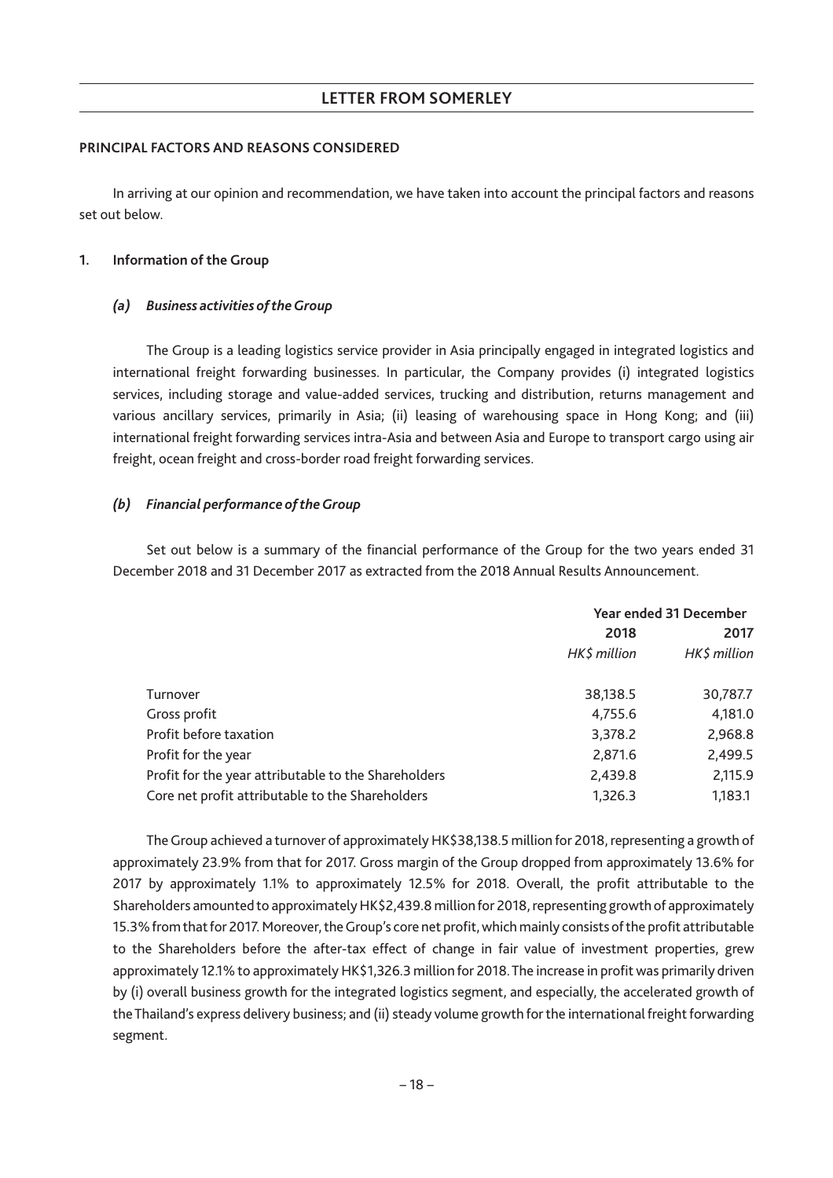## PRINCIPAL FACTORS AND REASONS CONSIDERED

In arriving at our opinion and recommendation, we have taken into account the principal factors and reasons set out below.

### 1. Information of the Group

#### *(a) Business activities of the Group*

The Group is a leading logistics service provider in Asia principally engaged in integrated logistics and international freight forwarding businesses. In particular, the Company provides (i) integrated logistics services, including storage and value-added services, trucking and distribution, returns management and various ancillary services, primarily in Asia; (ii) leasing of warehousing space in Hong Kong; and (iii) international freight forwarding services intra-Asia and between Asia and Europe to transport cargo using air freight, ocean freight and cross-border road freight forwarding services.

#### *(b) Financial performance of the Group*

Set out below is a summary of the financial performance of the Group for the two years ended 31 December 2018 and 31 December 2017 as extracted from the 2018 Annual Results Announcement.

| | Year ended 31 December | |
|---|---|---|
| | **2018** | **2017** |
| | *HK$ million* | *HK$ million* |
| Turnover | 38,138.5 | 30,787.7 |
| Gross profit | 4,755.6 | 4,181.0 |
| Profit before taxation | 3,378.2 | 2,968.8 |
| Profit for the year | 2,871.6 | 2,499.5 |
| Profit for the year attributable to the Shareholders | 2,439.8 | 2,115.9 |
| Core net profit attributable to the Shareholders | 1,326.3 | 1,183.1 |

The Group achieved a turnover of approximately HK$38,138.5 million for 2018, representing a growth of approximately 23.9% from that for 2017. Gross margin of the Group dropped from approximately 13.6% for 2017 by approximately 1.1% to approximately 12.5% for 2018. Overall, the profit attributable to the Shareholders amounted to approximately HK$2,439.8 million for 2018, representing growth of approximately 15.3% from that for 2017. Moreover, the Group's core net profit, which mainly consists of the profit attributable to the Shareholders before the after-tax effect of change in fair value of investment properties, grew approximately 12.1% to approximately HK$1,326.3 million for 2018. The increase in profit was primarily driven by (i) overall business growth for the integrated logistics segment, and especially, the accelerated growth of the Thailand's express delivery business; and (ii) steady volume growth for the international freight forwarding segment.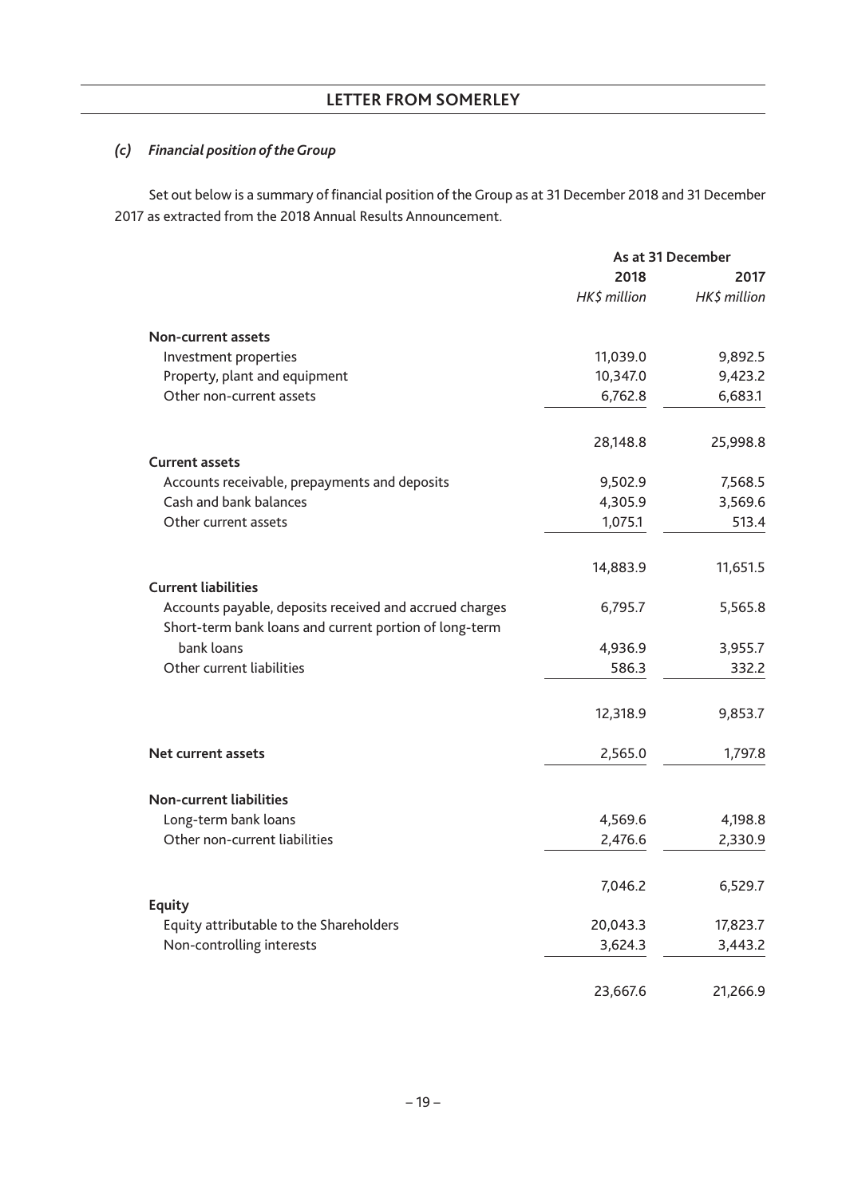## LETTER FROM SOMERLEY

### *(c) Financial position of the Group*

Set out below is a summary of financial position of the Group as at 31 December 2018 and 31 December 2017 as extracted from the 2018 Annual Results Announcement.

| | As at 31 December | |
|---|---|---|
| | 2018 | 2017 |
| | *HK$ million* | *HK$ million* |
| **Non-current assets** | | |
| Investment properties | 11,039.0 | 9,892.5 |
| Property, plant and equipment | 10,347.0 | 9,423.2 |
| Other non-current assets | 6,762.8 | 6,683.1 |
| | 28,148.8 | 25,998.8 |
| **Current assets** | | |
| Accounts receivable, prepayments and deposits | 9,502.9 | 7,568.5 |
| Cash and bank balances | 4,305.9 | 3,569.6 |
| Other current assets | 1,075.1 | 513.4 |
| | 14,883.9 | 11,651.5 |
| **Current liabilities** | | |
| Accounts payable, deposits received and accrued charges | 6,795.7 | 5,565.8 |
| Short-term bank loans and current portion of long-term bank loans | 4,936.9 | 3,955.7 |
| Other current liabilities | 586.3 | 332.2 |
| | 12,318.9 | 9,853.7 |
| **Net current assets** | 2,565.0 | 1,797.8 |
| **Non-current liabilities** | | |
| Long-term bank loans | 4,569.6 | 4,198.8 |
| Other non-current liabilities | 2,476.6 | 2,330.9 |
| | 7,046.2 | 6,529.7 |
| **Equity** | | |
| Equity attributable to the Shareholders | 20,043.3 | 17,823.7 |
| Non-controlling interests | 3,624.3 | 3,443.2 |
| | 23,667.6 | 21,266.9 |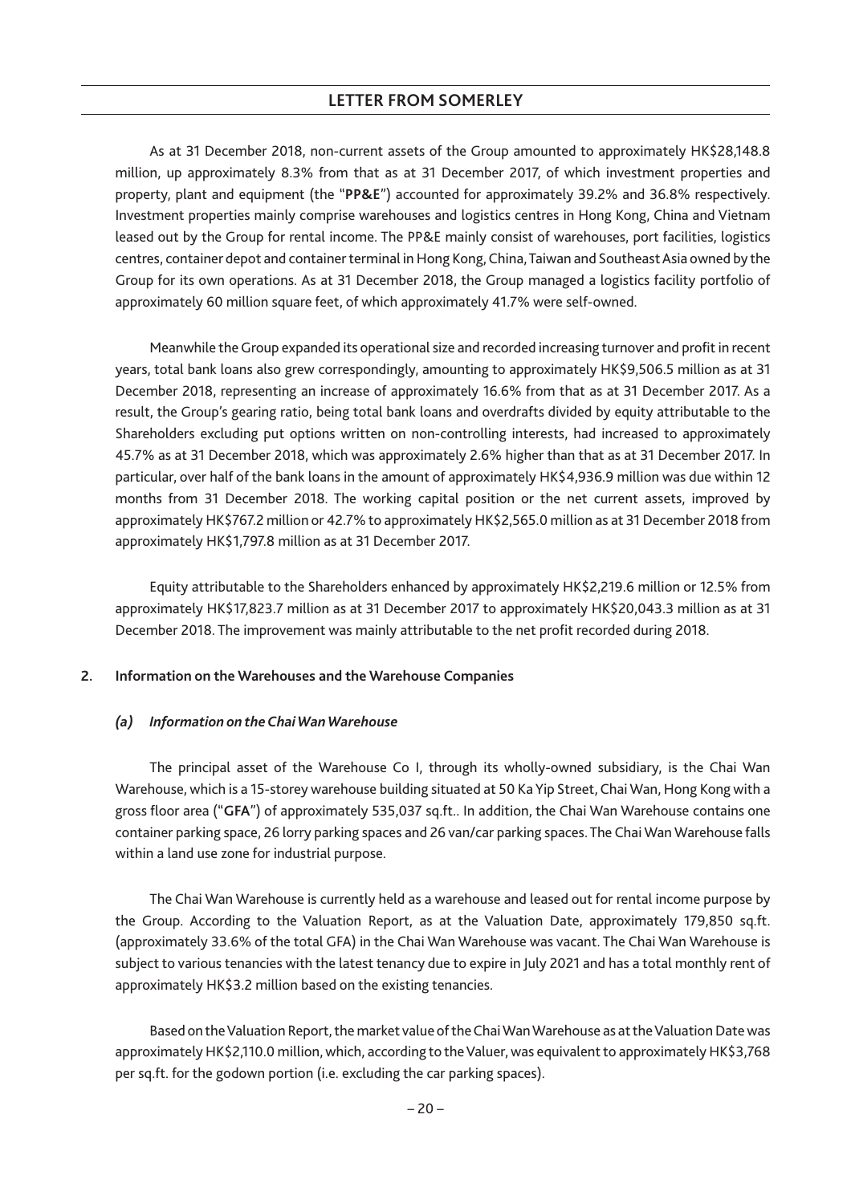As at 31 December 2018, non-current assets of the Group amounted to approximately HK$28,148.8 million, up approximately 8.3% from that as at 31 December 2017, of which investment properties and property, plant and equipment (the "**PP&E**") accounted for approximately 39.2% and 36.8% respectively. Investment properties mainly comprise warehouses and logistics centres in Hong Kong, China and Vietnam leased out by the Group for rental income. The PP&E mainly consist of warehouses, port facilities, logistics centres, container depot and container terminal in Hong Kong, China, Taiwan and Southeast Asia owned by the Group for its own operations. As at 31 December 2018, the Group managed a logistics facility portfolio of approximately 60 million square feet, of which approximately 41.7% were self-owned.

Meanwhile the Group expanded its operational size and recorded increasing turnover and profit in recent years, total bank loans also grew correspondingly, amounting to approximately HK$9,506.5 million as at 31 December 2018, representing an increase of approximately 16.6% from that as at 31 December 2017. As a result, the Group's gearing ratio, being total bank loans and overdrafts divided by equity attributable to the Shareholders excluding put options written on non-controlling interests, had increased to approximately 45.7% as at 31 December 2018, which was approximately 2.6% higher than that as at 31 December 2017. In particular, over half of the bank loans in the amount of approximately HK$4,936.9 million was due within 12 months from 31 December 2018. The working capital position or the net current assets, improved by approximately HK$767.2 million or 42.7% to approximately HK$2,565.0 million as at 31 December 2018 from approximately HK$1,797.8 million as at 31 December 2017.

Equity attributable to the Shareholders enhanced by approximately HK$2,219.6 million or 12.5% from approximately HK$17,823.7 million as at 31 December 2017 to approximately HK$20,043.3 million as at 31 December 2018. The improvement was mainly attributable to the net profit recorded during 2018.

## 2. Information on the Warehouses and the Warehouse Companies

### *(a) Information on the Chai Wan Warehouse*

The principal asset of the Warehouse Co I, through its wholly-owned subsidiary, is the Chai Wan Warehouse, which is a 15-storey warehouse building situated at 50 Ka Yip Street, Chai Wan, Hong Kong with a gross floor area ("**GFA**") of approximately 535,037 sq.ft.. In addition, the Chai Wan Warehouse contains one container parking space, 26 lorry parking spaces and 26 van/car parking spaces. The Chai Wan Warehouse falls within a land use zone for industrial purpose.

The Chai Wan Warehouse is currently held as a warehouse and leased out for rental income purpose by the Group. According to the Valuation Report, as at the Valuation Date, approximately 179,850 sq.ft. (approximately 33.6% of the total GFA) in the Chai Wan Warehouse was vacant. The Chai Wan Warehouse is subject to various tenancies with the latest tenancy due to expire in July 2021 and has a total monthly rent of approximately HK$3.2 million based on the existing tenancies.

Based on the Valuation Report, the market value of the Chai Wan Warehouse as at the Valuation Date was approximately HK$2,110.0 million, which, according to the Valuer, was equivalent to approximately HK$3,768 per sq.ft. for the godown portion (i.e. excluding the car parking spaces).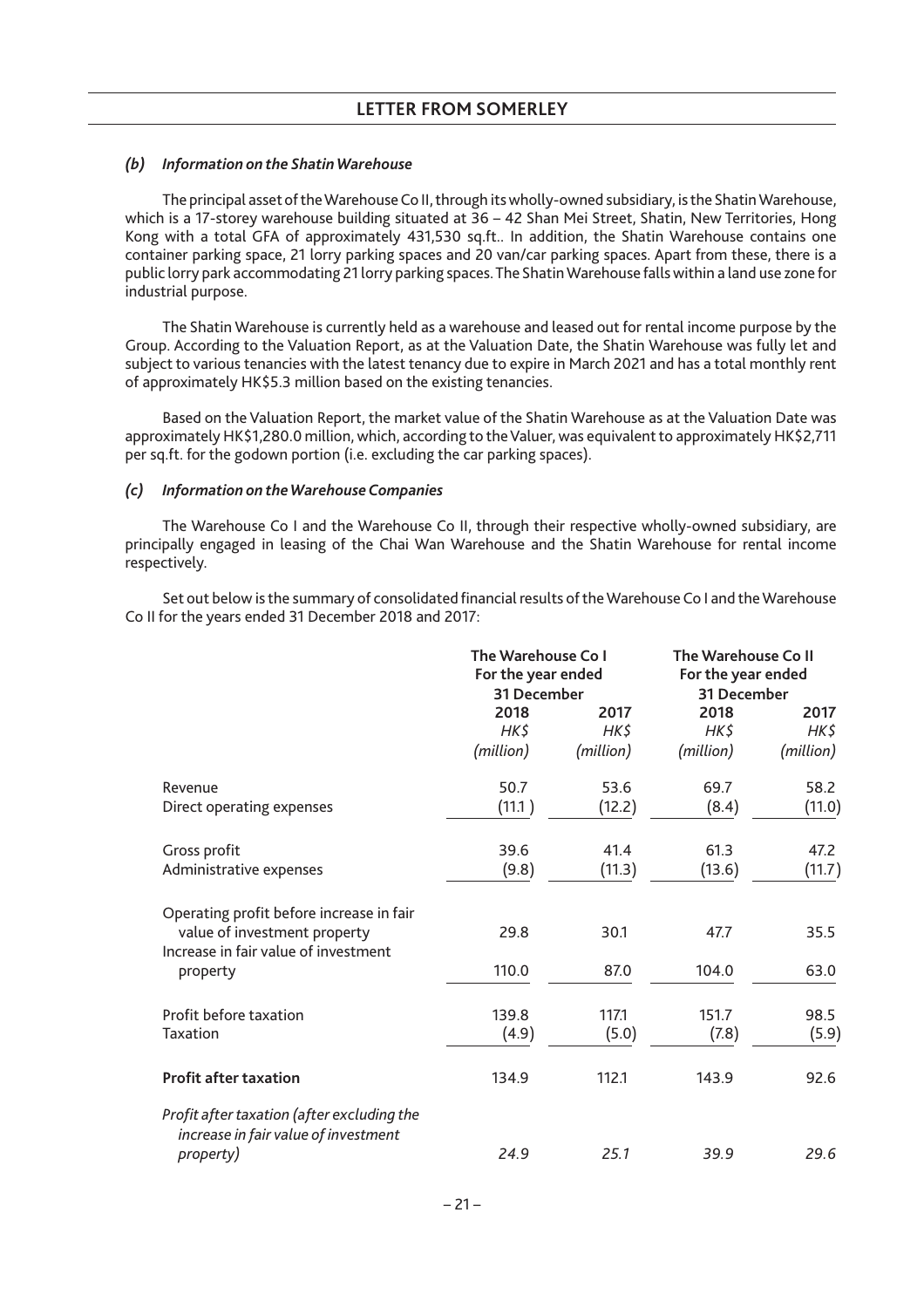### *(b) Information on the Shatin Warehouse*

The principal asset of the Warehouse Co II, through its wholly-owned subsidiary, is the Shatin Warehouse, which is a 17-storey warehouse building situated at 36 – 42 Shan Mei Street, Shatin, New Territories, Hong Kong with a total GFA of approximately 431,530 sq.ft.. In addition, the Shatin Warehouse contains one container parking space, 21 lorry parking spaces and 20 van/car parking spaces. Apart from these, there is a public lorry park accommodating 21 lorry parking spaces. The Shatin Warehouse falls within a land use zone for industrial purpose.

The Shatin Warehouse is currently held as a warehouse and leased out for rental income purpose by the Group. According to the Valuation Report, as at the Valuation Date, the Shatin Warehouse was fully let and subject to various tenancies with the latest tenancy due to expire in March 2021 and has a total monthly rent of approximately HK$5.3 million based on the existing tenancies.

Based on the Valuation Report, the market value of the Shatin Warehouse as at the Valuation Date was approximately HK$1,280.0 million, which, according to the Valuer, was equivalent to approximately HK$2,711 per sq.ft. for the godown portion (i.e. excluding the car parking spaces).

### *(c) Information on the Warehouse Companies*

The Warehouse Co I and the Warehouse Co II, through their respective wholly-owned subsidiary, are principally engaged in leasing of the Chai Wan Warehouse and the Shatin Warehouse for rental income respectively.

Set out below is the summary of consolidated financial results of the Warehouse Co I and the Warehouse Co II for the years ended 31 December 2018 and 2017:

| | **The Warehouse Co I For the year ended 31 December** | | **The Warehouse Co II For the year ended 31 December** | |
|---|---|---|---|---|
| | **2018** | **2017** | **2018** | **2017** |
| | *HK$ (million)* | *HK$ (million)* | *HK$ (million)* | *HK$ (million)* |
| Revenue | 50.7 | 53.6 | 69.7 | 58.2 |
| Direct operating expenses | (11.1) | (12.2) | (8.4) | (11.0) |
| Gross profit | 39.6 | 41.4 | 61.3 | 47.2 |
| Administrative expenses | (9.8) | (11.3) | (13.6) | (11.7) |
| Operating profit before increase in fair value of investment property | 29.8 | 30.1 | 47.7 | 35.5 |
| Increase in fair value of investment property | 110.0 | 87.0 | 104.0 | 63.0 |
| Profit before taxation | 139.8 | 117.1 | 151.7 | 98.5 |
| Taxation | (4.9) | (5.0) | (7.8) | (5.9) |
| **Profit after taxation** | 134.9 | 112.1 | 143.9 | 92.6 |
| *Profit after taxation (after excluding the increase in fair value of investment property)* | *24.9* | *25.1* | *39.9* | *29.6* |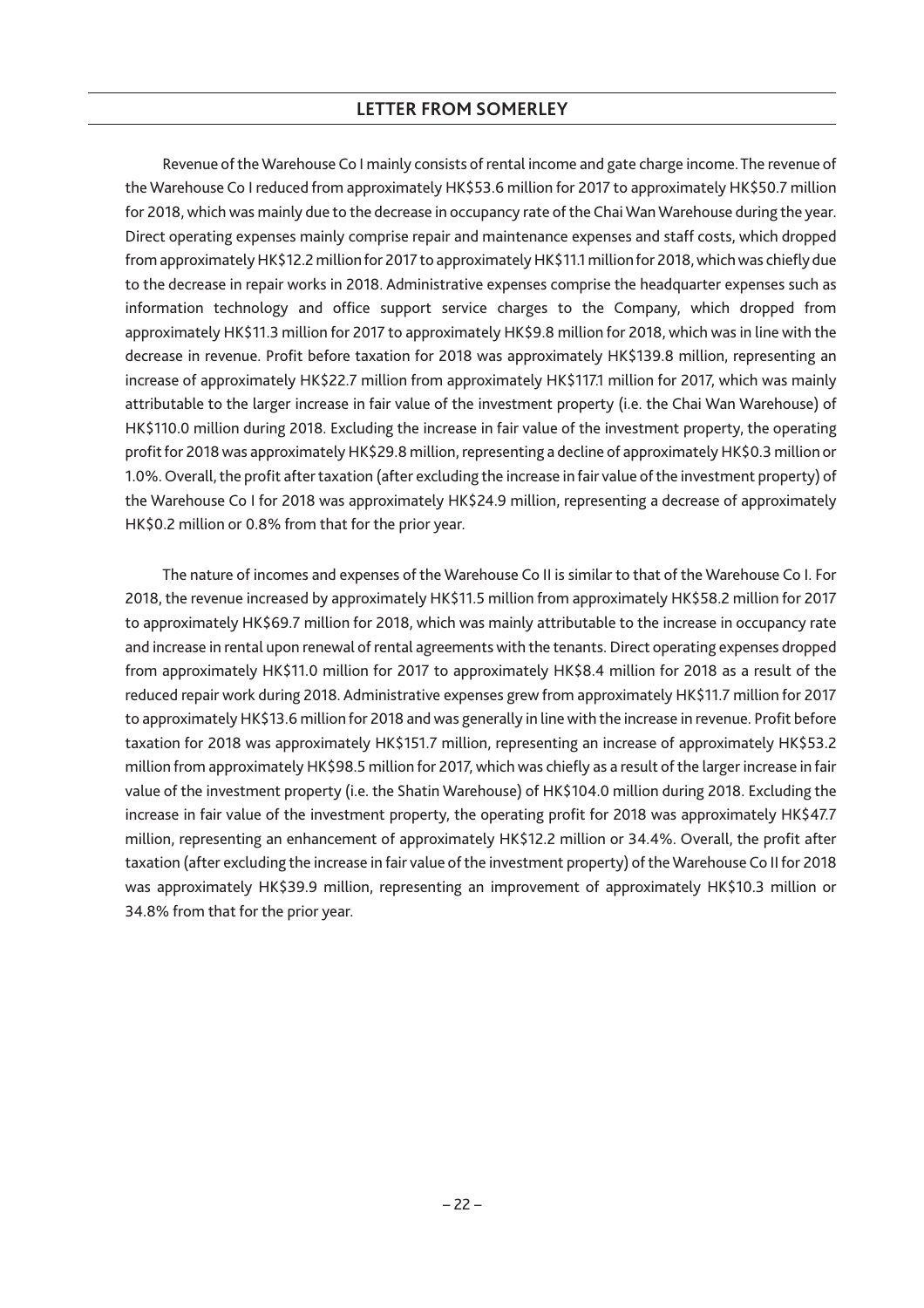Revenue of the Warehouse Co I mainly consists of rental income and gate charge income. The revenue of the Warehouse Co I reduced from approximately HK$53.6 million for 2017 to approximately HK$50.7 million for 2018, which was mainly due to the decrease in occupancy rate of the Chai Wan Warehouse during the year. Direct operating expenses mainly comprise repair and maintenance expenses and staff costs, which dropped from approximately HK$12.2 million for 2017 to approximately HK$11.1 million for 2018, which was chiefly due to the decrease in repair works in 2018. Administrative expenses comprise the headquarter expenses such as information technology and office support service charges to the Company, which dropped from approximately HK$11.3 million for 2017 to approximately HK$9.8 million for 2018, which was in line with the decrease in revenue. Profit before taxation for 2018 was approximately HK$139.8 million, representing an increase of approximately HK$22.7 million from approximately HK$117.1 million for 2017, which was mainly attributable to the larger increase in fair value of the investment property (i.e. the Chai Wan Warehouse) of HK$110.0 million during 2018. Excluding the increase in fair value of the investment property, the operating profit for 2018 was approximately HK$29.8 million, representing a decline of approximately HK$0.3 million or 1.0%. Overall, the profit after taxation (after excluding the increase in fair value of the investment property) of the Warehouse Co I for 2018 was approximately HK$24.9 million, representing a decrease of approximately HK$0.2 million or 0.8% from that for the prior year.

The nature of incomes and expenses of the Warehouse Co II is similar to that of the Warehouse Co I. For 2018, the revenue increased by approximately HK$11.5 million from approximately HK$58.2 million for 2017 to approximately HK$69.7 million for 2018, which was mainly attributable to the increase in occupancy rate and increase in rental upon renewal of rental agreements with the tenants. Direct operating expenses dropped from approximately HK$11.0 million for 2017 to approximately HK$8.4 million for 2018 as a result of the reduced repair work during 2018. Administrative expenses grew from approximately HK$11.7 million for 2017 to approximately HK$13.6 million for 2018 and was generally in line with the increase in revenue. Profit before taxation for 2018 was approximately HK$151.7 million, representing an increase of approximately HK$53.2 million from approximately HK$98.5 million for 2017, which was chiefly as a result of the larger increase in fair value of the investment property (i.e. the Shatin Warehouse) of HK$104.0 million during 2018. Excluding the increase in fair value of the investment property, the operating profit for 2018 was approximately HK$47.7 million, representing an enhancement of approximately HK$12.2 million or 34.4%. Overall, the profit after taxation (after excluding the increase in fair value of the investment property) of the Warehouse Co II for 2018 was approximately HK$39.9 million, representing an improvement of approximately HK$10.3 million or 34.8% from that for the prior year.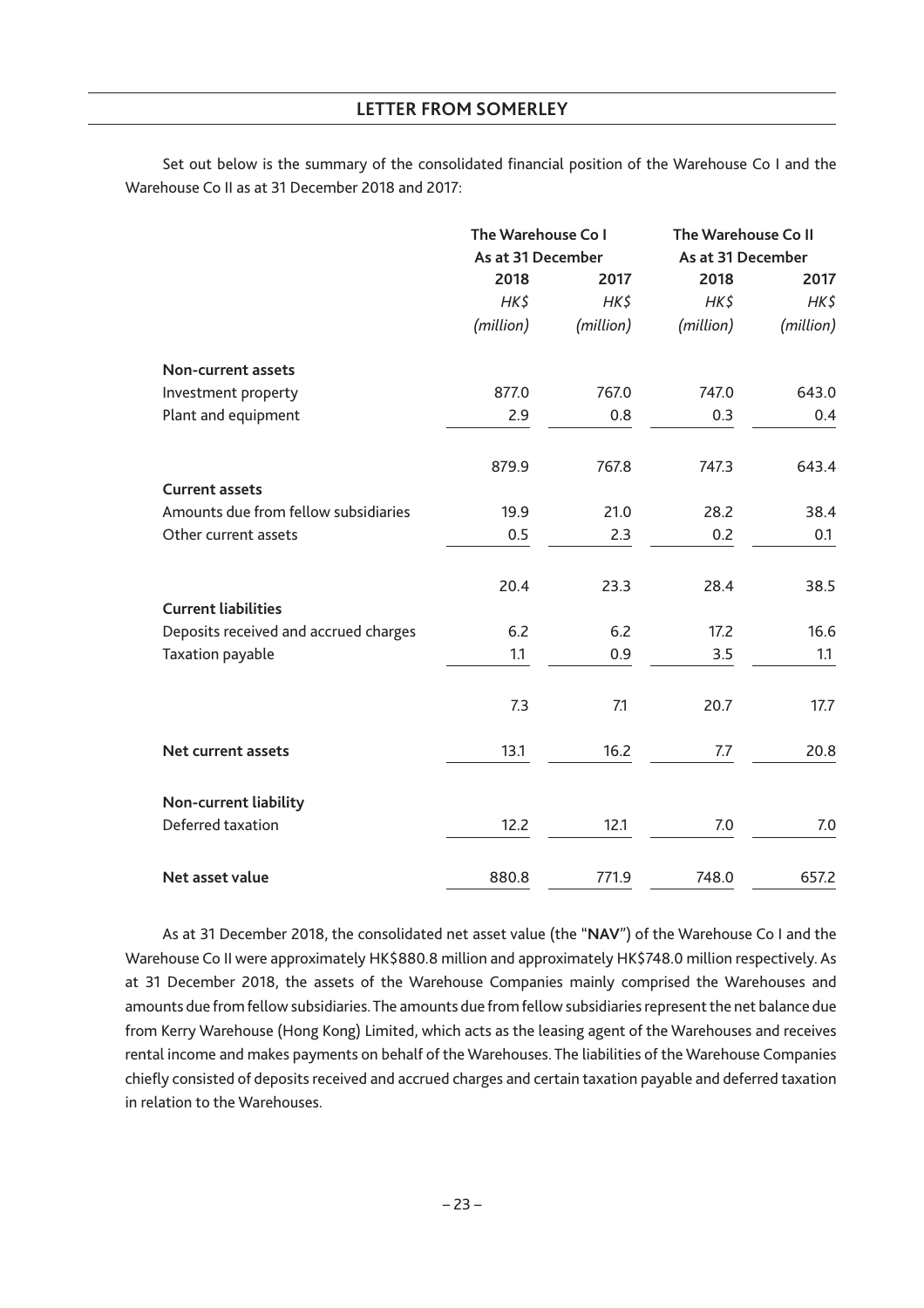Set out below is the summary of the consolidated financial position of the Warehouse Co I and the Warehouse Co II as at 31 December 2018 and 2017:

| | The Warehouse Co I | | The Warehouse Co II | |
|---|---|---|---|---|
| | As at 31 December | | As at 31 December | |
| | 2018 | 2017 | 2018 | 2017 |
| | *HK$* | *HK$* | *HK$* | *HK$* |
| | *(million)* | *(million)* | *(million)* | *(million)* |
| **Non-current assets** | | | | |
| Investment property | 877.0 | 767.0 | 747.0 | 643.0 |
| Plant and equipment | 2.9 | 0.8 | 0.3 | 0.4 |
| | 879.9 | 767.8 | 747.3 | 643.4 |
| **Current assets** | | | | |
| Amounts due from fellow subsidiaries | 19.9 | 21.0 | 28.2 | 38.4 |
| Other current assets | 0.5 | 2.3 | 0.2 | 0.1 |
| | 20.4 | 23.3 | 28.4 | 38.5 |
| **Current liabilities** | | | | |
| Deposits received and accrued charges | 6.2 | 6.2 | 17.2 | 16.6 |
| Taxation payable | 1.1 | 0.9 | 3.5 | 1.1 |
| | 7.3 | 7.1 | 20.7 | 17.7 |
| **Net current assets** | 13.1 | 16.2 | 7.7 | 20.8 |
| **Non-current liability** | | | | |
| Deferred taxation | 12.2 | 12.1 | 7.0 | 7.0 |
| **Net asset value** | 880.8 | 771.9 | 748.0 | 657.2 |

As at 31 December 2018, the consolidated net asset value (the "**NAV**") of the Warehouse Co I and the Warehouse Co II were approximately HK$880.8 million and approximately HK$748.0 million respectively. As at 31 December 2018, the assets of the Warehouse Companies mainly comprised the Warehouses and amounts due from fellow subsidiaries. The amounts due from fellow subsidiaries represent the net balance due from Kerry Warehouse (Hong Kong) Limited, which acts as the leasing agent of the Warehouses and receives rental income and makes payments on behalf of the Warehouses. The liabilities of the Warehouse Companies chiefly consisted of deposits received and accrued charges and certain taxation payable and deferred taxation in relation to the Warehouses.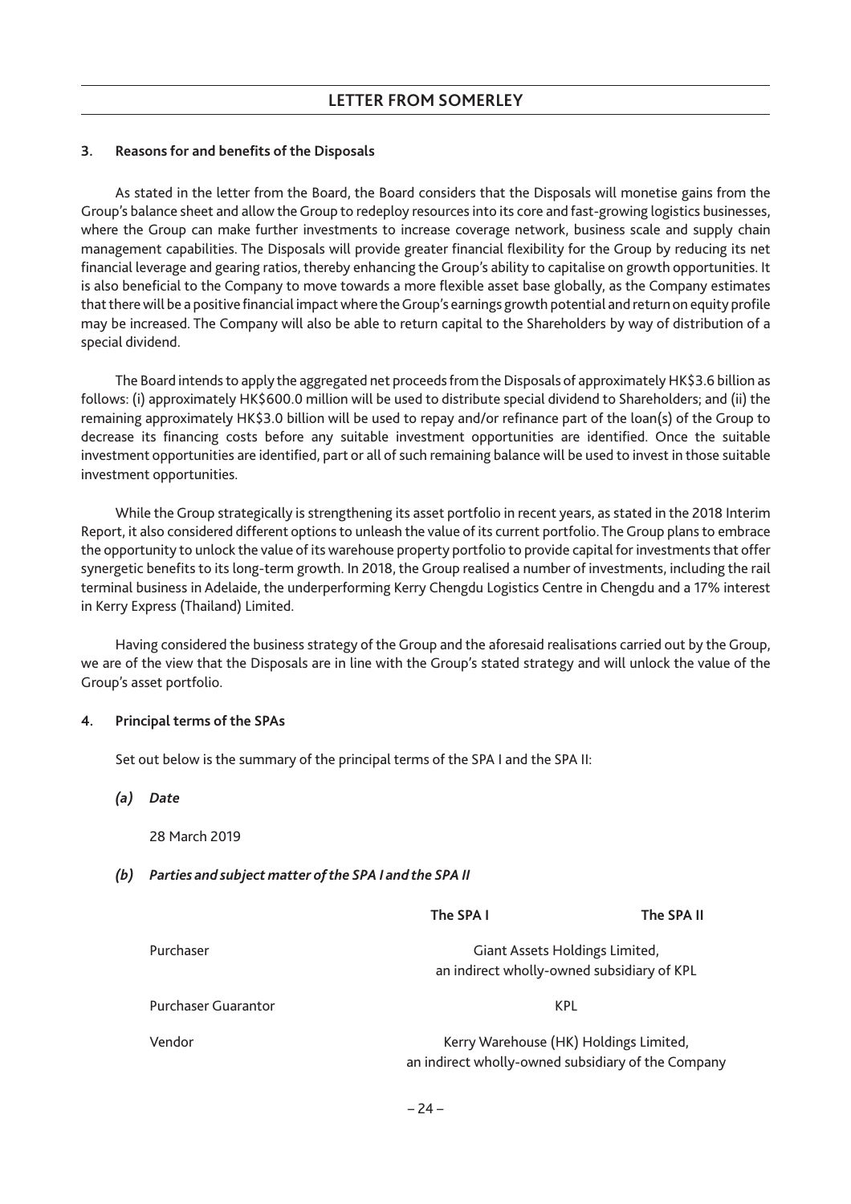## 3. Reasons for and benefits of the Disposals

As stated in the letter from the Board, the Board considers that the Disposals will monetise gains from the Group's balance sheet and allow the Group to redeploy resources into its core and fast-growing logistics businesses, where the Group can make further investments to increase coverage network, business scale and supply chain management capabilities. The Disposals will provide greater financial flexibility for the Group by reducing its net financial leverage and gearing ratios, thereby enhancing the Group's ability to capitalise on growth opportunities. It is also beneficial to the Company to move towards a more flexible asset base globally, as the Company estimates that there will be a positive financial impact where the Group's earnings growth potential and return on equity profile may be increased. The Company will also be able to return capital to the Shareholders by way of distribution of a special dividend.

The Board intends to apply the aggregated net proceeds from the Disposals of approximately HK$3.6 billion as follows: (i) approximately HK$600.0 million will be used to distribute special dividend to Shareholders; and (ii) the remaining approximately HK$3.0 billion will be used to repay and/or refinance part of the loan(s) of the Group to decrease its financing costs before any suitable investment opportunities are identified. Once the suitable investment opportunities are identified, part or all of such remaining balance will be used to invest in those suitable investment opportunities.

While the Group strategically is strengthening its asset portfolio in recent years, as stated in the 2018 Interim Report, it also considered different options to unleash the value of its current portfolio. The Group plans to embrace the opportunity to unlock the value of its warehouse property portfolio to provide capital for investments that offer synergetic benefits to its long-term growth. In 2018, the Group realised a number of investments, including the rail terminal business in Adelaide, the underperforming Kerry Chengdu Logistics Centre in Chengdu and a 17% interest in Kerry Express (Thailand) Limited.

Having considered the business strategy of the Group and the aforesaid realisations carried out by the Group, we are of the view that the Disposals are in line with the Group's stated strategy and will unlock the value of the Group's asset portfolio.

## 4. Principal terms of the SPAs

Set out below is the summary of the principal terms of the SPA I and the SPA II:

### *(a) Date*

28 March 2019

### *(b) Parties and subject matter of the SPA I and the SPA II*

| | **The SPA I** | **The SPA II** |
|---|---|---|
| Purchaser | Giant Assets Holdings Limited, an indirect wholly-owned subsidiary of KPL | |
| Purchaser Guarantor | KPL | |
| Vendor | Kerry Warehouse (HK) Holdings Limited, an indirect wholly-owned subsidiary of the Company | |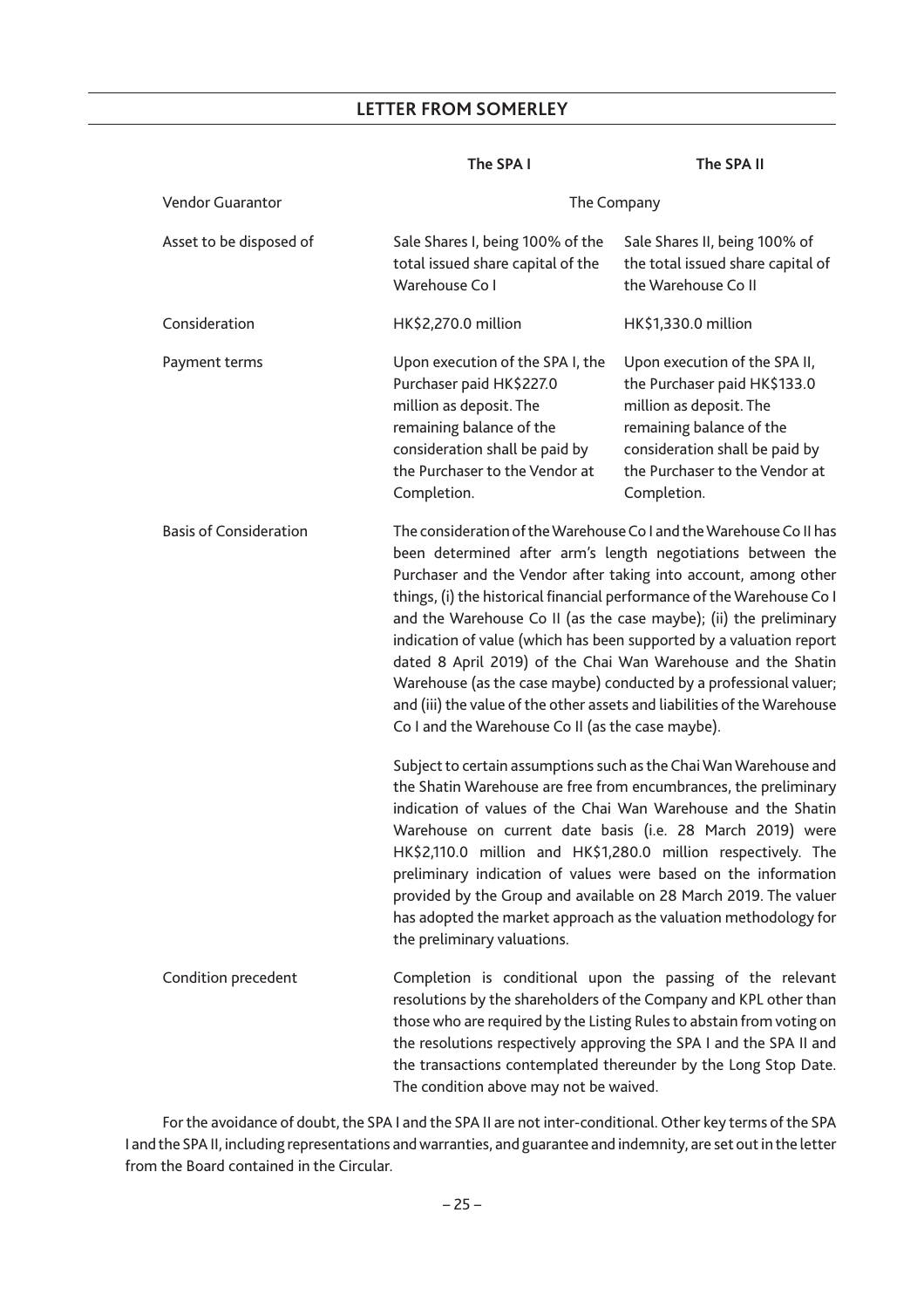| | The SPA I | The SPA II |
|---|---|---|
| Vendor Guarantor | The Company | |
| Asset to be disposed of | Sale Shares I, being 100% of the total issued share capital of the Warehouse Co I | Sale Shares II, being 100% of the total issued share capital of the Warehouse Co II |
| Consideration | HK$2,270.0 million | HK$1,330.0 million |
| Payment terms | Upon execution of the SPA I, the Purchaser paid HK$227.0 million as deposit. The remaining balance of the consideration shall be paid by the Purchaser to the Vendor at Completion. | Upon execution of the SPA II, the Purchaser paid HK$133.0 million as deposit. The remaining balance of the consideration shall be paid by the Purchaser to the Vendor at Completion. |
| Basis of Consideration | The consideration of the Warehouse Co I and the Warehouse Co II has been determined after arm's length negotiations between the Purchaser and the Vendor after taking into account, among other things, (i) the historical financial performance of the Warehouse Co I and the Warehouse Co II (as the case maybe); (ii) the preliminary indication of value (which has been supported by a valuation report dated 8 April 2019) of the Chai Wan Warehouse and the Shatin Warehouse (as the case maybe) conducted by a professional valuer; and (iii) the value of the other assets and liabilities of the Warehouse Co I and the Warehouse Co II (as the case maybe).<br><br>Subject to certain assumptions such as the Chai Wan Warehouse and the Shatin Warehouse are free from encumbrances, the preliminary indication of values of the Chai Wan Warehouse and the Shatin Warehouse on current date basis (i.e. 28 March 2019) were HK$2,110.0 million and HK$1,280.0 million respectively. The preliminary indication of values were based on the information provided by the Group and available on 28 March 2019. The valuer has adopted the market approach as the valuation methodology for the preliminary valuations. | |
| Condition precedent | Completion is conditional upon the passing of the relevant resolutions by the shareholders of the Company and KPL other than those who are required by the Listing Rules to abstain from voting on the resolutions respectively approving the SPA I and the SPA II and the transactions contemplated thereunder by the Long Stop Date. The condition above may not be waived. | |

For the avoidance of doubt, the SPA I and the SPA II are not inter-conditional. Other key terms of the SPA I and the SPA II, including representations and warranties, and guarantee and indemnity, are set out in the letter from the Board contained in the Circular.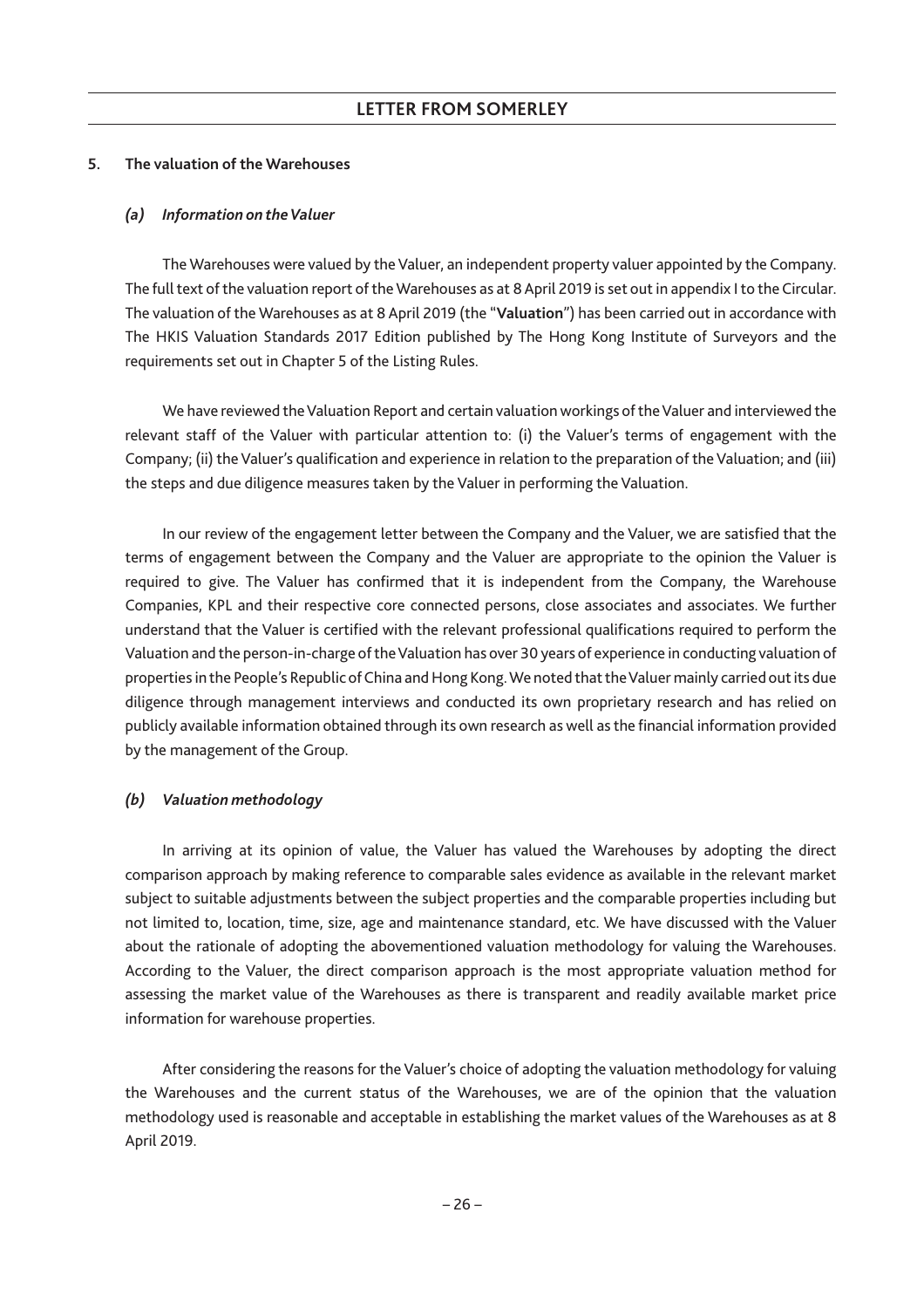## 5. The valuation of the Warehouses

### *(a) Information on the Valuer*

The Warehouses were valued by the Valuer, an independent property valuer appointed by the Company. The full text of the valuation report of the Warehouses as at 8 April 2019 is set out in appendix I to the Circular. The valuation of the Warehouses as at 8 April 2019 (the "**Valuation**") has been carried out in accordance with The HKIS Valuation Standards 2017 Edition published by The Hong Kong Institute of Surveyors and the requirements set out in Chapter 5 of the Listing Rules.

We have reviewed the Valuation Report and certain valuation workings of the Valuer and interviewed the relevant staff of the Valuer with particular attention to: (i) the Valuer's terms of engagement with the Company; (ii) the Valuer's qualification and experience in relation to the preparation of the Valuation; and (iii) the steps and due diligence measures taken by the Valuer in performing the Valuation.

In our review of the engagement letter between the Company and the Valuer, we are satisfied that the terms of engagement between the Company and the Valuer are appropriate to the opinion the Valuer is required to give. The Valuer has confirmed that it is independent from the Company, the Warehouse Companies, KPL and their respective core connected persons, close associates and associates. We further understand that the Valuer is certified with the relevant professional qualifications required to perform the Valuation and the person-in-charge of the Valuation has over 30 years of experience in conducting valuation of properties in the People's Republic of China and Hong Kong. We noted that the Valuer mainly carried out its due diligence through management interviews and conducted its own proprietary research and has relied on publicly available information obtained through its own research as well as the financial information provided by the management of the Group.

### *(b) Valuation methodology*

In arriving at its opinion of value, the Valuer has valued the Warehouses by adopting the direct comparison approach by making reference to comparable sales evidence as available in the relevant market subject to suitable adjustments between the subject properties and the comparable properties including but not limited to, location, time, size, age and maintenance standard, etc. We have discussed with the Valuer about the rationale of adopting the abovementioned valuation methodology for valuing the Warehouses. According to the Valuer, the direct comparison approach is the most appropriate valuation method for assessing the market value of the Warehouses as there is transparent and readily available market price information for warehouse properties.

After considering the reasons for the Valuer's choice of adopting the valuation methodology for valuing the Warehouses and the current status of the Warehouses, we are of the opinion that the valuation methodology used is reasonable and acceptable in establishing the market values of the Warehouses as at 8 April 2019.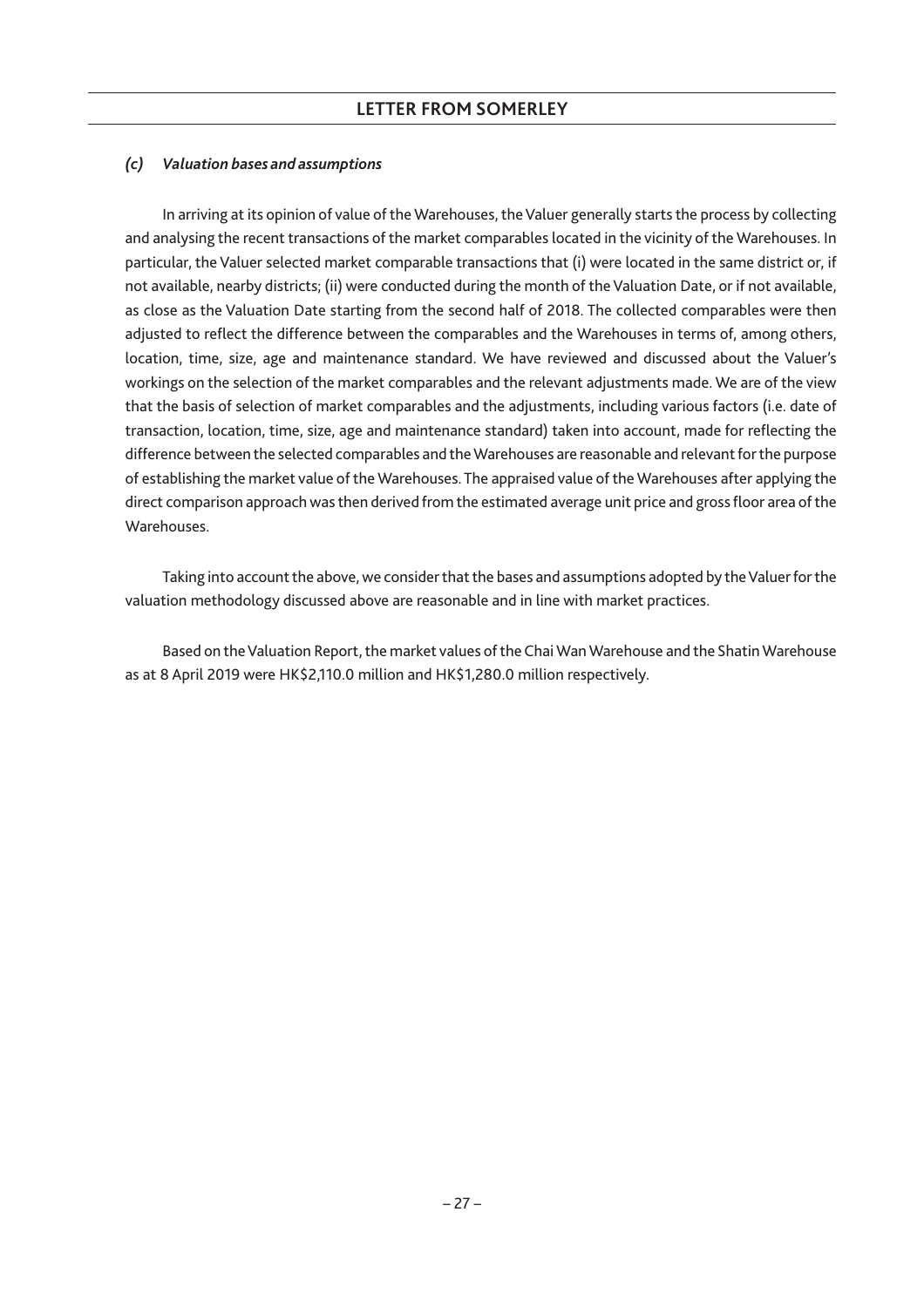### *(c) Valuation bases and assumptions*

In arriving at its opinion of value of the Warehouses, the Valuer generally starts the process by collecting and analysing the recent transactions of the market comparables located in the vicinity of the Warehouses. In particular, the Valuer selected market comparable transactions that (i) were located in the same district or, if not available, nearby districts; (ii) were conducted during the month of the Valuation Date, or if not available, as close as the Valuation Date starting from the second half of 2018. The collected comparables were then adjusted to reflect the difference between the comparables and the Warehouses in terms of, among others, location, time, size, age and maintenance standard. We have reviewed and discussed about the Valuer's workings on the selection of the market comparables and the relevant adjustments made. We are of the view that the basis of selection of market comparables and the adjustments, including various factors (i.e. date of transaction, location, time, size, age and maintenance standard) taken into account, made for reflecting the difference between the selected comparables and the Warehouses are reasonable and relevant for the purpose of establishing the market value of the Warehouses. The appraised value of the Warehouses after applying the direct comparison approach was then derived from the estimated average unit price and gross floor area of the Warehouses.

Taking into account the above, we consider that the bases and assumptions adopted by the Valuer for the valuation methodology discussed above are reasonable and in line with market practices.

Based on the Valuation Report, the market values of the Chai Wan Warehouse and the Shatin Warehouse as at 8 April 2019 were HK$2,110.0 million and HK$1,280.0 million respectively.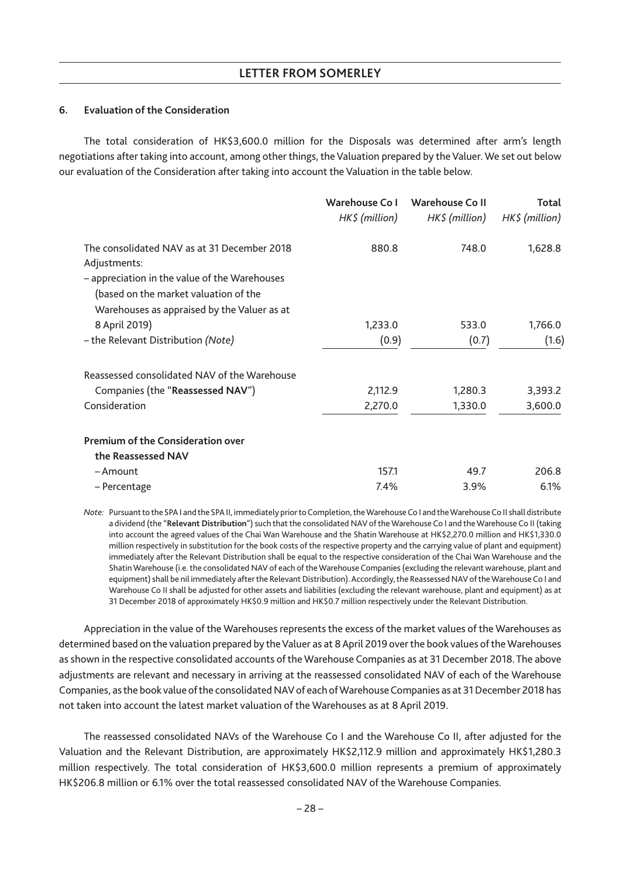### 6. Evaluation of the Consideration

The total consideration of HK$3,600.0 million for the Disposals was determined after arm's length negotiations after taking into account, among other things, the Valuation prepared by the Valuer. We set out below our evaluation of the Consideration after taking into account the Valuation in the table below.

| | Warehouse Co I | Warehouse Co II | Total |
|---|---|---|---|
| | *HK$ (million)* | *HK$ (million)* | *HK$ (million)* |
| The consolidated NAV as at 31 December 2018 | 880.8 | 748.0 | 1,628.8 |
| Adjustments: | | | |
| – appreciation in the value of the Warehouses (based on the market valuation of the Warehouses as appraised by the Valuer as at 8 April 2019) | 1,233.0 | 533.0 | 1,766.0 |
| – the Relevant Distribution *(Note)* | (0.9) | (0.7) | (1.6) |
| Reassessed consolidated NAV of the Warehouse Companies (the "**Reassessed NAV**") | 2,112.9 | 1,280.3 | 3,393.2 |
| Consideration | 2,270.0 | 1,330.0 | 3,600.0 |
| **Premium of the Consideration over the Reassessed NAV** | | | |
| – Amount | 157.1 | 49.7 | 206.8 |
| – Percentage | 7.4% | 3.9% | 6.1% |

*Note:* Pursuant to the SPA I and the SPA II, immediately prior to Completion, the Warehouse Co I and the Warehouse Co II shall distribute a dividend (the "**Relevant Distribution**") such that the consolidated NAV of the Warehouse Co I and the Warehouse Co II (taking into account the agreed values of the Chai Wan Warehouse and the Shatin Warehouse at HK$2,270.0 million and HK$1,330.0 million respectively in substitution for the book costs of the respective property and the carrying value of plant and equipment) immediately after the Relevant Distribution shall be equal to the respective consideration of the Chai Wan Warehouse and the Shatin Warehouse (i.e. the consolidated NAV of each of the Warehouse Companies (excluding the relevant warehouse, plant and equipment) shall be nil immediately after the Relevant Distribution). Accordingly, the Reassessed NAV of the Warehouse Co I and Warehouse Co II shall be adjusted for other assets and liabilities (excluding the relevant warehouse, plant and equipment) as at 31 December 2018 of approximately HK$0.9 million and HK$0.7 million respectively under the Relevant Distribution.

Appreciation in the value of the Warehouses represents the excess of the market values of the Warehouses as determined based on the valuation prepared by the Valuer as at 8 April 2019 over the book values of the Warehouses as shown in the respective consolidated accounts of the Warehouse Companies as at 31 December 2018. The above adjustments are relevant and necessary in arriving at the reassessed consolidated NAV of each of the Warehouse Companies, as the book value of the consolidated NAV of each of Warehouse Companies as at 31 December 2018 has not taken into account the latest market valuation of the Warehouses as at 8 April 2019.

The reassessed consolidated NAVs of the Warehouse Co I and the Warehouse Co II, after adjusted for the Valuation and the Relevant Distribution, are approximately HK$2,112.9 million and approximately HK$1,280.3 million respectively. The total consideration of HK$3,600.0 million represents a premium of approximately HK$206.8 million or 6.1% over the total reassessed consolidated NAV of the Warehouse Companies.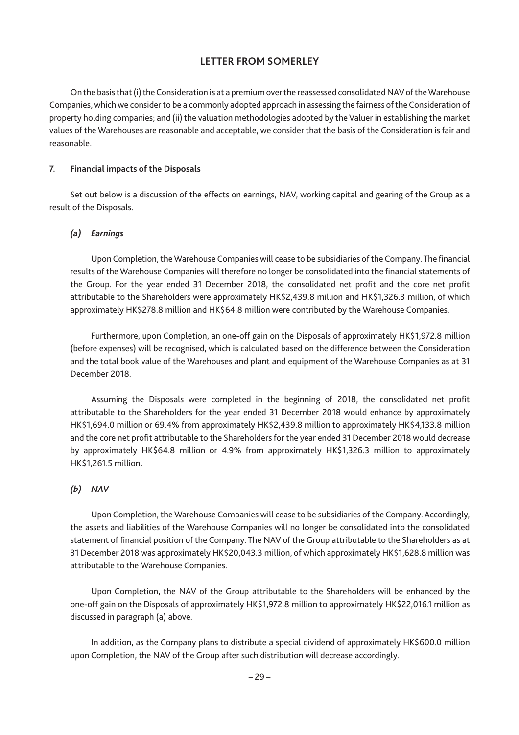On the basis that (i) the Consideration is at a premium over the reassessed consolidated NAV of the Warehouse Companies, which we consider to be a commonly adopted approach in assessing the fairness of the Consideration of property holding companies; and (ii) the valuation methodologies adopted by the Valuer in establishing the market values of the Warehouses are reasonable and acceptable, we consider that the basis of the Consideration is fair and reasonable.

### 7. Financial impacts of the Disposals

Set out below is a discussion of the effects on earnings, NAV, working capital and gearing of the Group as a result of the Disposals.

#### *(a) Earnings*

Upon Completion, the Warehouse Companies will cease to be subsidiaries of the Company. The financial results of the Warehouse Companies will therefore no longer be consolidated into the financial statements of the Group. For the year ended 31 December 2018, the consolidated net profit and the core net profit attributable to the Shareholders were approximately HK$2,439.8 million and HK$1,326.3 million, of which approximately HK$278.8 million and HK$64.8 million were contributed by the Warehouse Companies.

Furthermore, upon Completion, an one-off gain on the Disposals of approximately HK$1,972.8 million (before expenses) will be recognised, which is calculated based on the difference between the Consideration and the total book value of the Warehouses and plant and equipment of the Warehouse Companies as at 31 December 2018.

Assuming the Disposals were completed in the beginning of 2018, the consolidated net profit attributable to the Shareholders for the year ended 31 December 2018 would enhance by approximately HK$1,694.0 million or 69.4% from approximately HK$2,439.8 million to approximately HK$4,133.8 million and the core net profit attributable to the Shareholders for the year ended 31 December 2018 would decrease by approximately HK$64.8 million or 4.9% from approximately HK$1,326.3 million to approximately HK$1,261.5 million.

#### *(b) NAV*

Upon Completion, the Warehouse Companies will cease to be subsidiaries of the Company. Accordingly, the assets and liabilities of the Warehouse Companies will no longer be consolidated into the consolidated statement of financial position of the Company. The NAV of the Group attributable to the Shareholders as at 31 December 2018 was approximately HK$20,043.3 million, of which approximately HK$1,628.8 million was attributable to the Warehouse Companies.

Upon Completion, the NAV of the Group attributable to the Shareholders will be enhanced by the one-off gain on the Disposals of approximately HK$1,972.8 million to approximately HK$22,016.1 million as discussed in paragraph (a) above.

In addition, as the Company plans to distribute a special dividend of approximately HK$600.0 million upon Completion, the NAV of the Group after such distribution will decrease accordingly.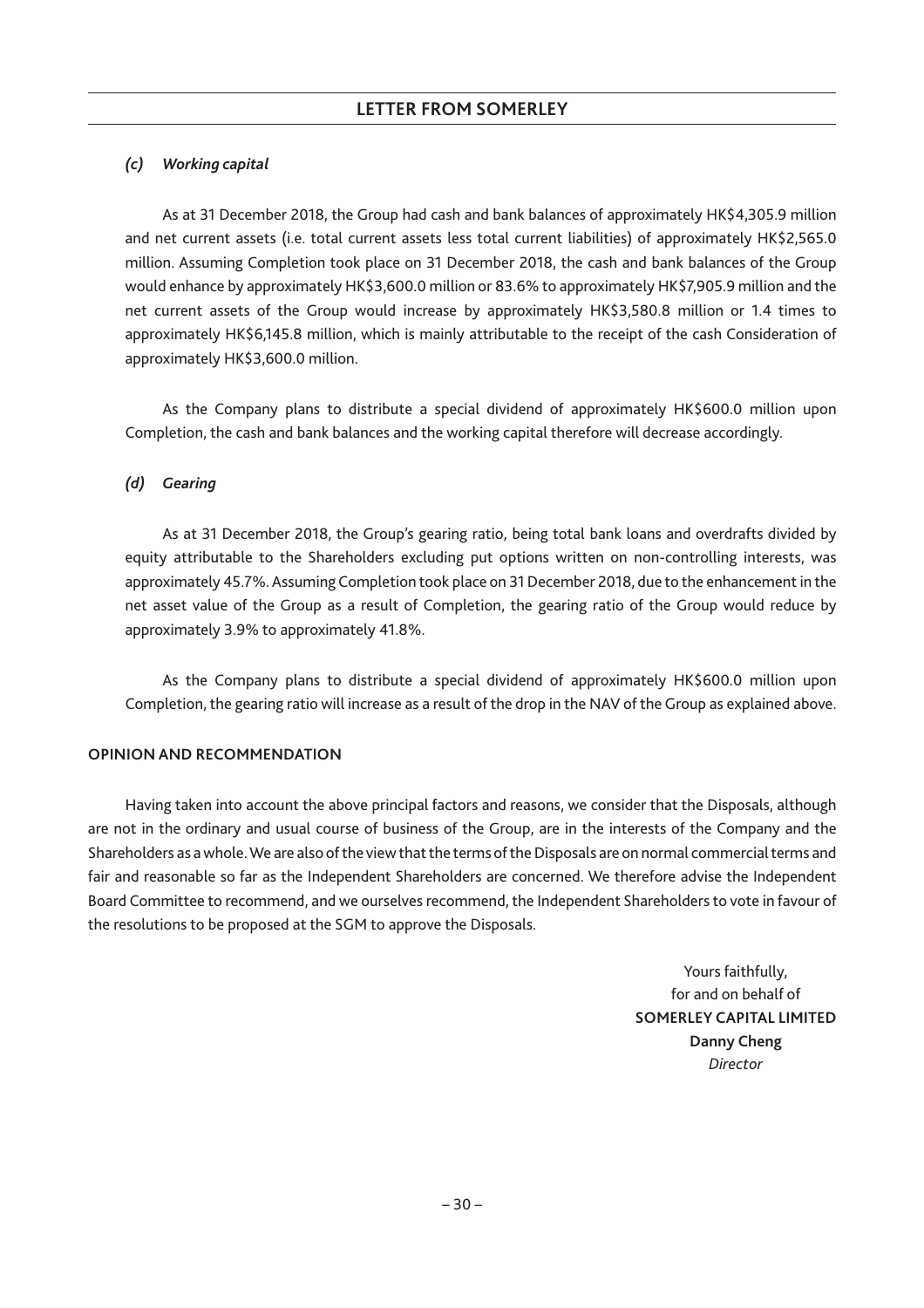*(c) Working capital*

As at 31 December 2018, the Group had cash and bank balances of approximately HK$4,305.9 million and net current assets (i.e. total current assets less total current liabilities) of approximately HK$2,565.0 million. Assuming Completion took place on 31 December 2018, the cash and bank balances of the Group would enhance by approximately HK$3,600.0 million or 83.6% to approximately HK$7,905.9 million and the net current assets of the Group would increase by approximately HK$3,580.8 million or 1.4 times to approximately HK$6,145.8 million, which is mainly attributable to the receipt of the cash Consideration of approximately HK$3,600.0 million.

As the Company plans to distribute a special dividend of approximately HK$600.0 million upon Completion, the cash and bank balances and the working capital therefore will decrease accordingly.

*(d) Gearing*

As at 31 December 2018, the Group's gearing ratio, being total bank loans and overdrafts divided by equity attributable to the Shareholders excluding put options written on non-controlling interests, was approximately 45.7%. Assuming Completion took place on 31 December 2018, due to the enhancement in the net asset value of the Group as a result of Completion, the gearing ratio of the Group would reduce by approximately 3.9% to approximately 41.8%.

As the Company plans to distribute a special dividend of approximately HK$600.0 million upon Completion, the gearing ratio will increase as a result of the drop in the NAV of the Group as explained above.

**OPINION AND RECOMMENDATION**

Having taken into account the above principal factors and reasons, we consider that the Disposals, although are not in the ordinary and usual course of business of the Group, are in the interests of the Company and the Shareholders as a whole. We are also of the view that the terms of the Disposals are on normal commercial terms and fair and reasonable so far as the Independent Shareholders are concerned. We therefore advise the Independent Board Committee to recommend, and we ourselves recommend, the Independent Shareholders to vote in favour of the resolutions to be proposed at the SGM to approve the Disposals.

Yours faithfully,
for and on behalf of
**SOMERLEY CAPITAL LIMITED**
**Danny Cheng**
*Director*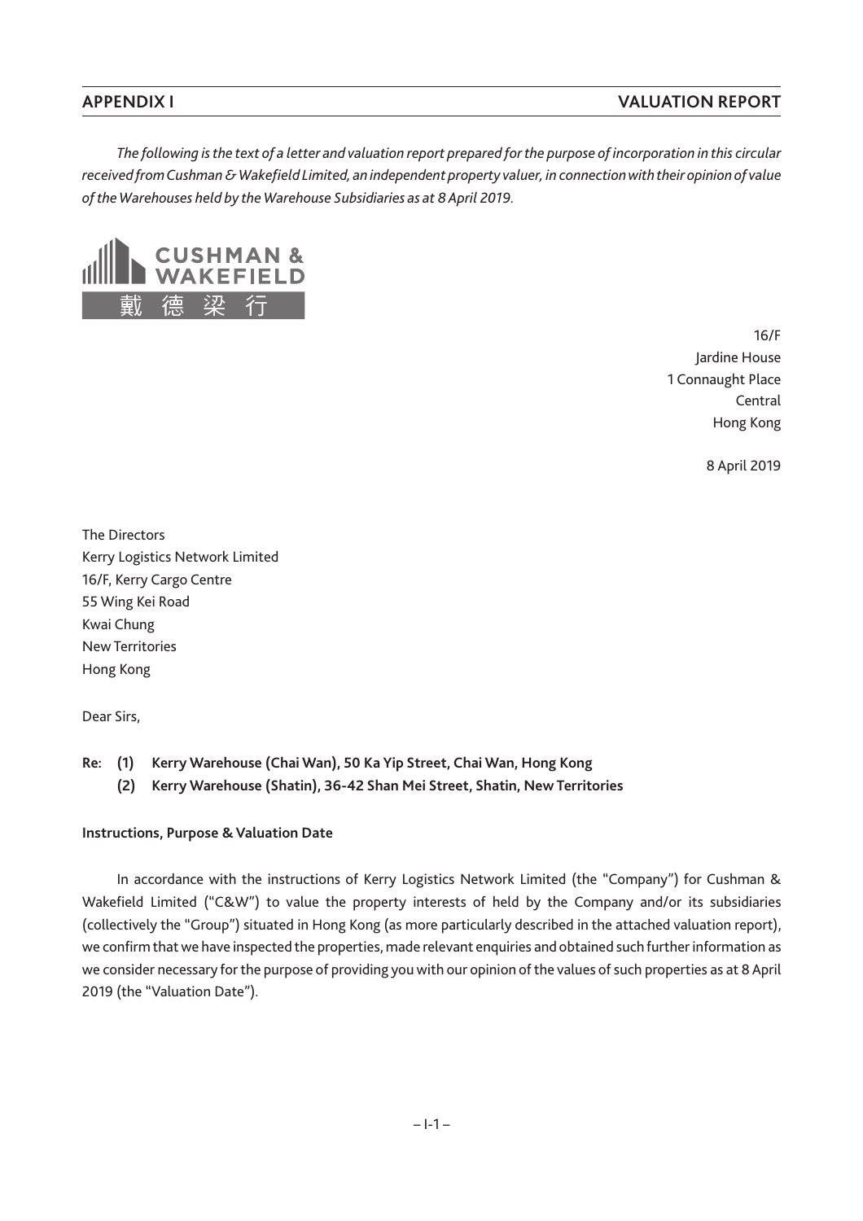*The following is the text of a letter and valuation report prepared for the purpose of incorporation in this circular received from Cushman & Wakefield Limited, an independent property valuer, in connection with their opinion of value of the Warehouses held by the Warehouse Subsidiaries as at 8 April 2019.*

CUSHMAN & WAKEFIELD
戴德梁行

16/F
Jardine House
1 Connaught Place
Central
Hong Kong

8 April 2019

The Directors
Kerry Logistics Network Limited
16/F, Kerry Cargo Centre
55 Wing Kei Road
Kwai Chung
New Territories
Hong Kong

Dear Sirs,

**Re: (1) Kerry Warehouse (Chai Wan), 50 Ka Yip Street, Chai Wan, Hong Kong**
**(2) Kerry Warehouse (Shatin), 36-42 Shan Mei Street, Shatin, New Territories**

**Instructions, Purpose & Valuation Date**

In accordance with the instructions of Kerry Logistics Network Limited (the "Company") for Cushman & Wakefield Limited ("C&W") to value the property interests of held by the Company and/or its subsidiaries (collectively the "Group") situated in Hong Kong (as more particularly described in the attached valuation report), we confirm that we have inspected the properties, made relevant enquiries and obtained such further information as we consider necessary for the purpose of providing you with our opinion of the values of such properties as at 8 April 2019 (the "Valuation Date").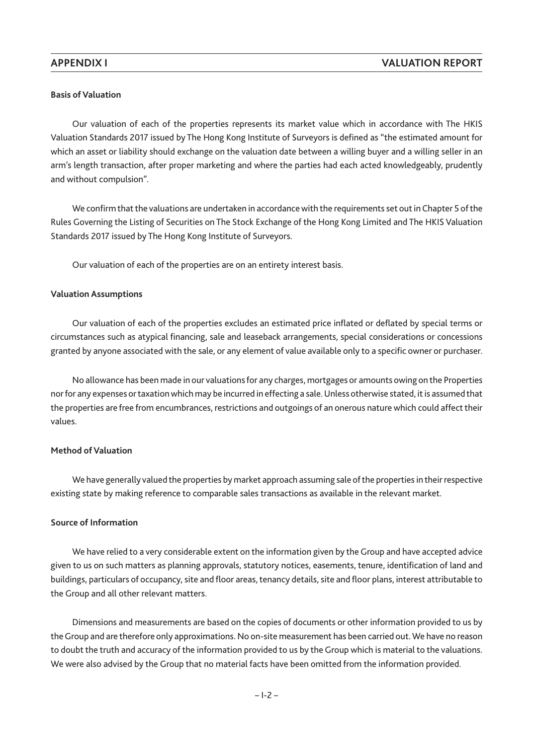**Basis of Valuation**

Our valuation of each of the properties represents its market value which in accordance with The HKIS Valuation Standards 2017 issued by The Hong Kong Institute of Surveyors is defined as "the estimated amount for which an asset or liability should exchange on the valuation date between a willing buyer and a willing seller in an arm's length transaction, after proper marketing and where the parties had each acted knowledgeably, prudently and without compulsion".

We confirm that the valuations are undertaken in accordance with the requirements set out in Chapter 5 of the Rules Governing the Listing of Securities on The Stock Exchange of the Hong Kong Limited and The HKIS Valuation Standards 2017 issued by The Hong Kong Institute of Surveyors.

Our valuation of each of the properties are on an entirety interest basis.

**Valuation Assumptions**

Our valuation of each of the properties excludes an estimated price inflated or deflated by special terms or circumstances such as atypical financing, sale and leaseback arrangements, special considerations or concessions granted by anyone associated with the sale, or any element of value available only to a specific owner or purchaser.

No allowance has been made in our valuations for any charges, mortgages or amounts owing on the Properties nor for any expenses or taxation which may be incurred in effecting a sale. Unless otherwise stated, it is assumed that the properties are free from encumbrances, restrictions and outgoings of an onerous nature which could affect their values.

**Method of Valuation**

We have generally valued the properties by market approach assuming sale of the properties in their respective existing state by making reference to comparable sales transactions as available in the relevant market.

**Source of Information**

We have relied to a very considerable extent on the information given by the Group and have accepted advice given to us on such matters as planning approvals, statutory notices, easements, tenure, identification of land and buildings, particulars of occupancy, site and floor areas, tenancy details, site and floor plans, interest attributable to the Group and all other relevant matters.

Dimensions and measurements are based on the copies of documents or other information provided to us by the Group and are therefore only approximations. No on-site measurement has been carried out. We have no reason to doubt the truth and accuracy of the information provided to us by the Group which is material to the valuations. We were also advised by the Group that no material facts have been omitted from the information provided.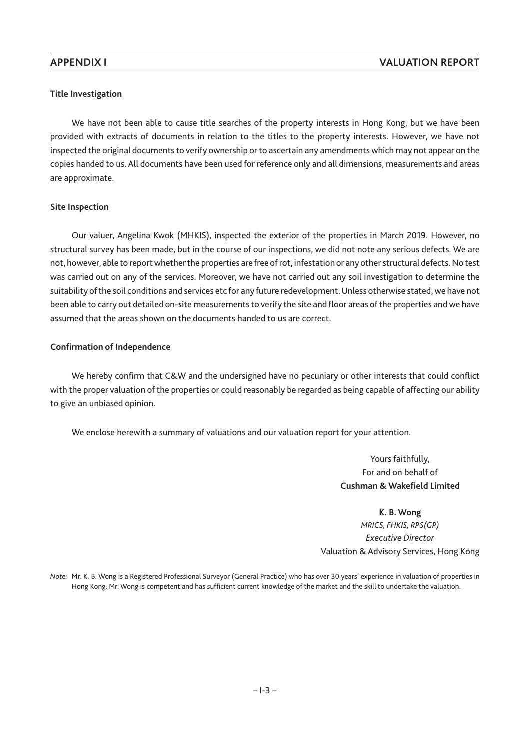**Title Investigation**

We have not been able to cause title searches of the property interests in Hong Kong, but we have been provided with extracts of documents in relation to the titles to the property interests. However, we have not inspected the original documents to verify ownership or to ascertain any amendments which may not appear on the copies handed to us. All documents have been used for reference only and all dimensions, measurements and areas are approximate.

**Site Inspection**

Our valuer, Angelina Kwok (MHKIS), inspected the exterior of the properties in March 2019. However, no structural survey has been made, but in the course of our inspections, we did not note any serious defects. We are not, however, able to report whether the properties are free of rot, infestation or any other structural defects. No test was carried out on any of the services. Moreover, we have not carried out any soil investigation to determine the suitability of the soil conditions and services etc for any future redevelopment. Unless otherwise stated, we have not been able to carry out detailed on-site measurements to verify the site and floor areas of the properties and we have assumed that the areas shown on the documents handed to us are correct.

**Confirmation of Independence**

We hereby confirm that C&W and the undersigned have no pecuniary or other interests that could conflict with the proper valuation of the properties or could reasonably be regarded as being capable of affecting our ability to give an unbiased opinion.

We enclose herewith a summary of valuations and our valuation report for your attention.

Yours faithfully,
For and on behalf of
**Cushman & Wakefield Limited**

**K. B. Wong**
*MRICS, FHKIS, RPS(GP)*
*Executive Director*
Valuation & Advisory Services, Hong Kong

*Note:* Mr. K. B. Wong is a Registered Professional Surveyor (General Practice) who has over 30 years' experience in valuation of properties in Hong Kong. Mr. Wong is competent and has sufficient current knowledge of the market and the skill to undertake the valuation.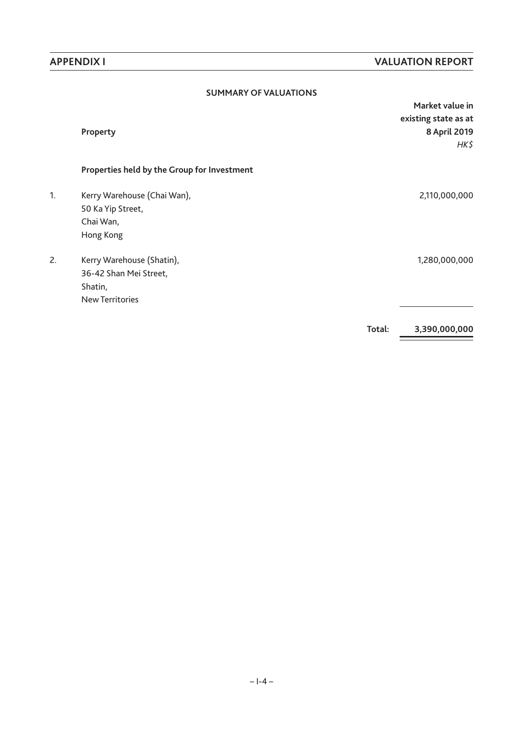## SUMMARY OF VALUATIONS

| | Property | Market value in existing state as at 8 April 2019 |
|---|---|---|
| | | *HK$* |
| | **Properties held by the Group for Investment** | |
| 1. | Kerry Warehouse (Chai Wan), 50 Ka Yip Street, Chai Wan, Hong Kong | 2,110,000,000 |
| 2. | Kerry Warehouse (Shatin), 36-42 Shan Mei Street, Shatin, New Territories | 1,280,000,000 |
| | **Total:** | **3,390,000,000** |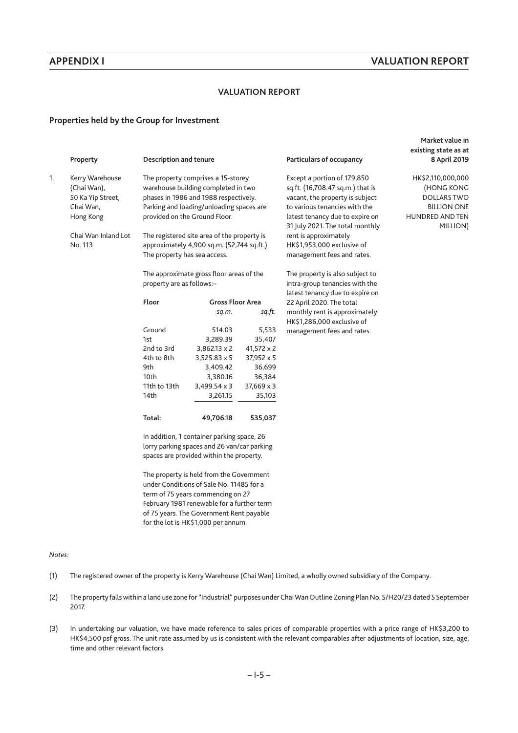## VALUATION REPORT

### Properties held by the Group for Investment

| | Property | Description and tenure | Particulars of occupancy | Market value in existing state as at 8 April 2019 |
|---|---|---|---|---|
| 1. | Kerry Warehouse (Chai Wan), 50 Ka Yip Street, Chai Wan, Hong Kong<br><br>Chai Wan Inland Lot No. 113 | The property comprises a 15-storey warehouse building completed in two phases in 1986 and 1988 respectively. Parking and loading/unloading spaces are provided on the Ground Floor.<br><br>The registered site area of the property is approximately 4,900 sq.m. (52,744 sq.ft.). The property has sea access.<br><br>The approximate gross floor areas of the property are as follows:– | Except a portion of 179,850 sq.ft. (16,708.47 sq.m.) that is vacant, the property is subject to various tenancies with the latest tenancy due to expire on 31 July 2021. The total monthly rent is approximately HK$1,953,000 exclusive of management fees and rates.<br><br>The property is also subject to intra-group tenancies with the latest tenancy due to expire on 22 April 2020. The total monthly rent is approximately HK$1,286,000 exclusive of management fees and rates. | HK$2,110,000,000 (HONG KONG DOLLARS TWO BILLION ONE HUNDRED AND TEN MILLION) |

| Floor | Gross Floor Area | |
|---|---|---|
| | *sq.m.* | *sq.ft.* |
| Ground | 514.03 | 5,533 |
| 1st | 3,289.39 | 35,407 |
| 2nd to 3rd | 3,862.13 x 2 | 41,572 x 2 |
| 4th to 8th | 3,525.83 x 5 | 37,952 x 5 |
| 9th | 3,409.42 | 36,699 |
| 10th | 3,380.16 | 36,384 |
| 11th to 13th | 3,499.54 x 3 | 37,669 x 3 |
| 14th | 3,261.15 | 35,103 |
| **Total:** | **49,706.18** | **535,037** |

In addition, 1 container parking space, 26 lorry parking spaces and 26 van/car parking spaces are provided within the property.

The property is held from the Government under Conditions of Sale No. 11485 for a term of 75 years commencing on 27 February 1981 renewable for a further term of 75 years. The Government Rent payable for the lot is HK$1,000 per annum.

*Notes:*

(1) The registered owner of the property is Kerry Warehouse (Chai Wan) Limited, a wholly owned subsidiary of the Company.

(2) The property falls within a land use zone for "Industrial" purposes under Chai Wan Outline Zoning Plan No. S/H20/23 dated 5 September 2017.

(3) In undertaking our valuation, we have made reference to sales prices of comparable properties with a price range of HK$3,200 to HK$4,500 psf gross. The unit rate assumed by us is consistent with the relevant comparables after adjustments of location, size, age, time and other relevant factors.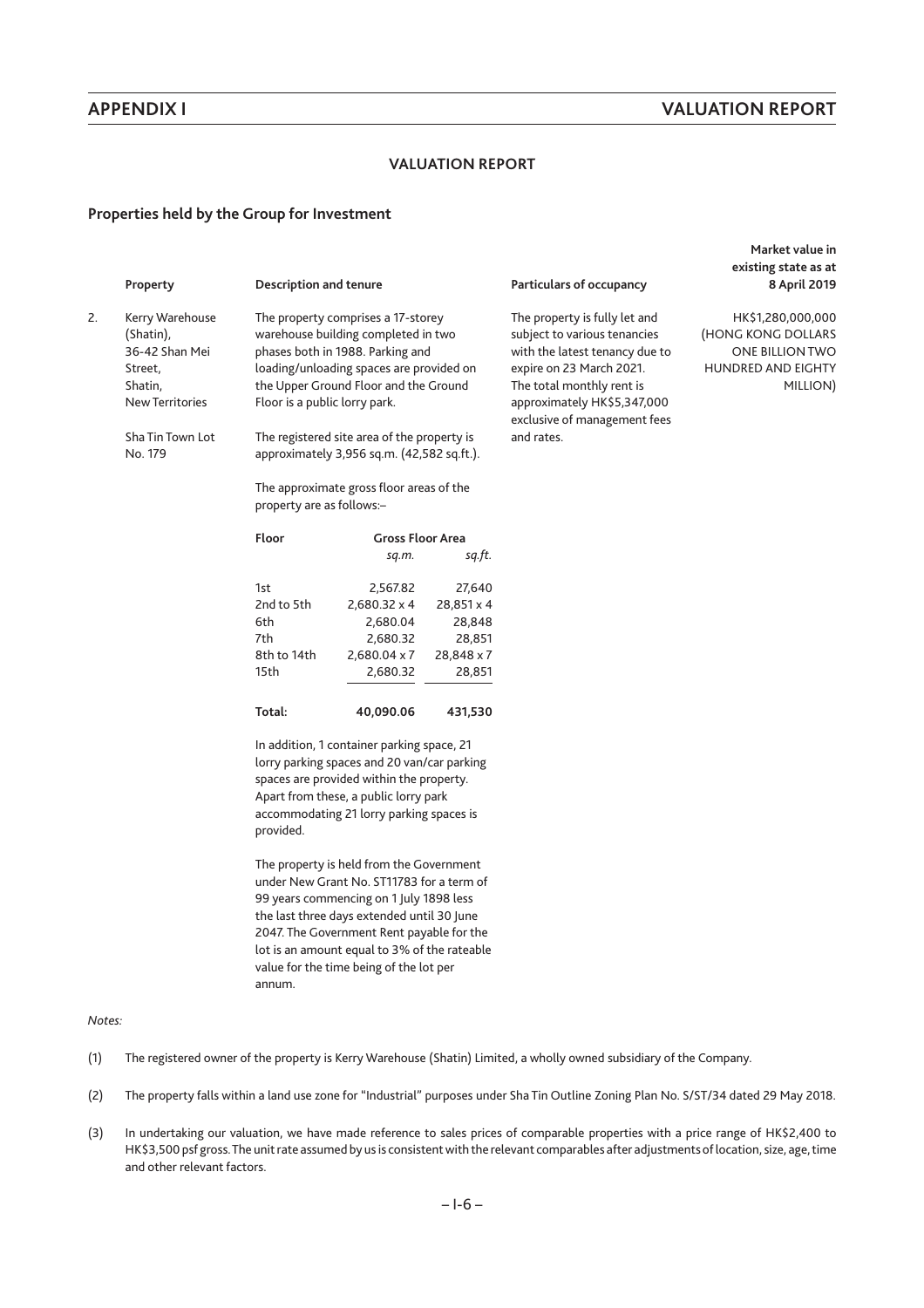## VALUATION REPORT

### Properties held by the Group for Investment

| | Property | Description and tenure | Particulars of occupancy | Market value in existing state as at 8 April 2019 |
|---|---|---|---|---|
| 2. | Kerry Warehouse (Shatin), 36-42 Shan Mei Street, Shatin, New Territories<br><br>Sha Tin Town Lot No. 179 | The property comprises a 17-storey warehouse building completed in two phases both in 1988. Parking and loading/unloading spaces are provided on the Upper Ground Floor and the Ground Floor is a public lorry park.<br><br>The registered site area of the property is approximately 3,956 sq.m. (42,582 sq.ft.).<br><br>The approximate gross floor areas of the property are as follows:– | The property is fully let and subject to various tenancies with the latest tenancy due to expire on 23 March 2021. The total monthly rent is approximately HK$5,347,000 exclusive of management fees and rates. | HK$1,280,000,000 (HONG KONG DOLLARS ONE BILLION TWO HUNDRED AND EIGHTY MILLION) |

| Floor | Gross Floor Area | |
|---|---|---|
| | *sq.m.* | *sq.ft.* |
| 1st | 2,567.82 | 27,640 |
| 2nd to 5th | 2,680.32 x 4 | 28,851 x 4 |
| 6th | 2,680.04 | 28,848 |
| 7th | 2,680.32 | 28,851 |
| 8th to 14th | 2,680.04 x 7 | 28,848 x 7 |
| 15th | 2,680.32 | 28,851 |
| **Total:** | **40,090.06** | **431,530** |

In addition, 1 container parking space, 21 lorry parking spaces and 20 van/car parking spaces are provided within the property. Apart from these, a public lorry park accommodating 21 lorry parking spaces is provided.

The property is held from the Government under New Grant No. ST11783 for a term of 99 years commencing on 1 July 1898 less the last three days extended until 30 June 2047. The Government Rent payable for the lot is an amount equal to 3% of the rateable value for the time being of the lot per annum.

*Notes:*

(1) The registered owner of the property is Kerry Warehouse (Shatin) Limited, a wholly owned subsidiary of the Company.

(2) The property falls within a land use zone for "Industrial" purposes under Sha Tin Outline Zoning Plan No. S/ST/34 dated 29 May 2018.

(3) In undertaking our valuation, we have made reference to sales prices of comparable properties with a price range of HK$2,400 to HK$3,500 psf gross. The unit rate assumed by us is consistent with the relevant comparables after adjustments of location, size, age, time and other relevant factors.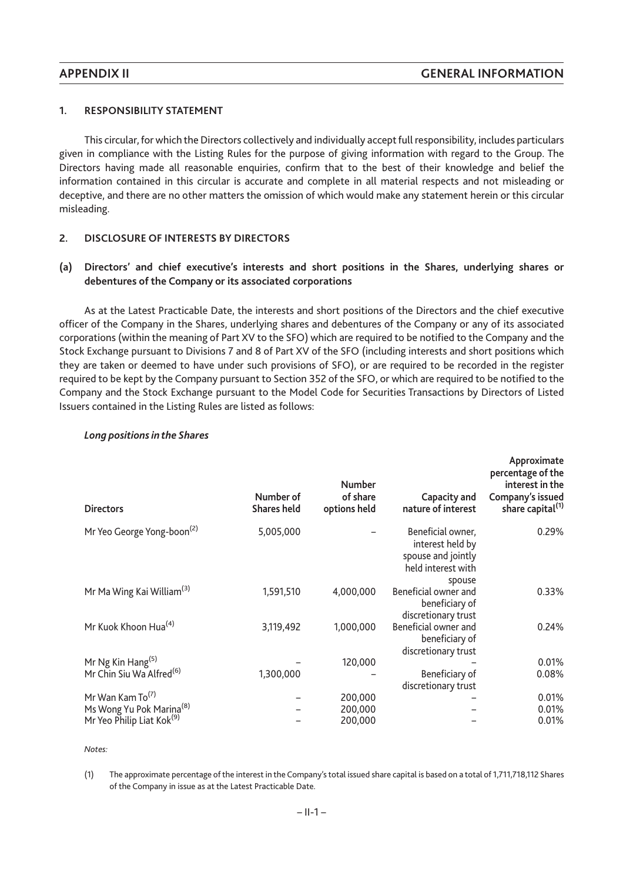## APPENDIX II — GENERAL INFORMATION

### 1. RESPONSIBILITY STATEMENT

This circular, for which the Directors collectively and individually accept full responsibility, includes particulars given in compliance with the Listing Rules for the purpose of giving information with regard to the Group. The Directors having made all reasonable enquiries, confirm that to the best of their knowledge and belief the information contained in this circular is accurate and complete in all material respects and not misleading or deceptive, and there are no other matters the omission of which would make any statement herein or this circular misleading.

### 2. DISCLOSURE OF INTERESTS BY DIRECTORS

#### (a) Directors' and chief executive's interests and short positions in the Shares, underlying shares or debentures of the Company or its associated corporations

As at the Latest Practicable Date, the interests and short positions of the Directors and the chief executive officer of the Company in the Shares, underlying shares and debentures of the Company or any of its associated corporations (within the meaning of Part XV to the SFO) which are required to be notified to the Company and the Stock Exchange pursuant to Divisions 7 and 8 of Part XV of the SFO (including interests and short positions which they are taken or deemed to have under such provisions of SFO), or are required to be recorded in the register required to be kept by the Company pursuant to Section 352 of the SFO, or which are required to be notified to the Company and the Stock Exchange pursuant to the Model Code for Securities Transactions by Directors of Listed Issuers contained in the Listing Rules are listed as follows:

***Long positions in the Shares***

| Directors | Number of Shares held | Number of share options held | Capacity and nature of interest | Approximate percentage of the interest in the Company's issued share capital[(1)] |
|---|---|---|---|---|
| Mr Yeo George Yong-boon[(2)] | 5,005,000 | – | Beneficial owner, interest held by spouse and jointly held interest with spouse | 0.29% |
| Mr Ma Wing Kai William[(3)] | 1,591,510 | 4,000,000 | Beneficial owner and beneficiary of discretionary trust | 0.33% |
| Mr Kuok Khoon Hua[(4)] | 3,119,492 | 1,000,000 | Beneficial owner and beneficiary of discretionary trust | 0.24% |
| Mr Ng Kin Hang[(5)] | – | 120,000 | – | 0.01% |
| Mr Chin Siu Wa Alfred[(6)] | 1,300,000 | – | Beneficiary of discretionary trust | 0.08% |
| Mr Wan Kam To[(7)] | – | 200,000 | – | 0.01% |
| Ms Wong Yu Pok Marina[(8)] | – | 200,000 | – | 0.01% |
| Mr Yeo Philip Liat Kok[(9)] | – | 200,000 | – | 0.01% |

*Notes:*

(1) The approximate percentage of the interest in the Company's total issued share capital is based on a total of 1,711,718,112 Shares of the Company in issue as at the Latest Practicable Date.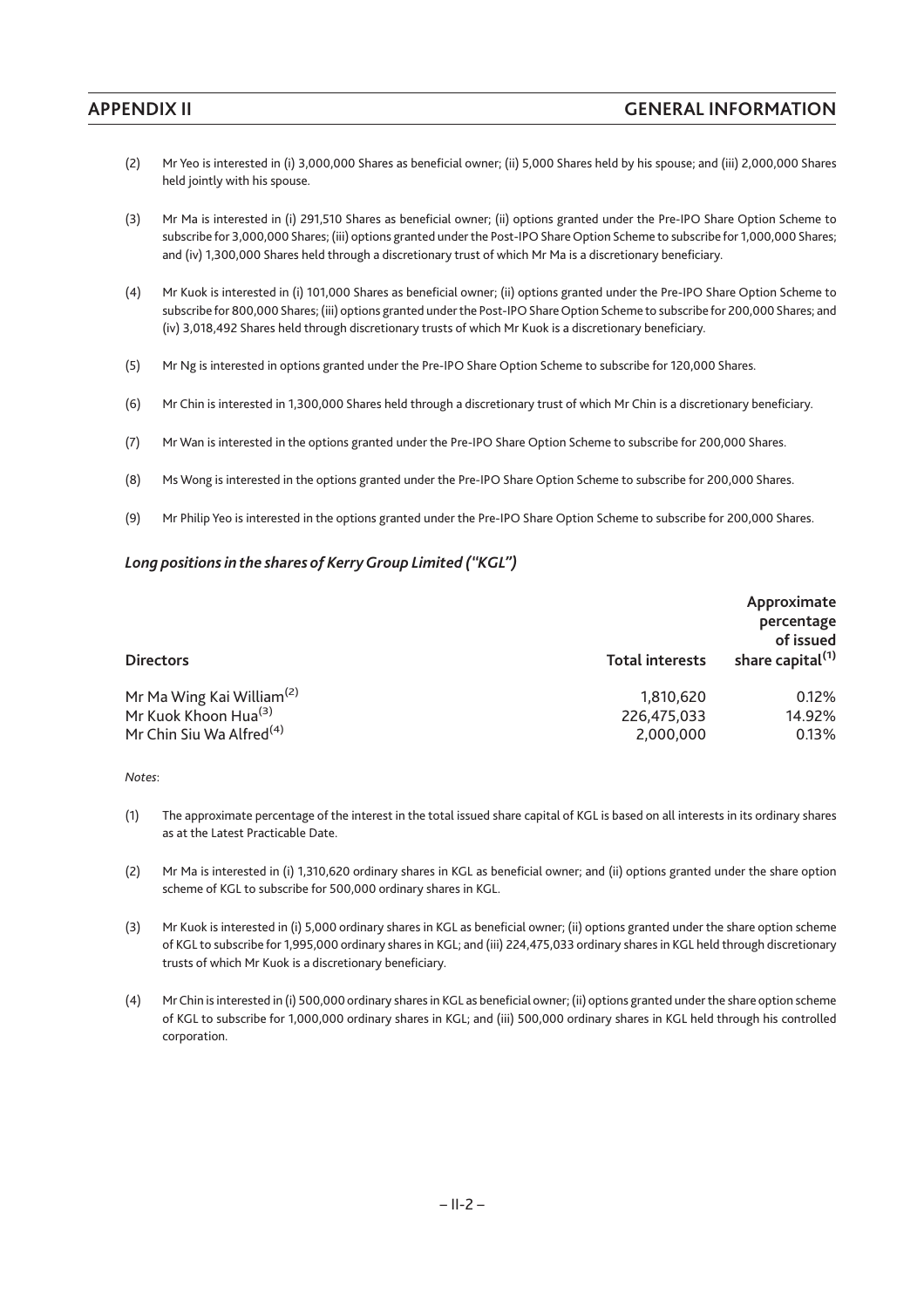(2) Mr Yeo is interested in (i) 3,000,000 Shares as beneficial owner; (ii) 5,000 Shares held by his spouse; and (iii) 2,000,000 Shares held jointly with his spouse.

(3) Mr Ma is interested in (i) 291,510 Shares as beneficial owner; (ii) options granted under the Pre-IPO Share Option Scheme to subscribe for 3,000,000 Shares; (iii) options granted under the Post-IPO Share Option Scheme to subscribe for 1,000,000 Shares; and (iv) 1,300,000 Shares held through a discretionary trust of which Mr Ma is a discretionary beneficiary.

(4) Mr Kuok is interested in (i) 101,000 Shares as beneficial owner; (ii) options granted under the Pre-IPO Share Option Scheme to subscribe for 800,000 Shares; (iii) options granted under the Post-IPO Share Option Scheme to subscribe for 200,000 Shares; and (iv) 3,018,492 Shares held through discretionary trusts of which Mr Kuok is a discretionary beneficiary.

(5) Mr Ng is interested in options granted under the Pre-IPO Share Option Scheme to subscribe for 120,000 Shares.

(6) Mr Chin is interested in 1,300,000 Shares held through a discretionary trust of which Mr Chin is a discretionary beneficiary.

(7) Mr Wan is interested in the options granted under the Pre-IPO Share Option Scheme to subscribe for 200,000 Shares.

(8) Ms Wong is interested in the options granted under the Pre-IPO Share Option Scheme to subscribe for 200,000 Shares.

(9) Mr Philip Yeo is interested in the options granted under the Pre-IPO Share Option Scheme to subscribe for 200,000 Shares.

### *Long positions in the shares of Kerry Group Limited ("KGL")*

| Directors | Total interests | Approximate percentage of issued share capital[(1)] |
|---|---|---|
| Mr Ma Wing Kai William[(2)] | 1,810,620 | 0.12% |
| Mr Kuok Khoon Hua[(3)] | 226,475,033 | 14.92% |
| Mr Chin Siu Wa Alfred[(4)] | 2,000,000 | 0.13% |

*Notes*:

(1) The approximate percentage of the interest in the total issued share capital of KGL is based on all interests in its ordinary shares as at the Latest Practicable Date.

(2) Mr Ma is interested in (i) 1,310,620 ordinary shares in KGL as beneficial owner; and (ii) options granted under the share option scheme of KGL to subscribe for 500,000 ordinary shares in KGL.

(3) Mr Kuok is interested in (i) 5,000 ordinary shares in KGL as beneficial owner; (ii) options granted under the share option scheme of KGL to subscribe for 1,995,000 ordinary shares in KGL; and (iii) 224,475,033 ordinary shares in KGL held through discretionary trusts of which Mr Kuok is a discretionary beneficiary.

(4) Mr Chin is interested in (i) 500,000 ordinary shares in KGL as beneficial owner; (ii) options granted under the share option scheme of KGL to subscribe for 1,000,000 ordinary shares in KGL; and (iii) 500,000 ordinary shares in KGL held through his controlled corporation.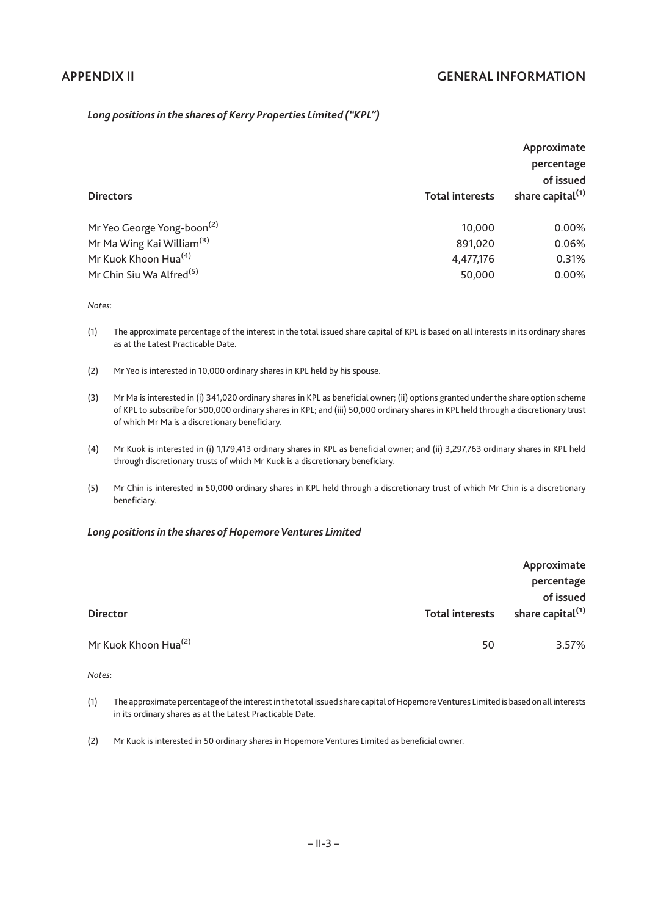*Long positions in the shares of Kerry Properties Limited ("KPL")*

| Directors | Total interests | Approximate percentage of issued share capital[(1)] |
|---|---|---|
| Mr Yeo George Yong-boon[(2)] | 10,000 | 0.00% |
| Mr Ma Wing Kai William[(3)] | 891,020 | 0.06% |
| Mr Kuok Khoon Hua[(4)] | 4,477,176 | 0.31% |
| Mr Chin Siu Wa Alfred[(5)] | 50,000 | 0.00% |

*Notes*:

(1) The approximate percentage of the interest in the total issued share capital of KPL is based on all interests in its ordinary shares as at the Latest Practicable Date.

(2) Mr Yeo is interested in 10,000 ordinary shares in KPL held by his spouse.

(3) Mr Ma is interested in (i) 341,020 ordinary shares in KPL as beneficial owner; (ii) options granted under the share option scheme of KPL to subscribe for 500,000 ordinary shares in KPL; and (iii) 50,000 ordinary shares in KPL held through a discretionary trust of which Mr Ma is a discretionary beneficiary.

(4) Mr Kuok is interested in (i) 1,179,413 ordinary shares in KPL as beneficial owner; and (ii) 3,297,763 ordinary shares in KPL held through discretionary trusts of which Mr Kuok is a discretionary beneficiary.

(5) Mr Chin is interested in 50,000 ordinary shares in KPL held through a discretionary trust of which Mr Chin is a discretionary beneficiary.

*Long positions in the shares of Hopemore Ventures Limited*

| Director | Total interests | Approximate percentage of issued share capital[(1)] |
|---|---|---|
| Mr Kuok Khoon Hua[(2)] | 50 | 3.57% |

*Notes*:

(1) The approximate percentage of the interest in the total issued share capital of Hopemore Ventures Limited is based on all interests in its ordinary shares as at the Latest Practicable Date.

(2) Mr Kuok is interested in 50 ordinary shares in Hopemore Ventures Limited as beneficial owner.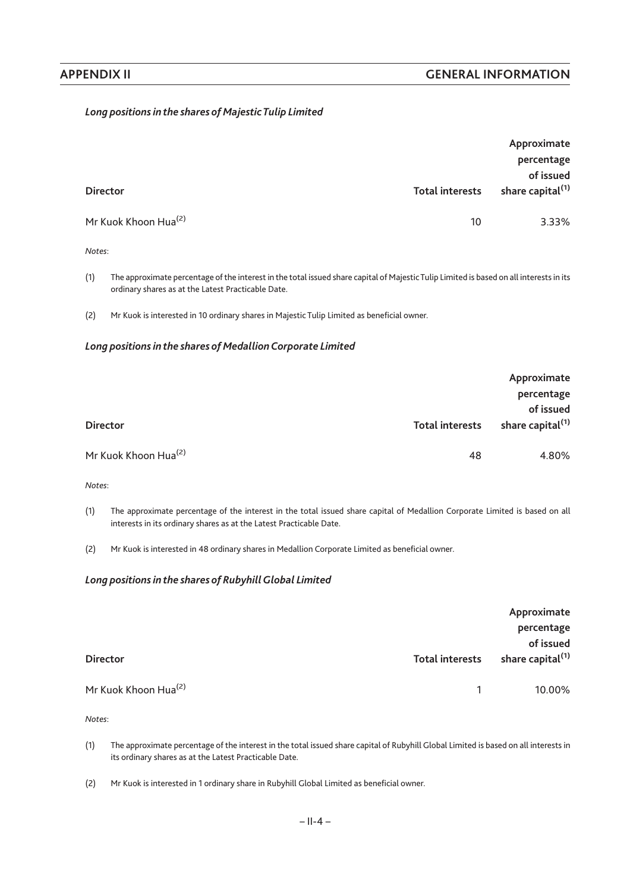### *Long positions in the shares of Majestic Tulip Limited*

| Director | Total interests | Approximate percentage of issued share capital[(1)] |
|---|---|---|
| Mr Kuok Khoon Hua[(2)] | 10 | 3.33% |

*Notes*:

(1) The approximate percentage of the interest in the total issued share capital of Majestic Tulip Limited is based on all interests in its ordinary shares as at the Latest Practicable Date.

(2) Mr Kuok is interested in 10 ordinary shares in Majestic Tulip Limited as beneficial owner.

### *Long positions in the shares of Medallion Corporate Limited*

| Director | Total interests | Approximate percentage of issued share capital[(1)] |
|---|---|---|
| Mr Kuok Khoon Hua[(2)] | 48 | 4.80% |

*Notes*:

(1) The approximate percentage of the interest in the total issued share capital of Medallion Corporate Limited is based on all interests in its ordinary shares as at the Latest Practicable Date.

(2) Mr Kuok is interested in 48 ordinary shares in Medallion Corporate Limited as beneficial owner.

### *Long positions in the shares of Rubyhill Global Limited*

| Director | Total interests | Approximate percentage of issued share capital[(1)] |
|---|---|---|
| Mr Kuok Khoon Hua[(2)] | 1 | 10.00% |

*Notes*:

(1) The approximate percentage of the interest in the total issued share capital of Rubyhill Global Limited is based on all interests in its ordinary shares as at the Latest Practicable Date.

(2) Mr Kuok is interested in 1 ordinary share in Rubyhill Global Limited as beneficial owner.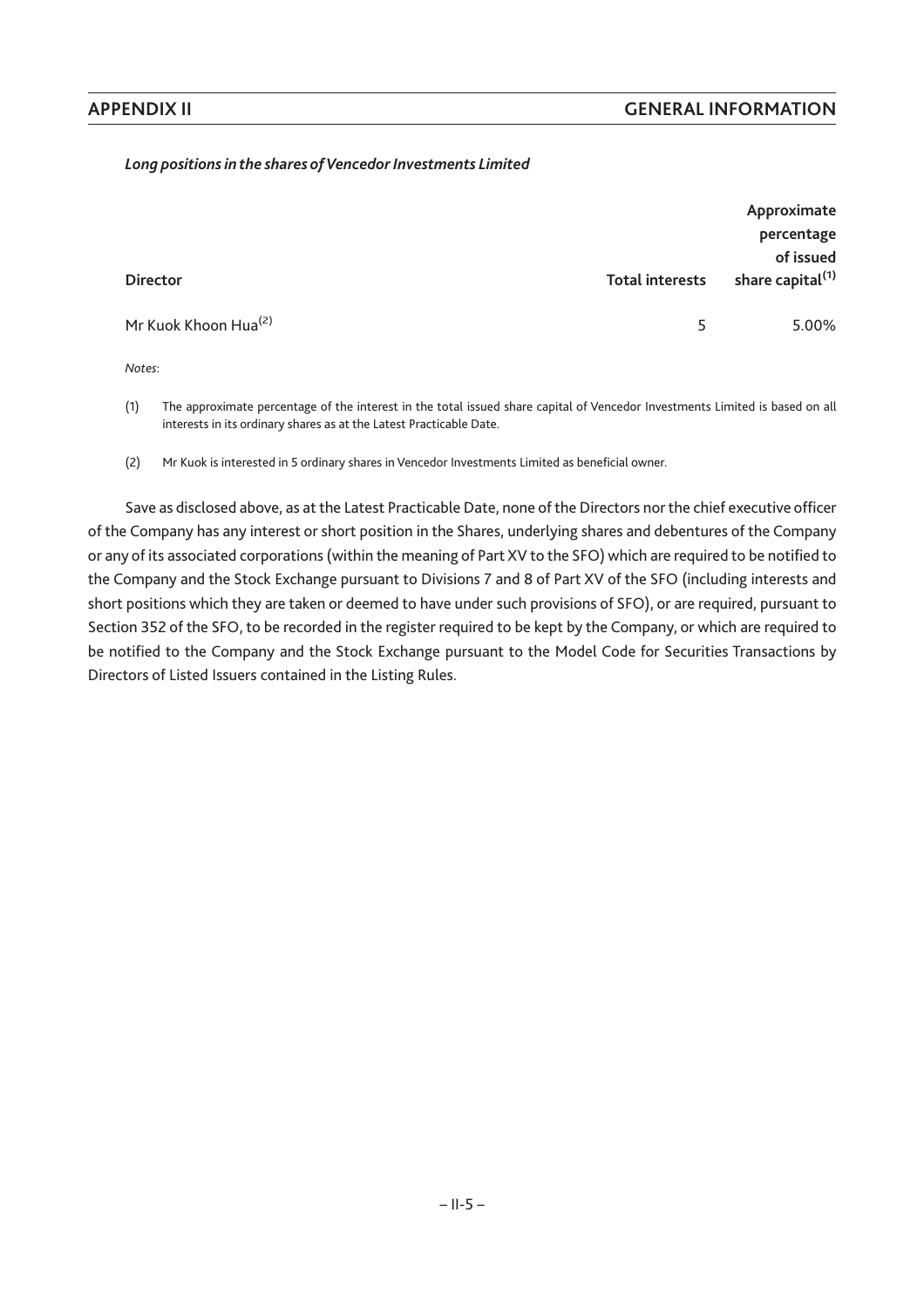*Long positions in the shares of Vencedor Investments Limited*

| Director | Total interests | Approximate percentage of issued share capital[(1)] |
|---|---|---|
| Mr Kuok Khoon Hua[(2)] | 5 | 5.00% |

*Notes*:

(1) The approximate percentage of the interest in the total issued share capital of Vencedor Investments Limited is based on all interests in its ordinary shares as at the Latest Practicable Date.

(2) Mr Kuok is interested in 5 ordinary shares in Vencedor Investments Limited as beneficial owner.

Save as disclosed above, as at the Latest Practicable Date, none of the Directors nor the chief executive officer of the Company has any interest or short position in the Shares, underlying shares and debentures of the Company or any of its associated corporations (within the meaning of Part XV to the SFO) which are required to be notified to the Company and the Stock Exchange pursuant to Divisions 7 and 8 of Part XV of the SFO (including interests and short positions which they are taken or deemed to have under such provisions of SFO), or are required, pursuant to Section 352 of the SFO, to be recorded in the register required to be kept by the Company, or which are required to be notified to the Company and the Stock Exchange pursuant to the Model Code for Securities Transactions by Directors of Listed Issuers contained in the Listing Rules.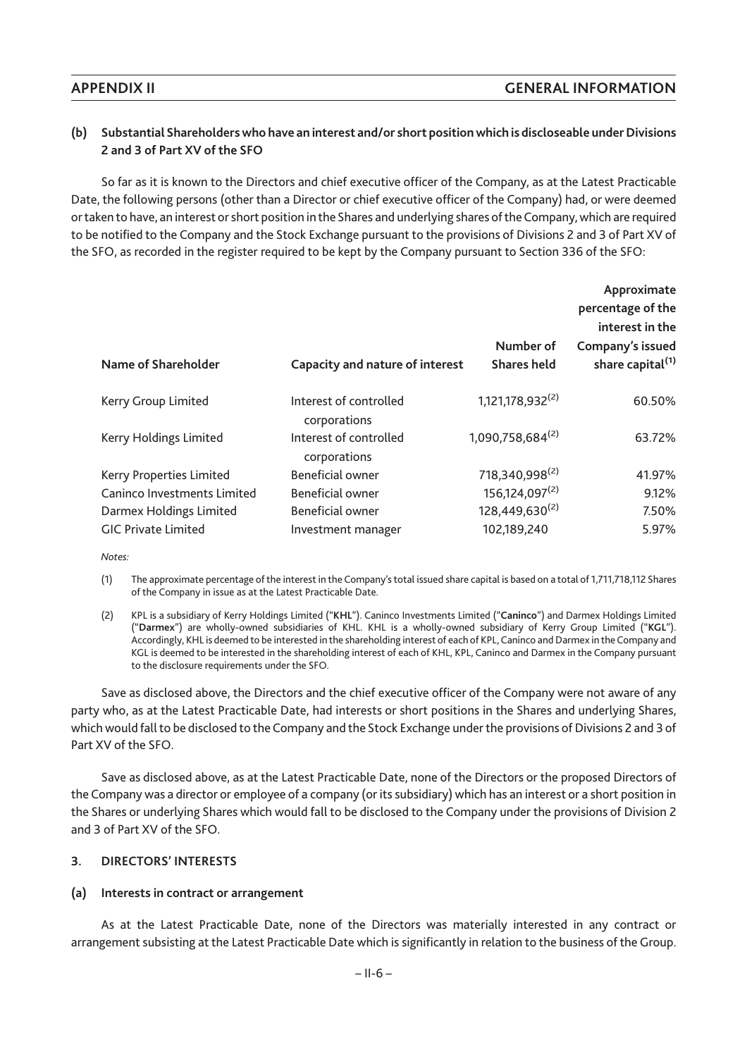### (b) Substantial Shareholders who have an interest and/or short position which is discloseable under Divisions 2 and 3 of Part XV of the SFO

So far as it is known to the Directors and chief executive officer of the Company, as at the Latest Practicable Date, the following persons (other than a Director or chief executive officer of the Company) had, or were deemed or taken to have, an interest or short position in the Shares and underlying shares of the Company, which are required to be notified to the Company and the Stock Exchange pursuant to the provisions of Divisions 2 and 3 of Part XV of the SFO, as recorded in the register required to be kept by the Company pursuant to Section 336 of the SFO:

| Name of Shareholder | Capacity and nature of interest | Number of Shares held | Approximate percentage of the interest in the Company's issued share capital[(1)] |
|---|---|---|---|
| Kerry Group Limited | Interest of controlled corporations | 1,121,178,932[(2)] | 60.50% |
| Kerry Holdings Limited | Interest of controlled corporations | 1,090,758,684[(2)] | 63.72% |
| Kerry Properties Limited | Beneficial owner | 718,340,998[(2)] | 41.97% |
| Caninco Investments Limited | Beneficial owner | 156,124,097[(2)] | 9.12% |
| Darmex Holdings Limited | Beneficial owner | 128,449,630[(2)] | 7.50% |
| GIC Private Limited | Investment manager | 102,189,240 | 5.97% |

*Notes:*

(1) The approximate percentage of the interest in the Company's total issued share capital is based on a total of 1,711,718,112 Shares of the Company in issue as at the Latest Practicable Date.

(2) KPL is a subsidiary of Kerry Holdings Limited ("**KHL**"). Caninco Investments Limited ("**Caninco**") and Darmex Holdings Limited ("**Darmex**") are wholly-owned subsidiaries of KHL. KHL is a wholly-owned subsidiary of Kerry Group Limited ("**KGL**"). Accordingly, KHL is deemed to be interested in the shareholding interest of each of KPL, Caninco and Darmex in the Company and KGL is deemed to be interested in the shareholding interest of each of KHL, KPL, Caninco and Darmex in the Company pursuant to the disclosure requirements under the SFO.

Save as disclosed above, the Directors and the chief executive officer of the Company were not aware of any party who, as at the Latest Practicable Date, had interests or short positions in the Shares and underlying Shares, which would fall to be disclosed to the Company and the Stock Exchange under the provisions of Divisions 2 and 3 of Part XV of the SFO.

Save as disclosed above, as at the Latest Practicable Date, none of the Directors or the proposed Directors of the Company was a director or employee of a company (or its subsidiary) which has an interest or a short position in the Shares or underlying Shares which would fall to be disclosed to the Company under the provisions of Division 2 and 3 of Part XV of the SFO.

## 3. DIRECTORS' INTERESTS

### (a) Interests in contract or arrangement

As at the Latest Practicable Date, none of the Directors was materially interested in any contract or arrangement subsisting at the Latest Practicable Date which is significantly in relation to the business of the Group.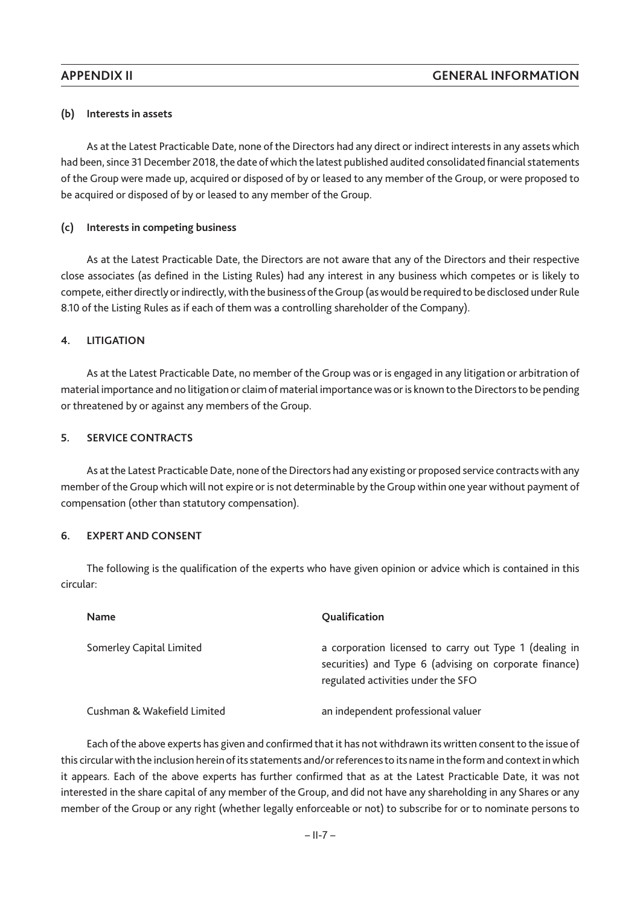### (b) Interests in assets

As at the Latest Practicable Date, none of the Directors had any direct or indirect interests in any assets which had been, since 31 December 2018, the date of which the latest published audited consolidated financial statements of the Group were made up, acquired or disposed of by or leased to any member of the Group, or were proposed to be acquired or disposed of by or leased to any member of the Group.

### (c) Interests in competing business

As at the Latest Practicable Date, the Directors are not aware that any of the Directors and their respective close associates (as defined in the Listing Rules) had any interest in any business which competes or is likely to compete, either directly or indirectly, with the business of the Group (as would be required to be disclosed under Rule 8.10 of the Listing Rules as if each of them was a controlling shareholder of the Company).

## 4. LITIGATION

As at the Latest Practicable Date, no member of the Group was or is engaged in any litigation or arbitration of material importance and no litigation or claim of material importance was or is known to the Directors to be pending or threatened by or against any members of the Group.

## 5. SERVICE CONTRACTS

As at the Latest Practicable Date, none of the Directors had any existing or proposed service contracts with any member of the Group which will not expire or is not determinable by the Group within one year without payment of compensation (other than statutory compensation).

## 6. EXPERT AND CONSENT

The following is the qualification of the experts who have given opinion or advice which is contained in this circular:

| Name | Qualification |
|---|---|
| Somerley Capital Limited | a corporation licensed to carry out Type 1 (dealing in securities) and Type 6 (advising on corporate finance) regulated activities under the SFO |
| Cushman & Wakefield Limited | an independent professional valuer |

Each of the above experts has given and confirmed that it has not withdrawn its written consent to the issue of this circular with the inclusion herein of its statements and/or references to its name in the form and context in which it appears. Each of the above experts has further confirmed that as at the Latest Practicable Date, it was not interested in the share capital of any member of the Group, and did not have any shareholding in any Shares or any member of the Group or any right (whether legally enforceable or not) to subscribe for or to nominate persons to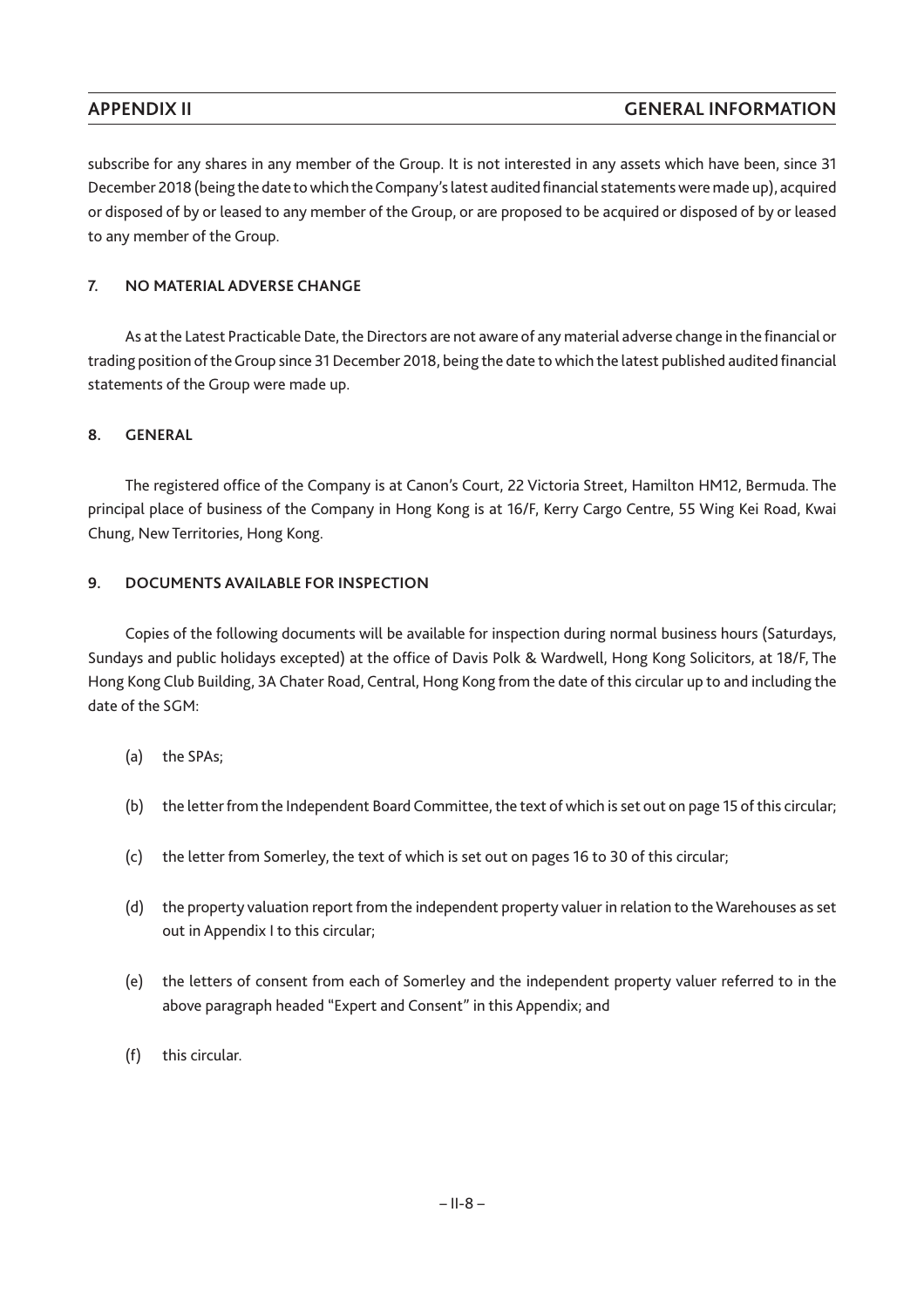subscribe for any shares in any member of the Group. It is not interested in any assets which have been, since 31 December 2018 (being the date to which the Company's latest audited financial statements were made up), acquired or disposed of by or leased to any member of the Group, or are proposed to be acquired or disposed of by or leased to any member of the Group.

## 7. NO MATERIAL ADVERSE CHANGE

As at the Latest Practicable Date, the Directors are not aware of any material adverse change in the financial or trading position of the Group since 31 December 2018, being the date to which the latest published audited financial statements of the Group were made up.

## 8. GENERAL

The registered office of the Company is at Canon's Court, 22 Victoria Street, Hamilton HM12, Bermuda. The principal place of business of the Company in Hong Kong is at 16/F, Kerry Cargo Centre, 55 Wing Kei Road, Kwai Chung, New Territories, Hong Kong.

## 9. DOCUMENTS AVAILABLE FOR INSPECTION

Copies of the following documents will be available for inspection during normal business hours (Saturdays, Sundays and public holidays excepted) at the office of Davis Polk & Wardwell, Hong Kong Solicitors, at 18/F, The Hong Kong Club Building, 3A Chater Road, Central, Hong Kong from the date of this circular up to and including the date of the SGM:

(a) the SPAs;

(b) the letter from the Independent Board Committee, the text of which is set out on page 15 of this circular;

(c) the letter from Somerley, the text of which is set out on pages 16 to 30 of this circular;

(d) the property valuation report from the independent property valuer in relation to the Warehouses as set out in Appendix I to this circular;

(e) the letters of consent from each of Somerley and the independent property valuer referred to in the above paragraph headed "Expert and Consent" in this Appendix; and

(f) this circular.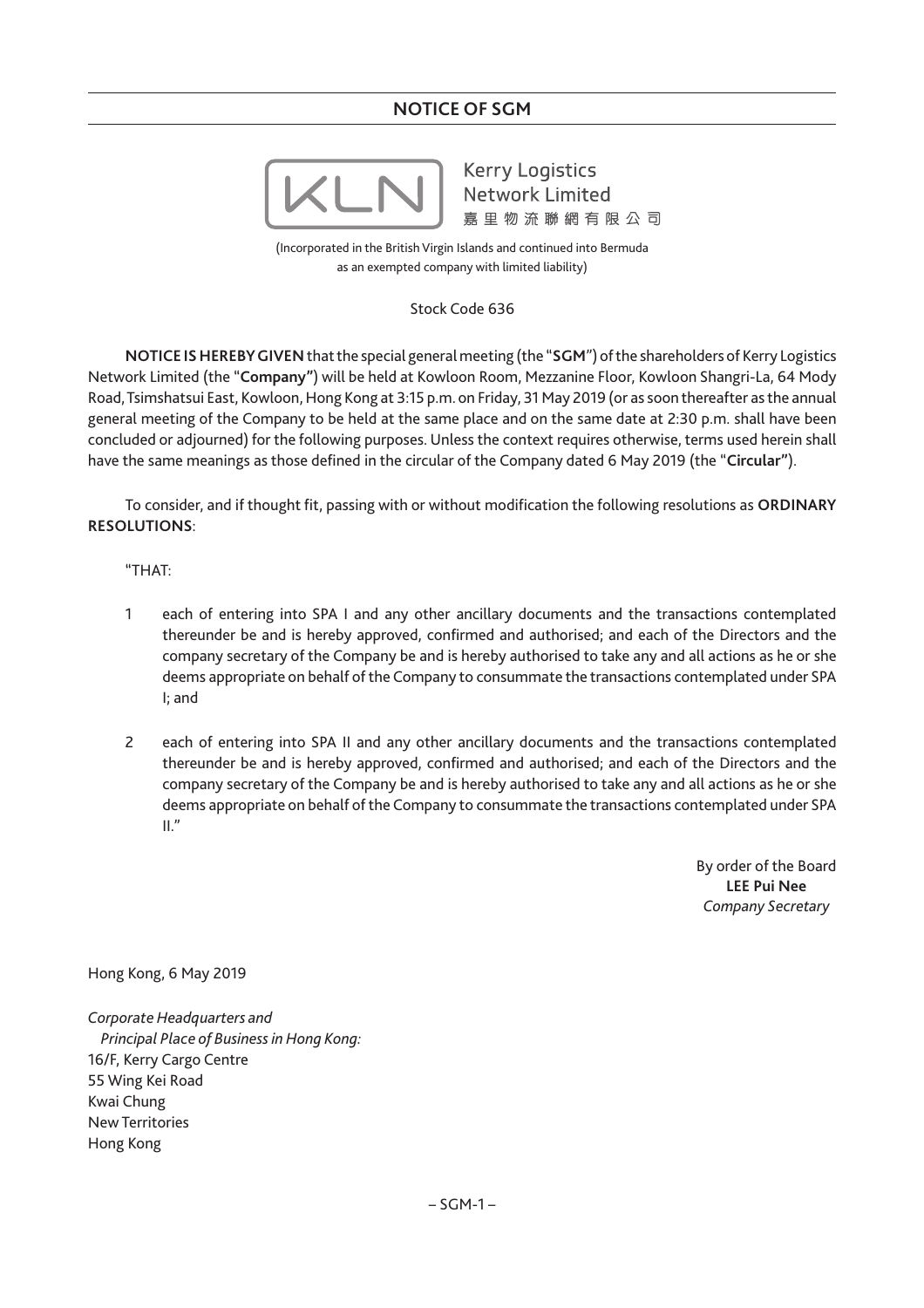# NOTICE OF SGM

**Kerry Logistics Network Limited**
**嘉里物流聯網有限公司**

(Incorporated in the British Virgin Islands and continued into Bermuda as an exempted company with limited liability)

Stock Code 636

**NOTICE IS HEREBY GIVEN** that the special general meeting (the "**SGM**") of the shareholders of Kerry Logistics Network Limited (the "**Company**") will be held at Kowloon Room, Mezzanine Floor, Kowloon Shangri-La, 64 Mody Road, Tsimshatsui East, Kowloon, Hong Kong at 3:15 p.m. on Friday, 31 May 2019 (or as soon thereafter as the annual general meeting of the Company to be held at the same place and on the same date at 2:30 p.m. shall have been concluded or adjourned) for the following purposes. Unless the context requires otherwise, terms used herein shall have the same meanings as those defined in the circular of the Company dated 6 May 2019 (the "**Circular**").

To consider, and if thought fit, passing with or without modification the following resolutions as **ORDINARY RESOLUTIONS**:

"THAT:

1 each of entering into SPA I and any other ancillary documents and the transactions contemplated thereunder be and is hereby approved, confirmed and authorised; and each of the Directors and the company secretary of the Company be and is hereby authorised to take any and all actions as he or she deems appropriate on behalf of the Company to consummate the transactions contemplated under SPA I; and

2 each of entering into SPA II and any other ancillary documents and the transactions contemplated thereunder be and is hereby approved, confirmed and authorised; and each of the Directors and the company secretary of the Company be and is hereby authorised to take any and all actions as he or she deems appropriate on behalf of the Company to consummate the transactions contemplated under SPA II."

By order of the Board
**LEE Pui Nee**
*Company Secretary*

Hong Kong, 6 May 2019

*Corporate Headquarters and Principal Place of Business in Hong Kong:*
16/F, Kerry Cargo Centre
55 Wing Kei Road
Kwai Chung
New Territories
Hong Kong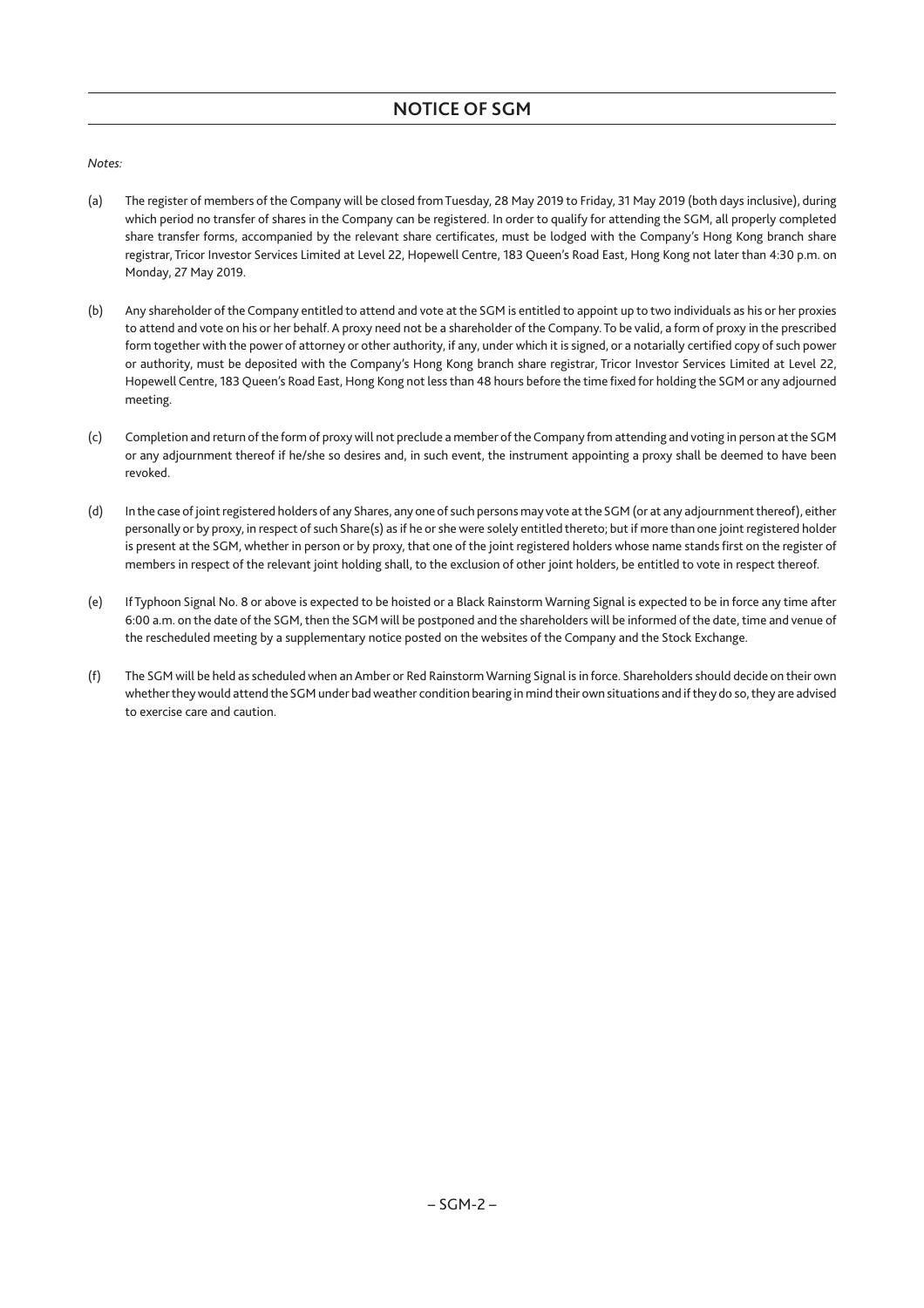## NOTICE OF SGM

*Notes:*

(a) The register of members of the Company will be closed from Tuesday, 28 May 2019 to Friday, 31 May 2019 (both days inclusive), during which period no transfer of shares in the Company can be registered. In order to qualify for attending the SGM, all properly completed share transfer forms, accompanied by the relevant share certificates, must be lodged with the Company's Hong Kong branch share registrar, Tricor Investor Services Limited at Level 22, Hopewell Centre, 183 Queen's Road East, Hong Kong not later than 4:30 p.m. on Monday, 27 May 2019.

(b) Any shareholder of the Company entitled to attend and vote at the SGM is entitled to appoint up to two individuals as his or her proxies to attend and vote on his or her behalf. A proxy need not be a shareholder of the Company. To be valid, a form of proxy in the prescribed form together with the power of attorney or other authority, if any, under which it is signed, or a notarially certified copy of such power or authority, must be deposited with the Company's Hong Kong branch share registrar, Tricor Investor Services Limited at Level 22, Hopewell Centre, 183 Queen's Road East, Hong Kong not less than 48 hours before the time fixed for holding the SGM or any adjourned meeting.

(c) Completion and return of the form of proxy will not preclude a member of the Company from attending and voting in person at the SGM or any adjournment thereof if he/she so desires and, in such event, the instrument appointing a proxy shall be deemed to have been revoked.

(d) In the case of joint registered holders of any Shares, any one of such persons may vote at the SGM (or at any adjournment thereof), either personally or by proxy, in respect of such Share(s) as if he or she were solely entitled thereto; but if more than one joint registered holder is present at the SGM, whether in person or by proxy, that one of the joint registered holders whose name stands first on the register of members in respect of the relevant joint holding shall, to the exclusion of other joint holders, be entitled to vote in respect thereof.

(e) If Typhoon Signal No. 8 or above is expected to be hoisted or a Black Rainstorm Warning Signal is expected to be in force any time after 6:00 a.m. on the date of the SGM, then the SGM will be postponed and the shareholders will be informed of the date, time and venue of the rescheduled meeting by a supplementary notice posted on the websites of the Company and the Stock Exchange.

(f) The SGM will be held as scheduled when an Amber or Red Rainstorm Warning Signal is in force. Shareholders should decide on their own whether they would attend the SGM under bad weather condition bearing in mind their own situations and if they do so, they are advised to exercise care and caution.